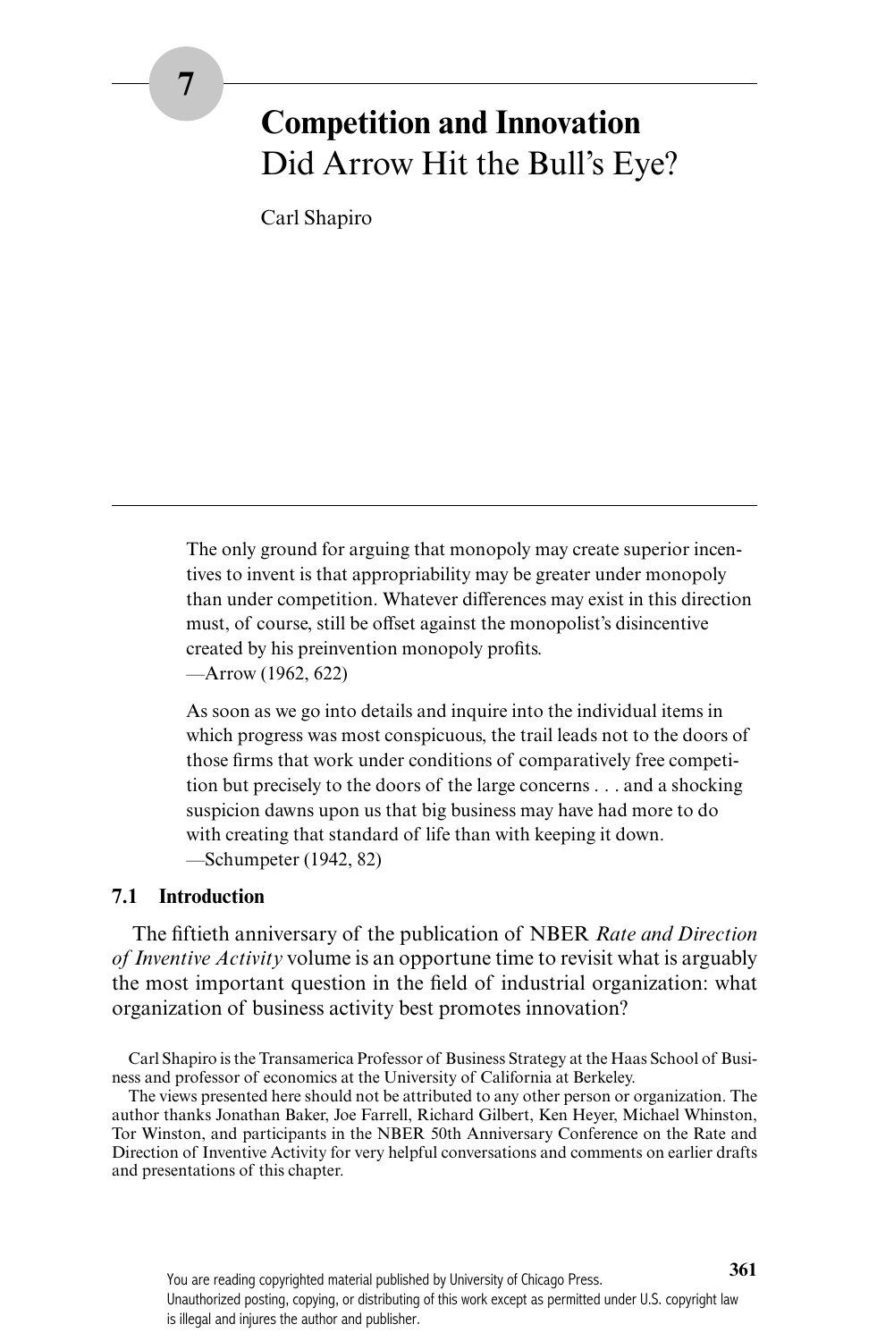# 7

# Competition and Innovation
## Did Arrow Hit the Bull's Eye?

Carl Shapiro

> The only ground for arguing that monopoly may create superior incentives to invent is that appropriability may be greater under monopoly than under competition. Whatever differences may exist in this direction must, of course, still be offset against the monopolist's disincentive created by his preinvention monopoly profits.
> —Arrow (1962, 622)

> As soon as we go into details and inquire into the individual items in which progress was most conspicuous, the trail leads not to the doors of those firms that work under conditions of comparatively free competition but precisely to the doors of the large concerns . . . and a shocking suspicion dawns upon us that big business may have had more to do with creating that standard of life than with keeping it down.
> —Schumpeter (1942, 82)

### 7.1 Introduction

The fiftieth anniversary of the publication of NBER *Rate and Direction of Inventive Activity* volume is an opportune time to revisit what is arguably the most important question in the field of industrial organization: what organization of business activity best promotes innovation?

Carl Shapiro is the Transamerica Professor of Business Strategy at the Haas School of Business and professor of economics at the University of California at Berkeley.

The views presented here should not be attributed to any other person or organization. The author thanks Jonathan Baker, Joe Farrell, Richard Gilbert, Ken Heyer, Michael Whinston, Tor Winston, and participants in the NBER 50th Anniversary Conference on the Rate and Direction of Inventive Activity for very helpful conversations and comments on earlier drafts and presentations of this chapter.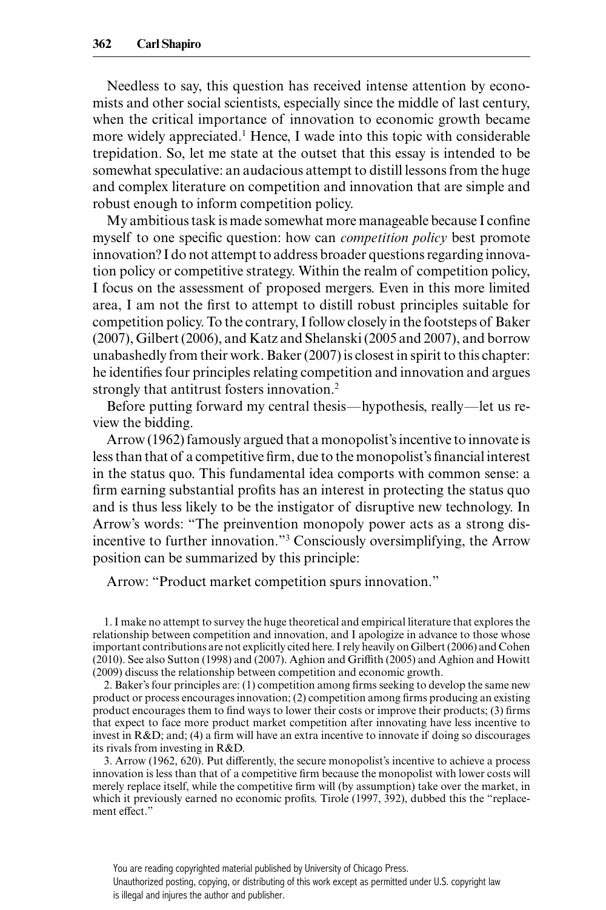Needless to say, this question has received intense attention by economists and other social scientists, especially since the middle of last century, when the critical importance of innovation to economic growth became more widely appreciated.[1] Hence, I wade into this topic with considerable trepidation. So, let me state at the outset that this essay is intended to be somewhat speculative: an audacious attempt to distill lessons from the huge and complex literature on competition and innovation that are simple and robust enough to inform competition policy.

My ambitious task is made somewhat more manageable because I confine myself to one specific question: how can *competition policy* best promote innovation? I do not attempt to address broader questions regarding innovation policy or competitive strategy. Within the realm of competition policy, I focus on the assessment of proposed mergers. Even in this more limited area, I am not the first to attempt to distill robust principles suitable for competition policy. To the contrary, I follow closely in the footsteps of Baker (2007), Gilbert (2006), and Katz and Shelanski (2005 and 2007), and borrow unabashedly from their work. Baker (2007) is closest in spirit to this chapter: he identifies four principles relating competition and innovation and argues strongly that antitrust fosters innovation.[2]

Before putting forward my central thesis—hypothesis, really—let us review the bidding.

Arrow (1962) famously argued that a monopolist's incentive to innovate is less than that of a competitive firm, due to the monopolist's financial interest in the status quo. This fundamental idea comports with common sense: a firm earning substantial profits has an interest in protecting the status quo and is thus less likely to be the instigator of disruptive new technology. In Arrow's words: "The preinvention monopoly power acts as a strong disincentive to further innovation."[3] Consciously oversimplifying, the Arrow position can be summarized by this principle:

Arrow: "Product market competition spurs innovation."

1. I make no attempt to survey the huge theoretical and empirical literature that explores the relationship between competition and innovation, and I apologize in advance to those whose important contributions are not explicitly cited here. I rely heavily on Gilbert (2006) and Cohen (2010). See also Sutton (1998) and (2007). Aghion and Griffith (2005) and Aghion and Howitt (2009) discuss the relationship between competition and economic growth.

2. Baker's four principles are: (1) competition among firms seeking to develop the same new product or process encourages innovation; (2) competition among firms producing an existing product encourages them to find ways to lower their costs or improve their products; (3) firms that expect to face more product market competition after innovating have less incentive to invest in R&D; and; (4) a firm will have an extra incentive to innovate if doing so discourages its rivals from investing in R&D.

3. Arrow (1962, 620). Put differently, the secure monopolist's incentive to achieve a process innovation is less than that of a competitive firm because the monopolist with lower costs will merely replace itself, while the competitive firm will (by assumption) take over the market, in which it previously earned no economic profits. Tirole (1997, 392), dubbed this the "replacement effect."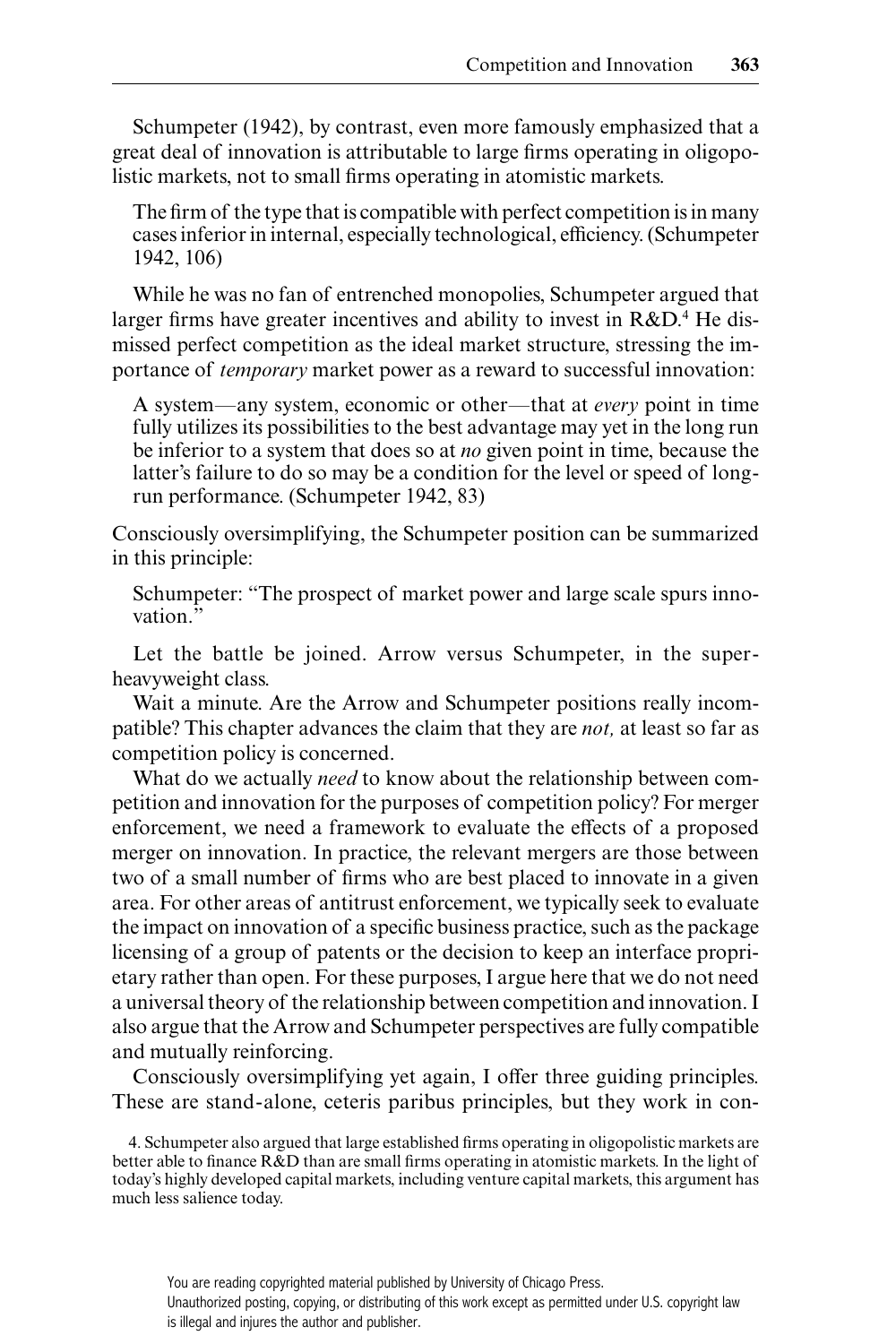Schumpeter (1942), by contrast, even more famously emphasized that a great deal of innovation is attributable to large firms operating in oligopolistic markets, not to small firms operating in atomistic markets.

> The firm of the type that is compatible with perfect competition is in many cases inferior in internal, especially technological, efficiency. (Schumpeter 1942, 106)

While he was no fan of entrenched monopolies, Schumpeter argued that larger firms have greater incentives and ability to invest in R&D.[4] He dismissed perfect competition as the ideal market structure, stressing the importance of *temporary* market power as a reward to successful innovation:

> A system—any system, economic or other—that at *every* point in time fully utilizes its possibilities to the best advantage may yet in the long run be inferior to a system that does so at *no* given point in time, because the latter's failure to do so may be a condition for the level or speed of long-run performance. (Schumpeter 1942, 83)

Consciously oversimplifying, the Schumpeter position can be summarized in this principle:

> Schumpeter: "The prospect of market power and large scale spurs innovation."

Let the battle be joined. Arrow versus Schumpeter, in the super-heavyweight class.

Wait a minute. Are the Arrow and Schumpeter positions really incompatible? This chapter advances the claim that they are *not,* at least so far as competition policy is concerned.

What do we actually *need* to know about the relationship between competition and innovation for the purposes of competition policy? For merger enforcement, we need a framework to evaluate the effects of a proposed merger on innovation. In practice, the relevant mergers are those between two of a small number of firms who are best placed to innovate in a given area. For other areas of antitrust enforcement, we typically seek to evaluate the impact on innovation of a specific business practice, such as the package licensing of a group of patents or the decision to keep an interface proprietary rather than open. For these purposes, I argue here that we do not need a universal theory of the relationship between competition and innovation. I also argue that the Arrow and Schumpeter perspectives are fully compatible and mutually reinforcing.

Consciously oversimplifying yet again, I offer three guiding principles. These are stand-alone, ceteris paribus principles, but they work in con-

4. Schumpeter also argued that large established firms operating in oligopolistic markets are better able to finance R&D than are small firms operating in atomistic markets. In the light of today's highly developed capital markets, including venture capital markets, this argument has much less salience today.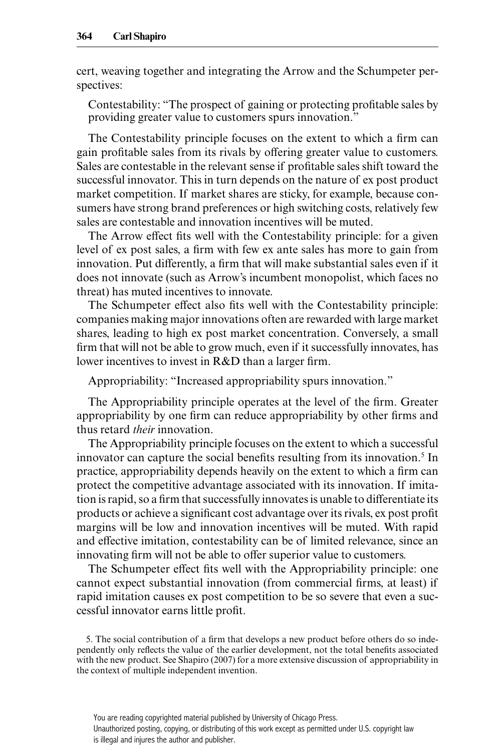cert, weaving together and integrating the Arrow and the Schumpeter perspectives:

> Contestability: "The prospect of gaining or protecting profitable sales by providing greater value to customers spurs innovation."

The Contestability principle focuses on the extent to which a firm can gain profitable sales from its rivals by offering greater value to customers. Sales are contestable in the relevant sense if profitable sales shift toward the successful innovator. This in turn depends on the nature of ex post product market competition. If market shares are sticky, for example, because consumers have strong brand preferences or high switching costs, relatively few sales are contestable and innovation incentives will be muted.

The Arrow effect fits well with the Contestability principle: for a given level of ex post sales, a firm with few ex ante sales has more to gain from innovation. Put differently, a firm that will make substantial sales even if it does not innovate (such as Arrow's incumbent monopolist, which faces no threat) has muted incentives to innovate.

The Schumpeter effect also fits well with the Contestability principle: companies making major innovations often are rewarded with large market shares, leading to high ex post market concentration. Conversely, a small firm that will not be able to grow much, even if it successfully innovates, has lower incentives to invest in R&D than a larger firm.

> Appropriability: "Increased appropriability spurs innovation."

The Appropriability principle operates at the level of the firm. Greater appropriability by one firm can reduce appropriability by other firms and thus retard *their* innovation.

The Appropriability principle focuses on the extent to which a successful innovator can capture the social benefits resulting from its innovation.[5] In practice, appropriability depends heavily on the extent to which a firm can protect the competitive advantage associated with its innovation. If imitation is rapid, so a firm that successfully innovates is unable to differentiate its products or achieve a significant cost advantage over its rivals, ex post profit margins will be low and innovation incentives will be muted. With rapid and effective imitation, contestability can be of limited relevance, since an innovating firm will not be able to offer superior value to customers.

The Schumpeter effect fits well with the Appropriability principle: one cannot expect substantial innovation (from commercial firms, at least) if rapid imitation causes ex post competition to be so severe that even a successful innovator earns little profit.

5. The social contribution of a firm that develops a new product before others do so independently only reflects the value of the earlier development, not the total benefits associated with the new product. See Shapiro (2007) for a more extensive discussion of appropriability in the context of multiple independent invention.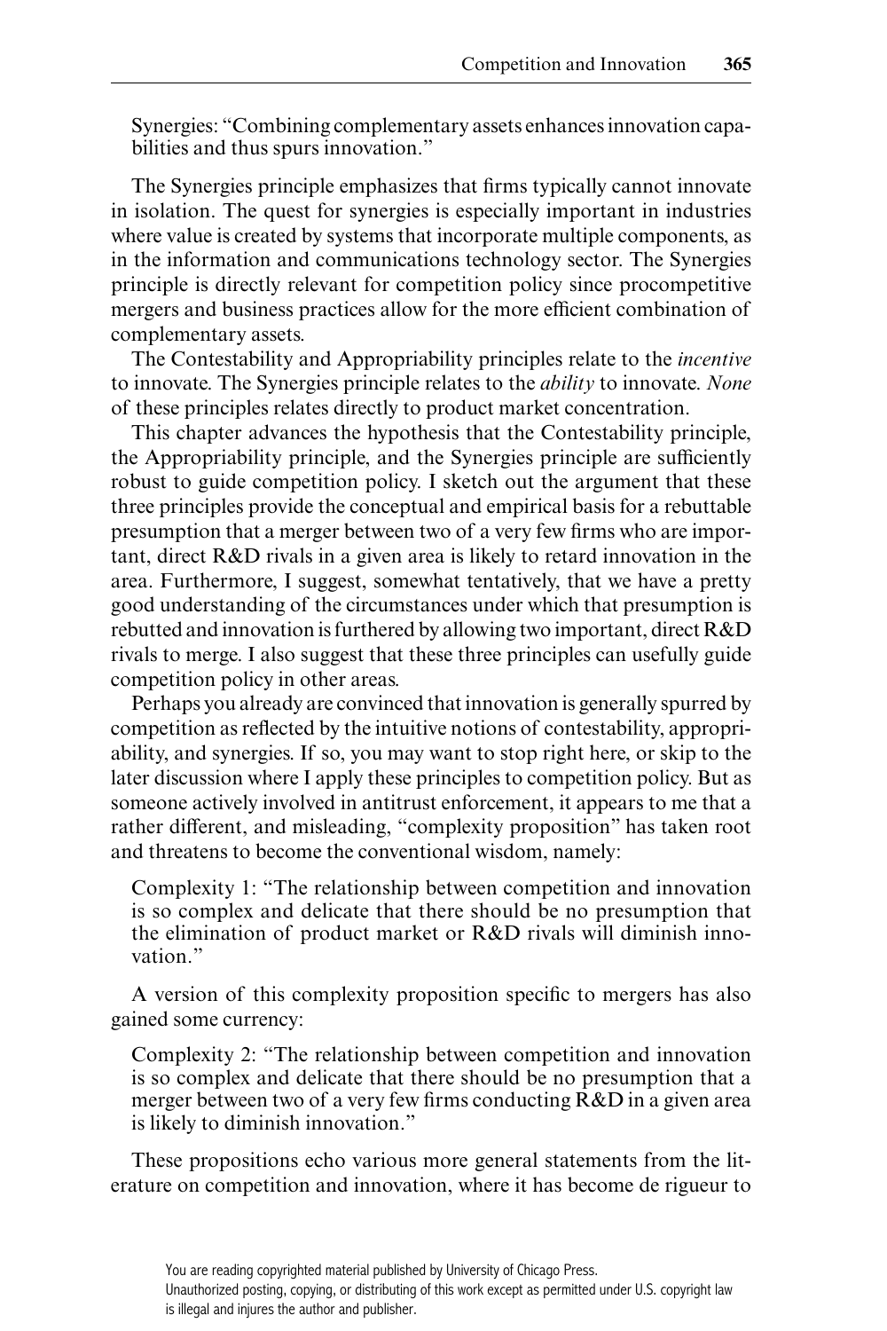Synergies: "Combining complementary assets enhances innovation capabilities and thus spurs innovation."

The Synergies principle emphasizes that firms typically cannot innovate in isolation. The quest for synergies is especially important in industries where value is created by systems that incorporate multiple components, as in the information and communications technology sector. The Synergies principle is directly relevant for competition policy since procompetitive mergers and business practices allow for the more efficient combination of complementary assets.

The Contestability and Appropriability principles relate to the *incentive* to innovate. The Synergies principle relates to the *ability* to innovate. *None* of these principles relates directly to product market concentration.

This chapter advances the hypothesis that the Contestability principle, the Appropriability principle, and the Synergies principle are sufficiently robust to guide competition policy. I sketch out the argument that these three principles provide the conceptual and empirical basis for a rebuttable presumption that a merger between two of a very few firms who are important, direct R&D rivals in a given area is likely to retard innovation in the area. Furthermore, I suggest, somewhat tentatively, that we have a pretty good understanding of the circumstances under which that presumption is rebutted and innovation is furthered by allowing two important, direct R&D rivals to merge. I also suggest that these three principles can usefully guide competition policy in other areas.

Perhaps you already are convinced that innovation is generally spurred by competition as reflected by the intuitive notions of contestability, appropriability, and synergies. If so, you may want to stop right here, or skip to the later discussion where I apply these principles to competition policy. But as someone actively involved in antitrust enforcement, it appears to me that a rather different, and misleading, "complexity proposition" has taken root and threatens to become the conventional wisdom, namely:

Complexity 1: "The relationship between competition and innovation is so complex and delicate that there should be no presumption that the elimination of product market or R&D rivals will diminish innovation."

A version of this complexity proposition specific to mergers has also gained some currency:

Complexity 2: "The relationship between competition and innovation is so complex and delicate that there should be no presumption that a merger between two of a very few firms conducting R&D in a given area is likely to diminish innovation."

These propositions echo various more general statements from the literature on competition and innovation, where it has become de rigueur to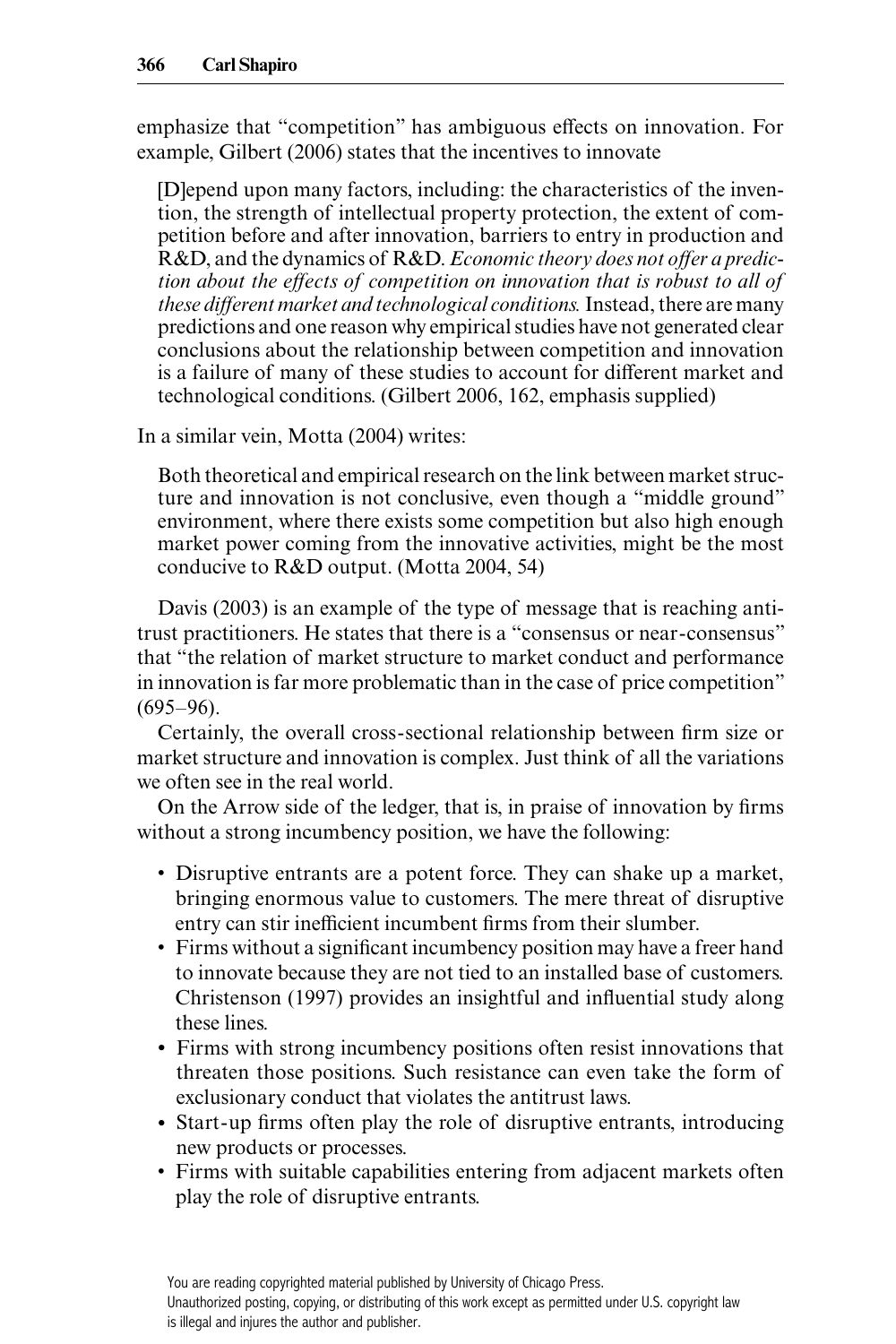emphasize that "competition" has ambiguous effects on innovation. For example, Gilbert (2006) states that the incentives to innovate

> [D]epend upon many factors, including: the characteristics of the invention, the strength of intellectual property protection, the extent of competition before and after innovation, barriers to entry in production and R&D, and the dynamics of R&D. *Economic theory does not offer a prediction about the effects of competition on innovation that is robust to all of these different market and technological conditions.* Instead, there are many predictions and one reason why empirical studies have not generated clear conclusions about the relationship between competition and innovation is a failure of many of these studies to account for different market and technological conditions. (Gilbert 2006, 162, emphasis supplied)

In a similar vein, Motta (2004) writes:

> Both theoretical and empirical research on the link between market structure and innovation is not conclusive, even though a "middle ground" environment, where there exists some competition but also high enough market power coming from the innovative activities, might be the most conducive to R&D output. (Motta 2004, 54)

Davis (2003) is an example of the type of message that is reaching antitrust practitioners. He states that there is a "consensus or near-consensus" that "the relation of market structure to market conduct and performance in innovation is far more problematic than in the case of price competition" (695–96).

Certainly, the overall cross-sectional relationship between firm size or market structure and innovation is complex. Just think of all the variations we often see in the real world.

On the Arrow side of the ledger, that is, in praise of innovation by firms without a strong incumbency position, we have the following:

- Disruptive entrants are a potent force. They can shake up a market, bringing enormous value to customers. The mere threat of disruptive entry can stir inefficient incumbent firms from their slumber.
- Firms without a significant incumbency position may have a freer hand to innovate because they are not tied to an installed base of customers. Christenson (1997) provides an insightful and influential study along these lines.
- Firms with strong incumbency positions often resist innovations that threaten those positions. Such resistance can even take the form of exclusionary conduct that violates the antitrust laws.
- Start-up firms often play the role of disruptive entrants, introducing new products or processes.
- Firms with suitable capabilities entering from adjacent markets often play the role of disruptive entrants.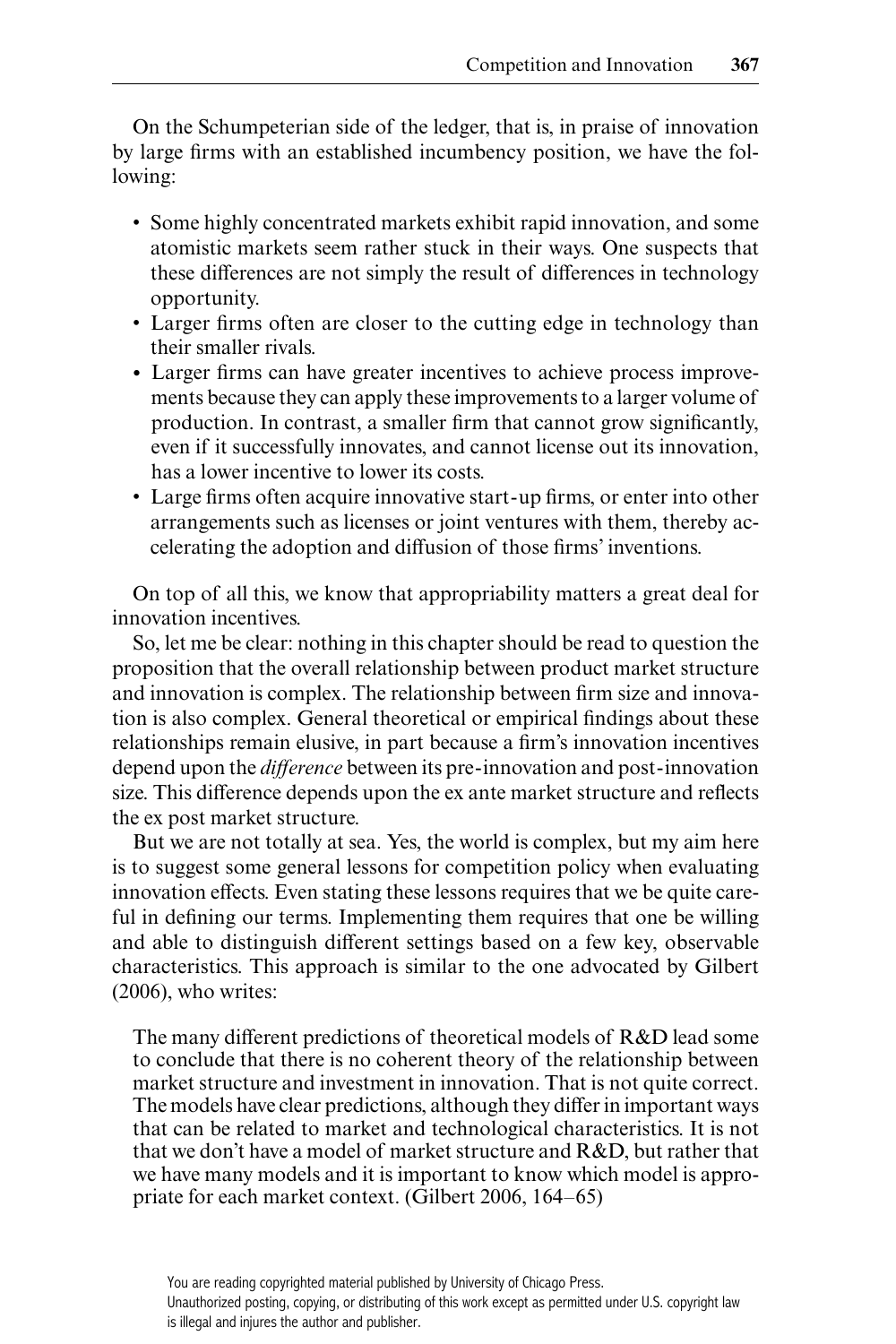On the Schumpeterian side of the ledger, that is, in praise of innovation by large firms with an established incumbency position, we have the following:

- Some highly concentrated markets exhibit rapid innovation, and some atomistic markets seem rather stuck in their ways. One suspects that these differences are not simply the result of differences in technology opportunity.
- Larger firms often are closer to the cutting edge in technology than their smaller rivals.
- Larger firms can have greater incentives to achieve process improvements because they can apply these improvements to a larger volume of production. In contrast, a smaller firm that cannot grow significantly, even if it successfully innovates, and cannot license out its innovation, has a lower incentive to lower its costs.
- Large firms often acquire innovative start-up firms, or enter into other arrangements such as licenses or joint ventures with them, thereby accelerating the adoption and diffusion of those firms' inventions.

On top of all this, we know that appropriability matters a great deal for innovation incentives.

So, let me be clear: nothing in this chapter should be read to question the proposition that the overall relationship between product market structure and innovation is complex. The relationship between firm size and innovation is also complex. General theoretical or empirical findings about these relationships remain elusive, in part because a firm's innovation incentives depend upon the *difference* between its pre-innovation and post-innovation size. This difference depends upon the ex ante market structure and reflects the ex post market structure.

But we are not totally at sea. Yes, the world is complex, but my aim here is to suggest some general lessons for competition policy when evaluating innovation effects. Even stating these lessons requires that we be quite careful in defining our terms. Implementing them requires that one be willing and able to distinguish different settings based on a few key, observable characteristics. This approach is similar to the one advocated by Gilbert (2006), who writes:

> The many different predictions of theoretical models of R&D lead some to conclude that there is no coherent theory of the relationship between market structure and investment in innovation. That is not quite correct. The models have clear predictions, although they differ in important ways that can be related to market and technological characteristics. It is not that we don't have a model of market structure and R&D, but rather that we have many models and it is important to know which model is appropriate for each market context. (Gilbert 2006, 164–65)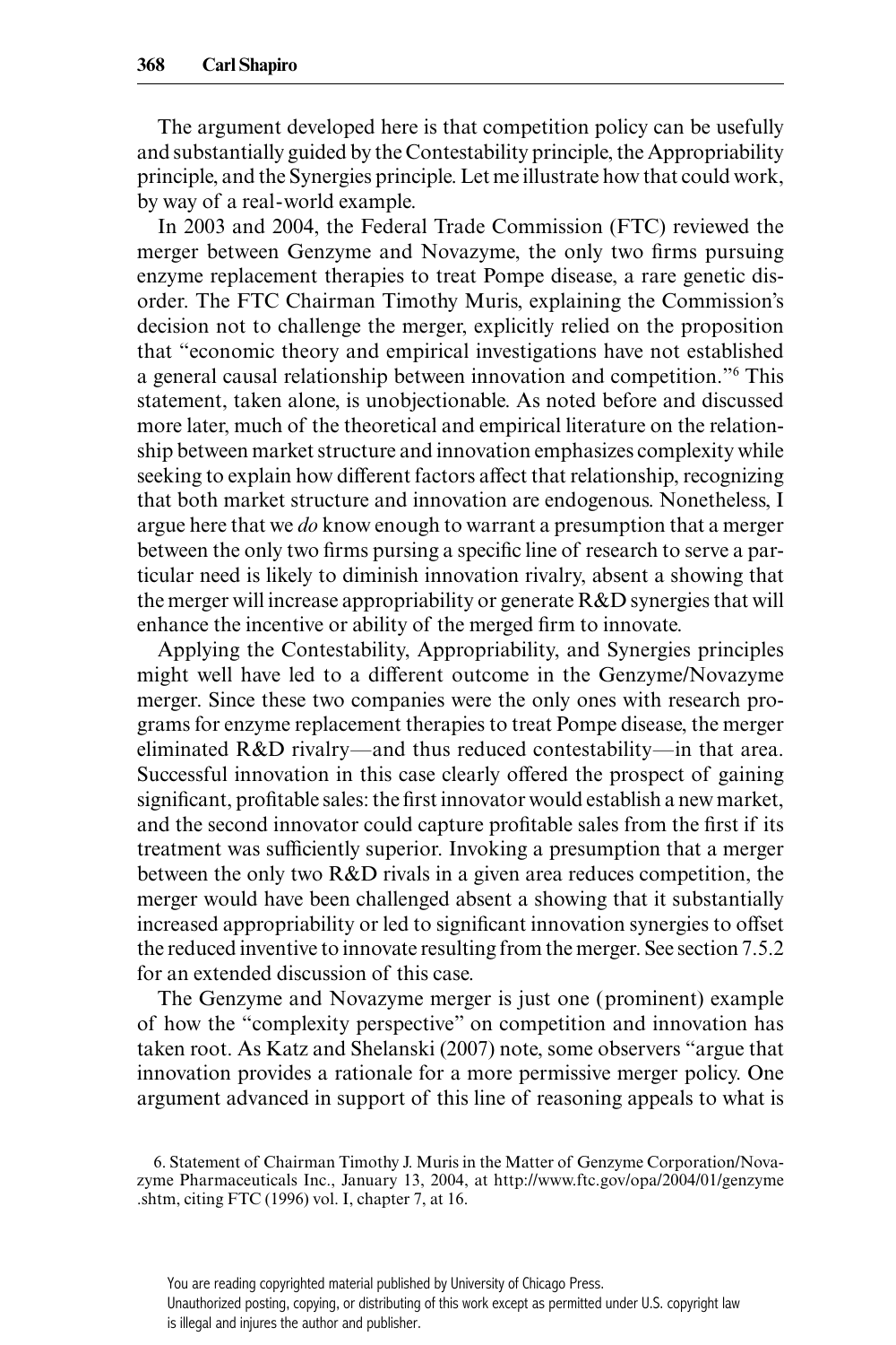The argument developed here is that competition policy can be usefully and substantially guided by the Contestability principle, the Appropriability principle, and the Synergies principle. Let me illustrate how that could work, by way of a real-world example.

In 2003 and 2004, the Federal Trade Commission (FTC) reviewed the merger between Genzyme and Novazyme, the only two firms pursuing enzyme replacement therapies to treat Pompe disease, a rare genetic disorder. The FTC Chairman Timothy Muris, explaining the Commission's decision not to challenge the merger, explicitly relied on the proposition that "economic theory and empirical investigations have not established a general causal relationship between innovation and competition."[6] This statement, taken alone, is unobjectionable. As noted before and discussed more later, much of the theoretical and empirical literature on the relationship between market structure and innovation emphasizes complexity while seeking to explain how different factors affect that relationship, recognizing that both market structure and innovation are endogenous. Nonetheless, I argue here that we *do* know enough to warrant a presumption that a merger between the only two firms pursing a specific line of research to serve a particular need is likely to diminish innovation rivalry, absent a showing that the merger will increase appropriability or generate R&D synergies that will enhance the incentive or ability of the merged firm to innovate.

Applying the Contestability, Appropriability, and Synergies principles might well have led to a different outcome in the Genzyme/Novazyme merger. Since these two companies were the only ones with research programs for enzyme replacement therapies to treat Pompe disease, the merger eliminated R&D rivalry—and thus reduced contestability—in that area. Successful innovation in this case clearly offered the prospect of gaining significant, profitable sales: the first innovator would establish a new market, and the second innovator could capture profitable sales from the first if its treatment was sufficiently superior. Invoking a presumption that a merger between the only two R&D rivals in a given area reduces competition, the merger would have been challenged absent a showing that it substantially increased appropriability or led to significant innovation synergies to offset the reduced inventive to innovate resulting from the merger. See section 7.5.2 for an extended discussion of this case.

The Genzyme and Novazyme merger is just one (prominent) example of how the "complexity perspective" on competition and innovation has taken root. As Katz and Shelanski (2007) note, some observers "argue that innovation provides a rationale for a more permissive merger policy. One argument advanced in support of this line of reasoning appeals to what is

6. Statement of Chairman Timothy J. Muris in the Matter of Genzyme Corporation/Novazyme Pharmaceuticals Inc., January 13, 2004, at http://www.ftc.gov/opa/2004/01/genzyme.shtm, citing FTC (1996) vol. I, chapter 7, at 16.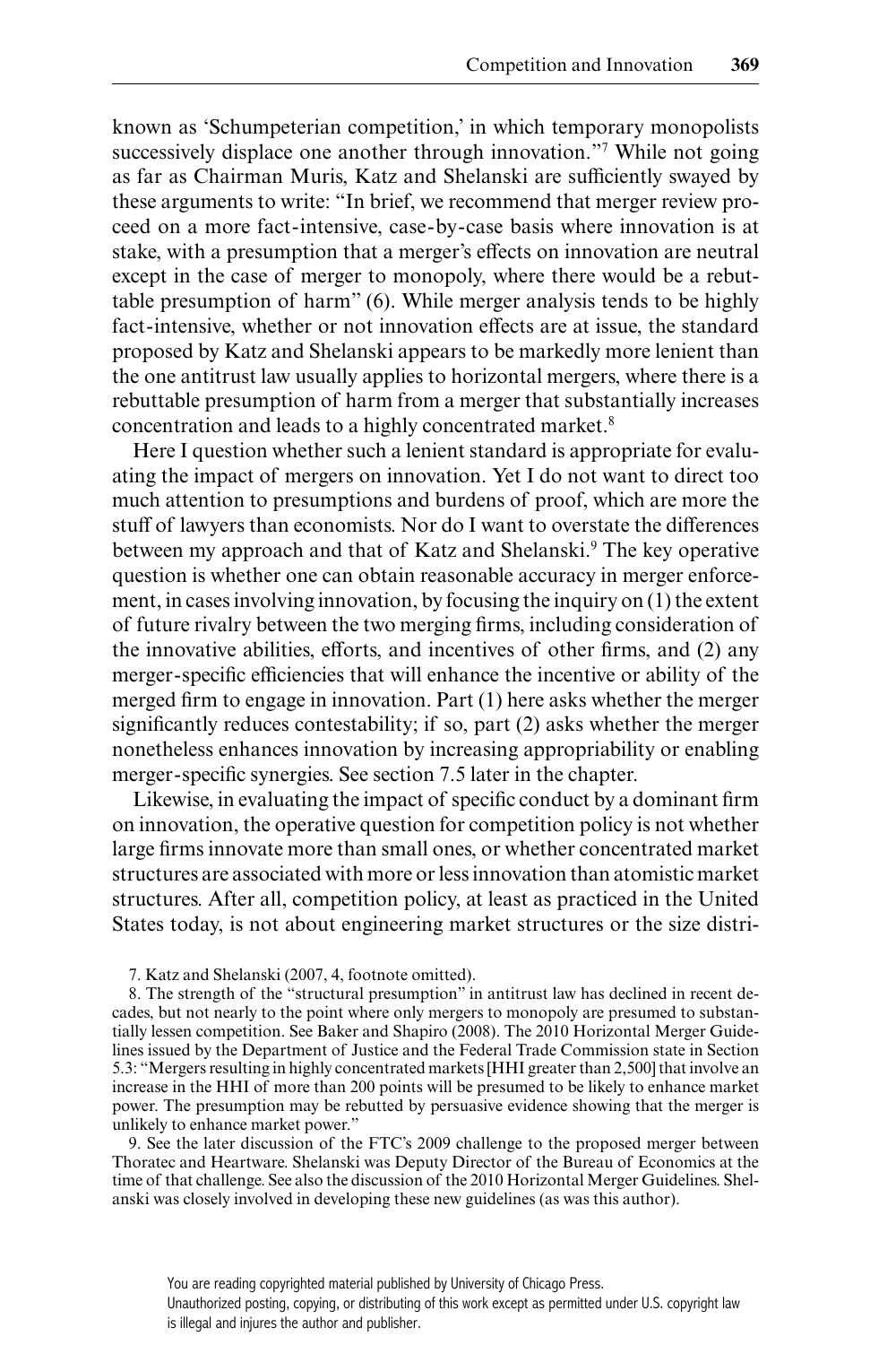known as 'Schumpeterian competition,' in which temporary monopolists successively displace one another through innovation."[7] While not going as far as Chairman Muris, Katz and Shelanski are sufficiently swayed by these arguments to write: "In brief, we recommend that merger review proceed on a more fact-intensive, case-by-case basis where innovation is at stake, with a presumption that a merger's effects on innovation are neutral except in the case of merger to monopoly, where there would be a rebuttable presumption of harm" (6). While merger analysis tends to be highly fact-intensive, whether or not innovation effects are at issue, the standard proposed by Katz and Shelanski appears to be markedly more lenient than the one antitrust law usually applies to horizontal mergers, where there is a rebuttable presumption of harm from a merger that substantially increases concentration and leads to a highly concentrated market.[8]

Here I question whether such a lenient standard is appropriate for evaluating the impact of mergers on innovation. Yet I do not want to direct too much attention to presumptions and burdens of proof, which are more the stuff of lawyers than economists. Nor do I want to overstate the differences between my approach and that of Katz and Shelanski.[9] The key operative question is whether one can obtain reasonable accuracy in merger enforcement, in cases involving innovation, by focusing the inquiry on (1) the extent of future rivalry between the two merging firms, including consideration of the innovative abilities, efforts, and incentives of other firms, and (2) any merger-specific efficiencies that will enhance the incentive or ability of the merged firm to engage in innovation. Part (1) here asks whether the merger significantly reduces contestability; if so, part (2) asks whether the merger nonetheless enhances innovation by increasing appropriability or enabling merger-specific synergies. See section 7.5 later in the chapter.

Likewise, in evaluating the impact of specific conduct by a dominant firm on innovation, the operative question for competition policy is not whether large firms innovate more than small ones, or whether concentrated market structures are associated with more or less innovation than atomistic market structures. After all, competition policy, at least as practiced in the United States today, is not about engineering market structures or the size distri-

7. Katz and Shelanski (2007, 4, footnote omitted).

8. The strength of the "structural presumption" in antitrust law has declined in recent decades, but not nearly to the point where only mergers to monopoly are presumed to substantially lessen competition. See Baker and Shapiro (2008). The 2010 Horizontal Merger Guidelines issued by the Department of Justice and the Federal Trade Commission state in Section 5.3: "Mergers resulting in highly concentrated markets [HHI greater than 2,500] that involve an increase in the HHI of more than 200 points will be presumed to be likely to enhance market power. The presumption may be rebutted by persuasive evidence showing that the merger is unlikely to enhance market power."

9. See the later discussion of the FTC's 2009 challenge to the proposed merger between Thoratec and Heartware. Shelanski was Deputy Director of the Bureau of Economics at the time of that challenge. See also the discussion of the 2010 Horizontal Merger Guidelines. Shelanski was closely involved in developing these new guidelines (as was this author).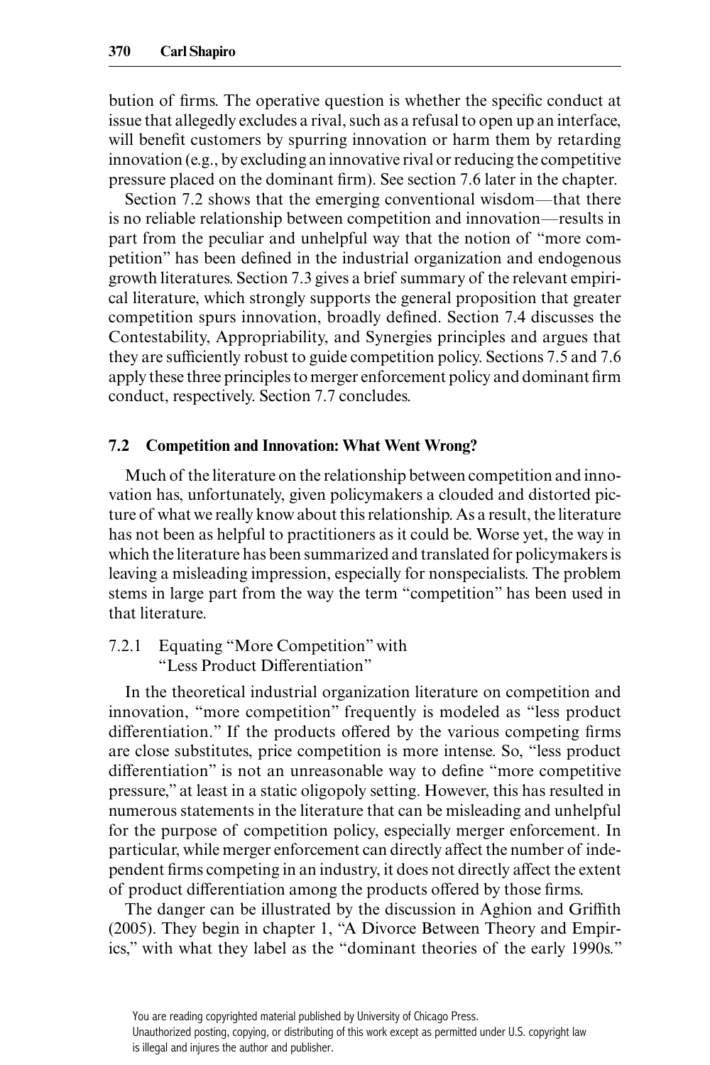bution of firms. The operative question is whether the specific conduct at issue that allegedly excludes a rival, such as a refusal to open up an interface, will benefit customers by spurring innovation or harm them by retarding innovation (e.g., by excluding an innovative rival or reducing the competitive pressure placed on the dominant firm). See section 7.6 later in the chapter.

Section 7.2 shows that the emerging conventional wisdom—that there is no reliable relationship between competition and innovation—results in part from the peculiar and unhelpful way that the notion of "more competition" has been defined in the industrial organization and endogenous growth literatures. Section 7.3 gives a brief summary of the relevant empirical literature, which strongly supports the general proposition that greater competition spurs innovation, broadly defined. Section 7.4 discusses the Contestability, Appropriability, and Synergies principles and argues that they are sufficiently robust to guide competition policy. Sections 7.5 and 7.6 apply these three principles to merger enforcement policy and dominant firm conduct, respectively. Section 7.7 concludes.

## 7.2 Competition and Innovation: What Went Wrong?

Much of the literature on the relationship between competition and innovation has, unfortunately, given policymakers a clouded and distorted picture of what we really know about this relationship. As a result, the literature has not been as helpful to practitioners as it could be. Worse yet, the way in which the literature has been summarized and translated for policymakers is leaving a misleading impression, especially for nonspecialists. The problem stems in large part from the way the term "competition" has been used in that literature.

### 7.2.1 Equating "More Competition" with "Less Product Differentiation"

In the theoretical industrial organization literature on competition and innovation, "more competition" frequently is modeled as "less product differentiation." If the products offered by the various competing firms are close substitutes, price competition is more intense. So, "less product differentiation" is not an unreasonable way to define "more competitive pressure," at least in a static oligopoly setting. However, this has resulted in numerous statements in the literature that can be misleading and unhelpful for the purpose of competition policy, especially merger enforcement. In particular, while merger enforcement can directly affect the number of independent firms competing in an industry, it does not directly affect the extent of product differentiation among the products offered by those firms.

The danger can be illustrated by the discussion in Aghion and Griffith (2005). They begin in chapter 1, "A Divorce Between Theory and Empirics," with what they label as the "dominant theories of the early 1990s."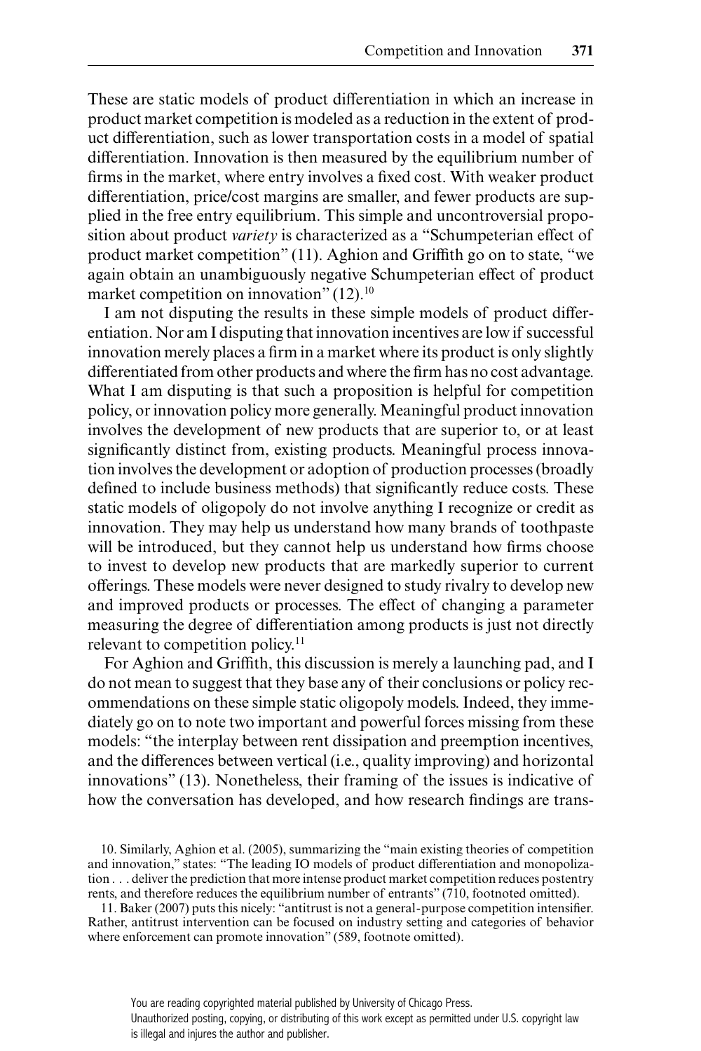These are static models of product differentiation in which an increase in product market competition is modeled as a reduction in the extent of product differentiation, such as lower transportation costs in a model of spatial differentiation. Innovation is then measured by the equilibrium number of firms in the market, where entry involves a fixed cost. With weaker product differentiation, price/cost margins are smaller, and fewer products are supplied in the free entry equilibrium. This simple and uncontroversial proposition about product *variety* is characterized as a "Schumpeterian effect of product market competition" (11). Aghion and Griffith go on to state, "we again obtain an unambiguously negative Schumpeterian effect of product market competition on innovation" (12).[10]

I am not disputing the results in these simple models of product differentiation. Nor am I disputing that innovation incentives are low if successful innovation merely places a firm in a market where its product is only slightly differentiated from other products and where the firm has no cost advantage. What I am disputing is that such a proposition is helpful for competition policy, or innovation policy more generally. Meaningful product innovation involves the development of new products that are superior to, or at least significantly distinct from, existing products. Meaningful process innovation involves the development or adoption of production processes (broadly defined to include business methods) that significantly reduce costs. These static models of oligopoly do not involve anything I recognize or credit as innovation. They may help us understand how many brands of toothpaste will be introduced, but they cannot help us understand how firms choose to invest to develop new products that are markedly superior to current offerings. These models were never designed to study rivalry to develop new and improved products or processes. The effect of changing a parameter measuring the degree of differentiation among products is just not directly relevant to competition policy.[11]

For Aghion and Griffith, this discussion is merely a launching pad, and I do not mean to suggest that they base any of their conclusions or policy recommendations on these simple static oligopoly models. Indeed, they immediately go on to note two important and powerful forces missing from these models: "the interplay between rent dissipation and preemption incentives, and the differences between vertical (i.e., quality improving) and horizontal innovations" (13). Nonetheless, their framing of the issues is indicative of how the conversation has developed, and how research findings are trans-

10. Similarly, Aghion et al. (2005), summarizing the "main existing theories of competition and innovation," states: "The leading IO models of product differentiation and monopolization . . . deliver the prediction that more intense product market competition reduces postentry rents, and therefore reduces the equilibrium number of entrants" (710, footnoted omitted).

11. Baker (2007) puts this nicely: "antitrust is not a general-purpose competition intensifier. Rather, antitrust intervention can be focused on industry setting and categories of behavior where enforcement can promote innovation" (589, footnote omitted).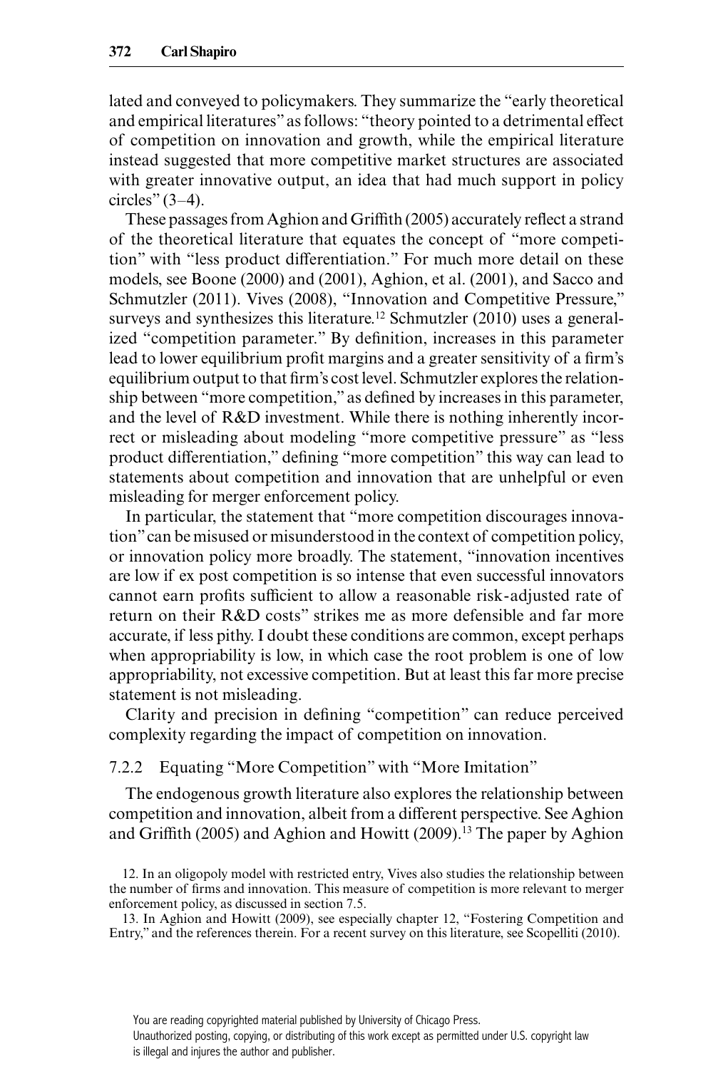lated and conveyed to policymakers. They summarize the "early theoretical and empirical literatures" as follows: "theory pointed to a detrimental effect of competition on innovation and growth, while the empirical literature instead suggested that more competitive market structures are associated with greater innovative output, an idea that had much support in policy circles" (3–4).

These passages from Aghion and Griffith (2005) accurately reflect a strand of the theoretical literature that equates the concept of "more competition" with "less product differentiation." For much more detail on these models, see Boone (2000) and (2001), Aghion, et al. (2001), and Sacco and Schmutzler (2011). Vives (2008), "Innovation and Competitive Pressure," surveys and synthesizes this literature.[12] Schmutzler (2010) uses a generalized "competition parameter." By definition, increases in this parameter lead to lower equilibrium profit margins and a greater sensitivity of a firm's equilibrium output to that firm's cost level. Schmutzler explores the relationship between "more competition," as defined by increases in this parameter, and the level of R&D investment. While there is nothing inherently incorrect or misleading about modeling "more competitive pressure" as "less product differentiation," defining "more competition" this way can lead to statements about competition and innovation that are unhelpful or even misleading for merger enforcement policy.

In particular, the statement that "more competition discourages innovation" can be misused or misunderstood in the context of competition policy, or innovation policy more broadly. The statement, "innovation incentives are low if ex post competition is so intense that even successful innovators cannot earn profits sufficient to allow a reasonable risk-adjusted rate of return on their R&D costs" strikes me as more defensible and far more accurate, if less pithy. I doubt these conditions are common, except perhaps when appropriability is low, in which case the root problem is one of low appropriability, not excessive competition. But at least this far more precise statement is not misleading.

Clarity and precision in defining "competition" can reduce perceived complexity regarding the impact of competition on innovation.

### 7.2.2 Equating "More Competition" with "More Imitation"

The endogenous growth literature also explores the relationship between competition and innovation, albeit from a different perspective. See Aghion and Griffith (2005) and Aghion and Howitt (2009).[13] The paper by Aghion

12. In an oligopoly model with restricted entry, Vives also studies the relationship between the number of firms and innovation. This measure of competition is more relevant to merger enforcement policy, as discussed in section 7.5.

13. In Aghion and Howitt (2009), see especially chapter 12, "Fostering Competition and Entry," and the references therein. For a recent survey on this literature, see Scopelliti (2010).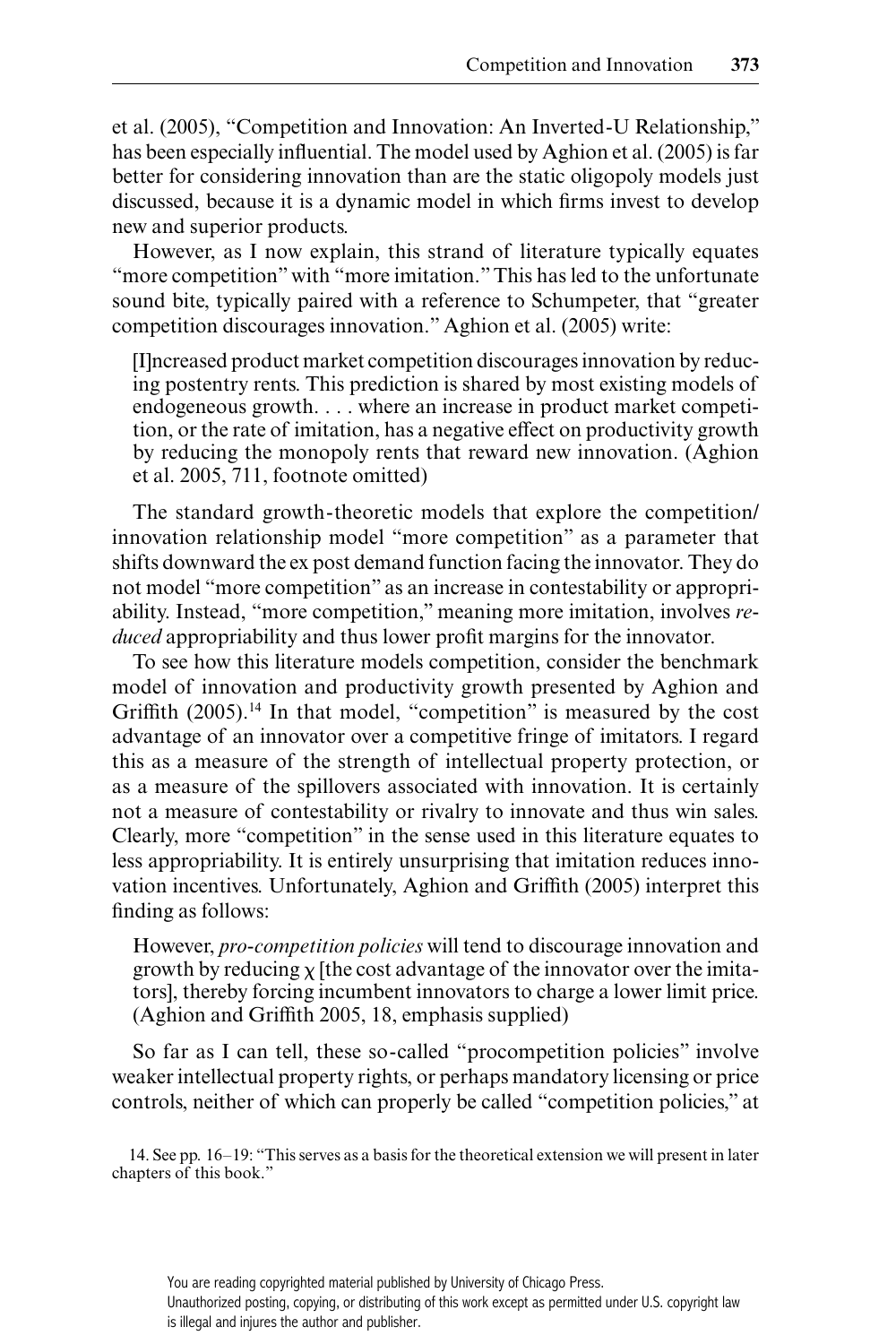et al. (2005), "Competition and Innovation: An Inverted-U Relationship," has been especially influential. The model used by Aghion et al. (2005) is far better for considering innovation than are the static oligopoly models just discussed, because it is a dynamic model in which firms invest to develop new and superior products.

However, as I now explain, this strand of literature typically equates "more competition" with "more imitation." This has led to the unfortunate sound bite, typically paired with a reference to Schumpeter, that "greater competition discourages innovation." Aghion et al. (2005) write:

> [I]ncreased product market competition discourages innovation by reducing postentry rents. This prediction is shared by most existing models of endogeneous growth. . . . where an increase in product market competition, or the rate of imitation, has a negative effect on productivity growth by reducing the monopoly rents that reward new innovation. (Aghion et al. 2005, 711, footnote omitted)

The standard growth-theoretic models that explore the competition/innovation relationship model "more competition" as a parameter that shifts downward the ex post demand function facing the innovator. They do not model "more competition" as an increase in contestability or appropriability. Instead, "more competition," meaning more imitation, involves *reduced* appropriability and thus lower profit margins for the innovator.

To see how this literature models competition, consider the benchmark model of innovation and productivity growth presented by Aghion and Griffith (2005).[14] In that model, "competition" is measured by the cost advantage of an innovator over a competitive fringe of imitators. I regard this as a measure of the strength of intellectual property protection, or as a measure of the spillovers associated with innovation. It is certainly not a measure of contestability or rivalry to innovate and thus win sales. Clearly, more "competition" in the sense used in this literature equates to less appropriability. It is entirely unsurprising that imitation reduces innovation incentives. Unfortunately, Aghion and Griffith (2005) interpret this finding as follows:

> However, *pro-competition policies* will tend to discourage innovation and growth by reducing $\chi$ [the cost advantage of the innovator over the imitators], thereby forcing incumbent innovators to charge a lower limit price. (Aghion and Griffith 2005, 18, emphasis supplied)

So far as I can tell, these so-called "procompetition policies" involve weaker intellectual property rights, or perhaps mandatory licensing or price controls, neither of which can properly be called "competition policies," at

14. See pp. 16–19: "This serves as a basis for the theoretical extension we will present in later chapters of this book."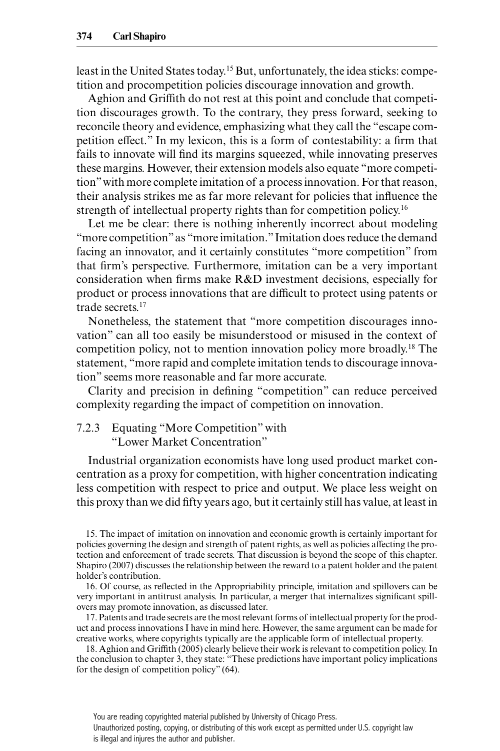least in the United States today.[15] But, unfortunately, the idea sticks: competition and procompetition policies discourage innovation and growth.

Aghion and Griffith do not rest at this point and conclude that competition discourages growth. To the contrary, they press forward, seeking to reconcile theory and evidence, emphasizing what they call the "escape competition effect." In my lexicon, this is a form of contestability: a firm that fails to innovate will find its margins squeezed, while innovating preserves these margins. However, their extension models also equate "more competition" with more complete imitation of a process innovation. For that reason, their analysis strikes me as far more relevant for policies that influence the strength of intellectual property rights than for competition policy.[16]

Let me be clear: there is nothing inherently incorrect about modeling "more competition" as "more imitation." Imitation does reduce the demand facing an innovator, and it certainly constitutes "more competition" from that firm's perspective. Furthermore, imitation can be a very important consideration when firms make R&D investment decisions, especially for product or process innovations that are difficult to protect using patents or trade secrets.[17]

Nonetheless, the statement that "more competition discourages innovation" can all too easily be misunderstood or misused in the context of competition policy, not to mention innovation policy more broadly.[18] The statement, "more rapid and complete imitation tends to discourage innovation" seems more reasonable and far more accurate.

Clarity and precision in defining "competition" can reduce perceived complexity regarding the impact of competition on innovation.

### 7.2.3 Equating "More Competition" with "Lower Market Concentration"

Industrial organization economists have long used product market concentration as a proxy for competition, with higher concentration indicating less competition with respect to price and output. We place less weight on this proxy than we did fifty years ago, but it certainly still has value, at least in

15. The impact of imitation on innovation and economic growth is certainly important for policies governing the design and strength of patent rights, as well as policies affecting the protection and enforcement of trade secrets. That discussion is beyond the scope of this chapter. Shapiro (2007) discusses the relationship between the reward to a patent holder and the patent holder's contribution.

16. Of course, as reflected in the Appropriability principle, imitation and spillovers can be very important in antitrust analysis. In particular, a merger that internalizes significant spillovers may promote innovation, as discussed later.

17. Patents and trade secrets are the most relevant forms of intellectual property for the product and process innovations I have in mind here. However, the same argument can be made for creative works, where copyrights typically are the applicable form of intellectual property.

18. Aghion and Griffith (2005) clearly believe their work is relevant to competition policy. In the conclusion to chapter 3, they state: "These predictions have important policy implications for the design of competition policy" (64).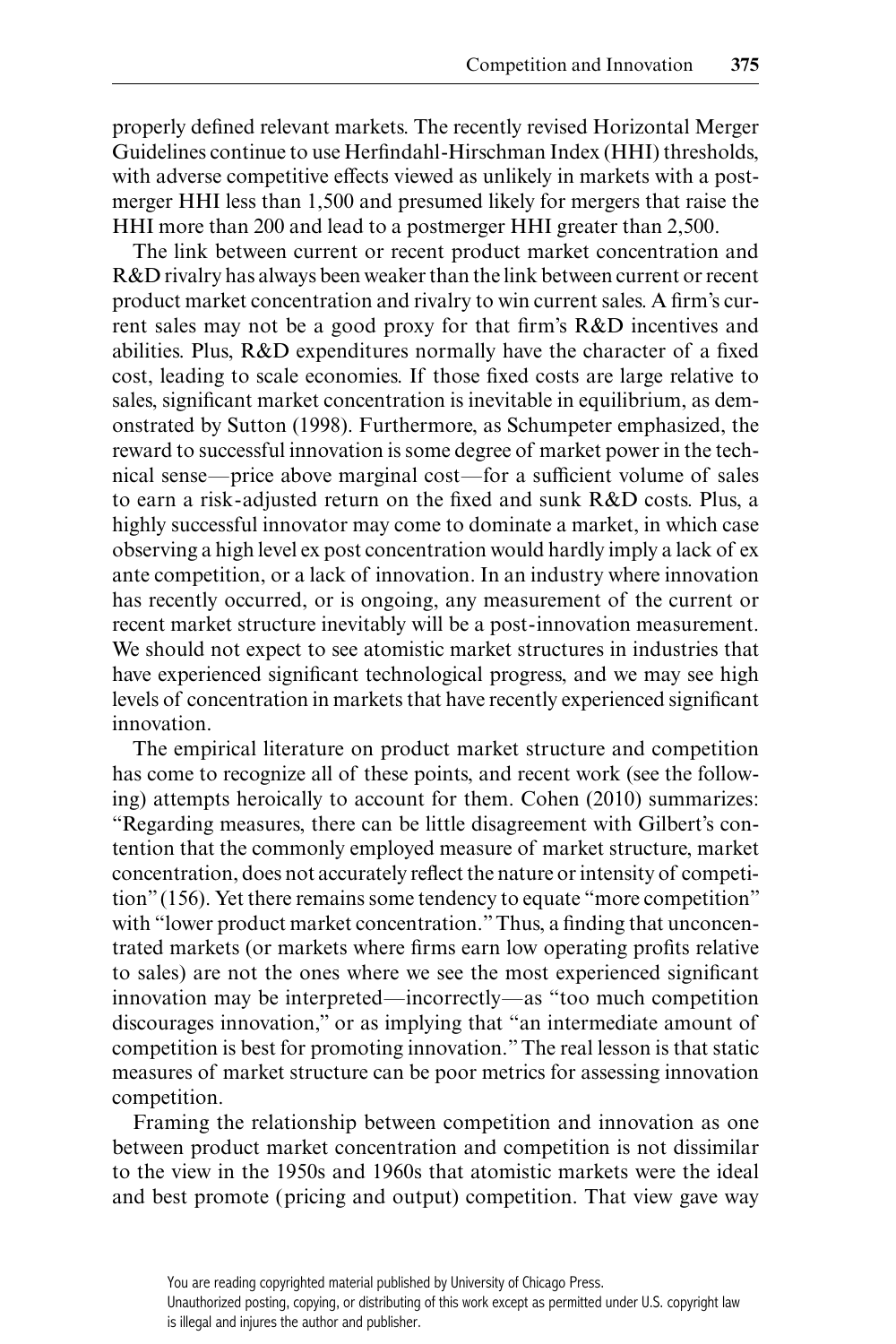properly defined relevant markets. The recently revised Horizontal Merger Guidelines continue to use Herfindahl-Hirschman Index (HHI) thresholds, with adverse competitive effects viewed as unlikely in markets with a postmerger HHI less than 1,500 and presumed likely for mergers that raise the HHI more than 200 and lead to a postmerger HHI greater than 2,500.

The link between current or recent product market concentration and R&D rivalry has always been weaker than the link between current or recent product market concentration and rivalry to win current sales. A firm's current sales may not be a good proxy for that firm's R&D incentives and abilities. Plus, R&D expenditures normally have the character of a fixed cost, leading to scale economies. If those fixed costs are large relative to sales, significant market concentration is inevitable in equilibrium, as demonstrated by Sutton (1998). Furthermore, as Schumpeter emphasized, the reward to successful innovation is some degree of market power in the technical sense—price above marginal cost—for a sufficient volume of sales to earn a risk-adjusted return on the fixed and sunk R&D costs. Plus, a highly successful innovator may come to dominate a market, in which case observing a high level ex post concentration would hardly imply a lack of ex ante competition, or a lack of innovation. In an industry where innovation has recently occurred, or is ongoing, any measurement of the current or recent market structure inevitably will be a post-innovation measurement. We should not expect to see atomistic market structures in industries that have experienced significant technological progress, and we may see high levels of concentration in markets that have recently experienced significant innovation.

The empirical literature on product market structure and competition has come to recognize all of these points, and recent work (see the following) attempts heroically to account for them. Cohen (2010) summarizes: "Regarding measures, there can be little disagreement with Gilbert's contention that the commonly employed measure of market structure, market concentration, does not accurately reflect the nature or intensity of competition" (156). Yet there remains some tendency to equate "more competition" with "lower product market concentration." Thus, a finding that unconcentrated markets (or markets where firms earn low operating profits relative to sales) are not the ones where we see the most experienced significant innovation may be interpreted—incorrectly—as "too much competition discourages innovation," or as implying that "an intermediate amount of competition is best for promoting innovation." The real lesson is that static measures of market structure can be poor metrics for assessing innovation competition.

Framing the relationship between competition and innovation as one between product market concentration and competition is not dissimilar to the view in the 1950s and 1960s that atomistic markets were the ideal and best promote (pricing and output) competition. That view gave way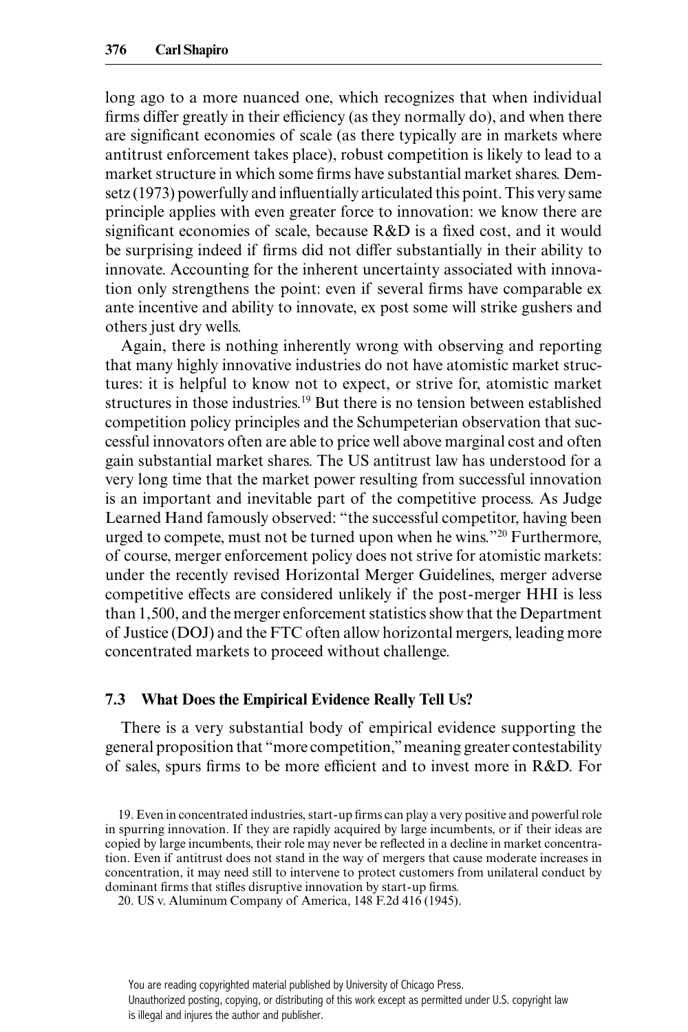long ago to a more nuanced one, which recognizes that when individual firms differ greatly in their efficiency (as they normally do), and when there are significant economies of scale (as there typically are in markets where antitrust enforcement takes place), robust competition is likely to lead to a market structure in which some firms have substantial market shares. Demsetz (1973) powerfully and influentially articulated this point. This very same principle applies with even greater force to innovation: we know there are significant economies of scale, because R&D is a fixed cost, and it would be surprising indeed if firms did not differ substantially in their ability to innovate. Accounting for the inherent uncertainty associated with innovation only strengthens the point: even if several firms have comparable ex ante incentive and ability to innovate, ex post some will strike gushers and others just dry wells.

Again, there is nothing inherently wrong with observing and reporting that many highly innovative industries do not have atomistic market structures: it is helpful to know not to expect, or strive for, atomistic market structures in those industries.[19] But there is no tension between established competition policy principles and the Schumpeterian observation that successful innovators often are able to price well above marginal cost and often gain substantial market shares. The US antitrust law has understood for a very long time that the market power resulting from successful innovation is an important and inevitable part of the competitive process. As Judge Learned Hand famously observed: "the successful competitor, having been urged to compete, must not be turned upon when he wins."[20] Furthermore, of course, merger enforcement policy does not strive for atomistic markets: under the recently revised Horizontal Merger Guidelines, merger adverse competitive effects are considered unlikely if the post-merger HHI is less than 1,500, and the merger enforcement statistics show that the Department of Justice (DOJ) and the FTC often allow horizontal mergers, leading more concentrated markets to proceed without challenge.

## 7.3 What Does the Empirical Evidence Really Tell Us?

There is a very substantial body of empirical evidence supporting the general proposition that "more competition," meaning greater contestability of sales, spurs firms to be more efficient and to invest more in R&D. For

19. Even in concentrated industries, start-up firms can play a very positive and powerful role in spurring innovation. If they are rapidly acquired by large incumbents, or if their ideas are copied by large incumbents, their role may never be reflected in a decline in market concentration. Even if antitrust does not stand in the way of mergers that cause moderate increases in concentration, it may need still to intervene to protect customers from unilateral conduct by dominant firms that stifles disruptive innovation by start-up firms.

20. US v. Aluminum Company of America, 148 F.2d 416 (1945).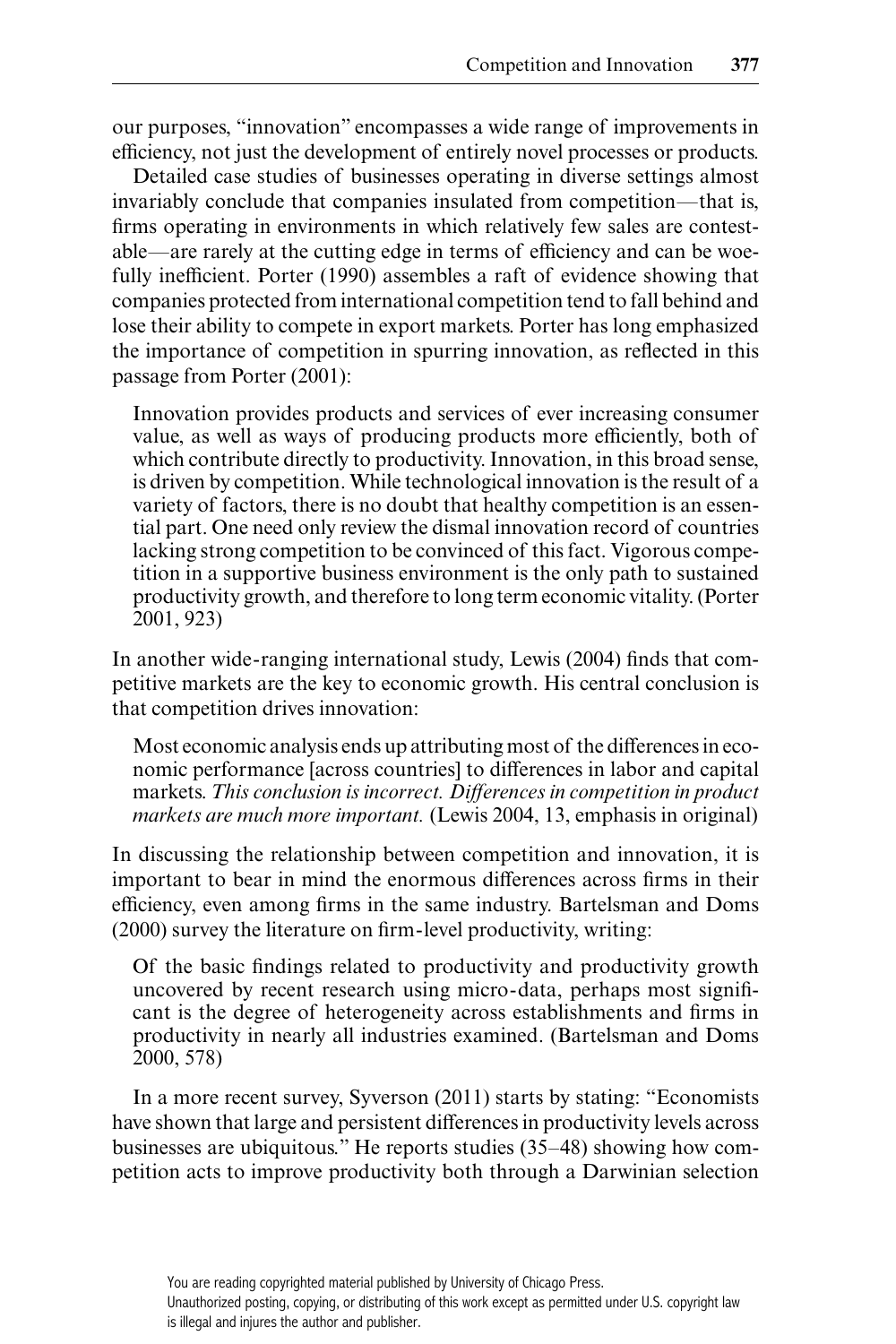our purposes, "innovation" encompasses a wide range of improvements in efficiency, not just the development of entirely novel processes or products.

Detailed case studies of businesses operating in diverse settings almost invariably conclude that companies insulated from competition—that is, firms operating in environments in which relatively few sales are contestable—are rarely at the cutting edge in terms of efficiency and can be woefully inefficient. Porter (1990) assembles a raft of evidence showing that companies protected from international competition tend to fall behind and lose their ability to compete in export markets. Porter has long emphasized the importance of competition in spurring innovation, as reflected in this passage from Porter (2001):

> Innovation provides products and services of ever increasing consumer value, as well as ways of producing products more efficiently, both of which contribute directly to productivity. Innovation, in this broad sense, is driven by competition. While technological innovation is the result of a variety of factors, there is no doubt that healthy competition is an essential part. One need only review the dismal innovation record of countries lacking strong competition to be convinced of this fact. Vigorous competition in a supportive business environment is the only path to sustained productivity growth, and therefore to long term economic vitality. (Porter 2001, 923)

In another wide-ranging international study, Lewis (2004) finds that competitive markets are the key to economic growth. His central conclusion is that competition drives innovation:

> Most economic analysis ends up attributing most of the differences in economic performance [across countries] to differences in labor and capital markets. *This conclusion is incorrect. Differences in competition in product markets are much more important.* (Lewis 2004, 13, emphasis in original)

In discussing the relationship between competition and innovation, it is important to bear in mind the enormous differences across firms in their efficiency, even among firms in the same industry. Bartelsman and Doms (2000) survey the literature on firm-level productivity, writing:

> Of the basic findings related to productivity and productivity growth uncovered by recent research using micro-data, perhaps most significant is the degree of heterogeneity across establishments and firms in productivity in nearly all industries examined. (Bartelsman and Doms 2000, 578)

In a more recent survey, Syverson (2011) starts by stating: "Economists have shown that large and persistent differences in productivity levels across businesses are ubiquitous." He reports studies (35–48) showing how competition acts to improve productivity both through a Darwinian selection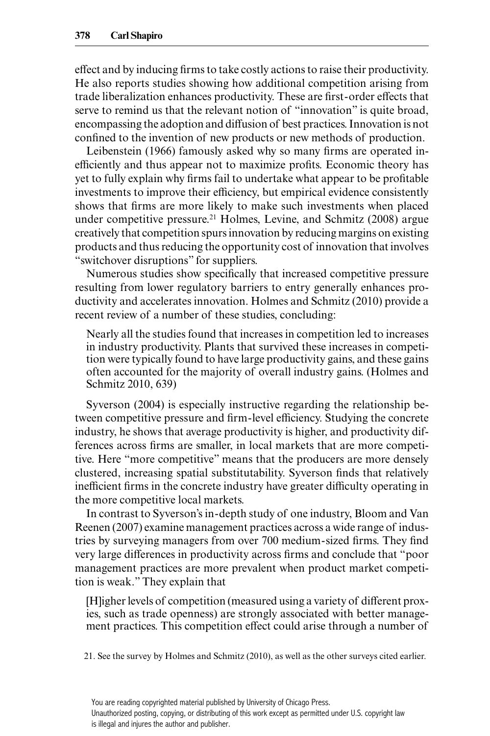effect and by inducing firms to take costly actions to raise their productivity. He also reports studies showing how additional competition arising from trade liberalization enhances productivity. These are first-order effects that serve to remind us that the relevant notion of "innovation" is quite broad, encompassing the adoption and diffusion of best practices. Innovation is not confined to the invention of new products or new methods of production.

Leibenstein (1966) famously asked why so many firms are operated inefficiently and thus appear not to maximize profits. Economic theory has yet to fully explain why firms fail to undertake what appear to be profitable investments to improve their efficiency, but empirical evidence consistently shows that firms are more likely to make such investments when placed under competitive pressure.[21] Holmes, Levine, and Schmitz (2008) argue creatively that competition spurs innovation by reducing margins on existing products and thus reducing the opportunity cost of innovation that involves "switchover disruptions" for suppliers.

Numerous studies show specifically that increased competitive pressure resulting from lower regulatory barriers to entry generally enhances productivity and accelerates innovation. Holmes and Schmitz (2010) provide a recent review of a number of these studies, concluding:

> Nearly all the studies found that increases in competition led to increases in industry productivity. Plants that survived these increases in competition were typically found to have large productivity gains, and these gains often accounted for the majority of overall industry gains. (Holmes and Schmitz 2010, 639)

Syverson (2004) is especially instructive regarding the relationship between competitive pressure and firm-level efficiency. Studying the concrete industry, he shows that average productivity is higher, and productivity differences across firms are smaller, in local markets that are more competitive. Here "more competitive" means that the producers are more densely clustered, increasing spatial substitutability. Syverson finds that relatively inefficient firms in the concrete industry have greater difficulty operating in the more competitive local markets.

In contrast to Syverson's in-depth study of one industry, Bloom and Van Reenen (2007) examine management practices across a wide range of industries by surveying managers from over 700 medium-sized firms. They find very large differences in productivity across firms and conclude that "poor management practices are more prevalent when product market competition is weak." They explain that

> [H]igher levels of competition (measured using a variety of different proxies, such as trade openness) are strongly associated with better management practices. This competition effect could arise through a number of

21. See the survey by Holmes and Schmitz (2010), as well as the other surveys cited earlier.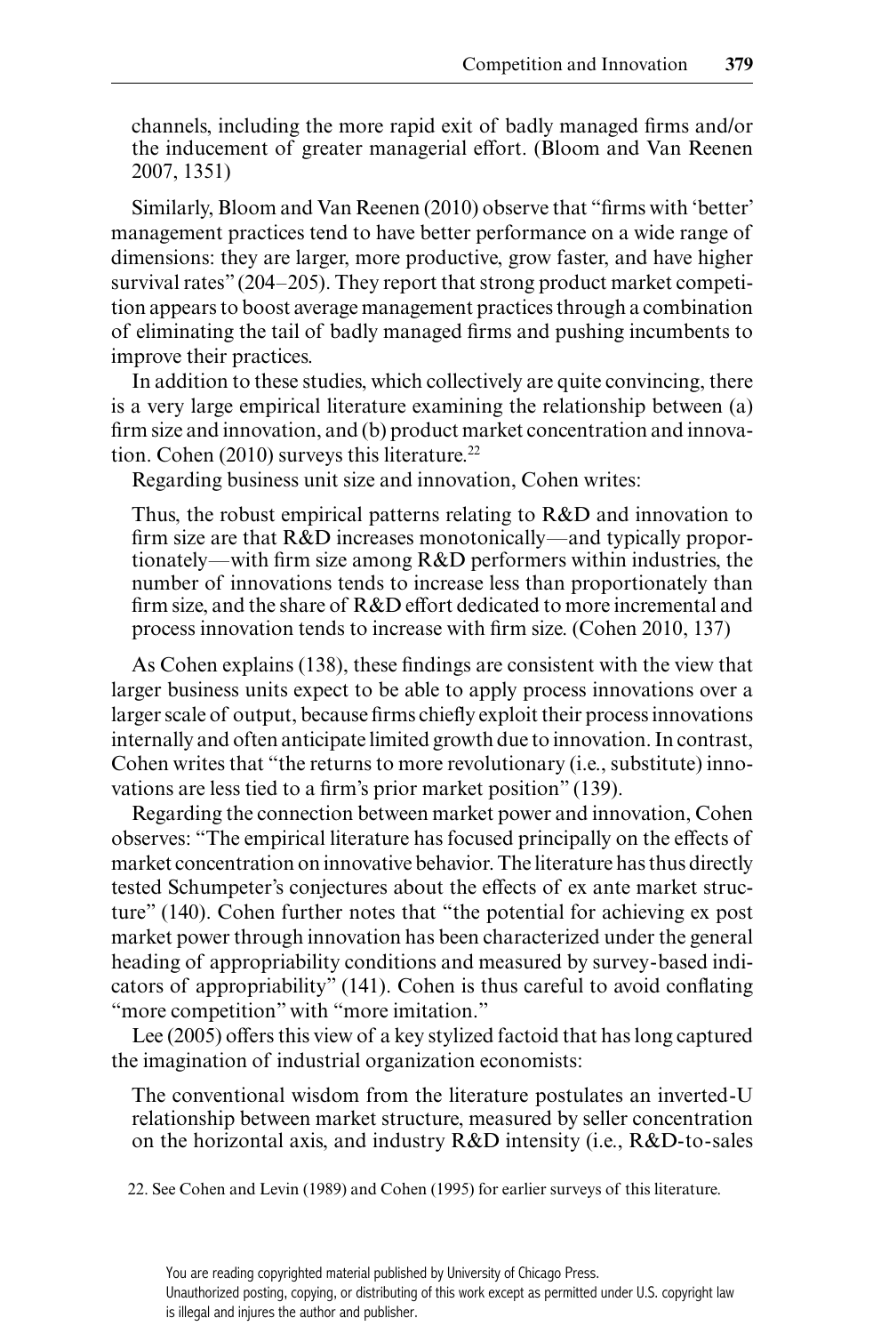channels, including the more rapid exit of badly managed firms and/or the inducement of greater managerial effort. (Bloom and Van Reenen 2007, 1351)

Similarly, Bloom and Van Reenen (2010) observe that "firms with 'better' management practices tend to have better performance on a wide range of dimensions: they are larger, more productive, grow faster, and have higher survival rates" (204–205). They report that strong product market competition appears to boost average management practices through a combination of eliminating the tail of badly managed firms and pushing incumbents to improve their practices.

In addition to these studies, which collectively are quite convincing, there is a very large empirical literature examining the relationship between (a) firm size and innovation, and (b) product market concentration and innovation. Cohen (2010) surveys this literature.[22]

Regarding business unit size and innovation, Cohen writes:

> Thus, the robust empirical patterns relating to R&D and innovation to firm size are that R&D increases monotonically—and typically proportionately—with firm size among R&D performers within industries, the number of innovations tends to increase less than proportionately than firm size, and the share of R&D effort dedicated to more incremental and process innovation tends to increase with firm size. (Cohen 2010, 137)

As Cohen explains (138), these findings are consistent with the view that larger business units expect to be able to apply process innovations over a larger scale of output, because firms chiefly exploit their process innovations internally and often anticipate limited growth due to innovation. In contrast, Cohen writes that "the returns to more revolutionary (i.e., substitute) innovations are less tied to a firm's prior market position" (139).

Regarding the connection between market power and innovation, Cohen observes: "The empirical literature has focused principally on the effects of market concentration on innovative behavior. The literature has thus directly tested Schumpeter's conjectures about the effects of ex ante market structure" (140). Cohen further notes that "the potential for achieving ex post market power through innovation has been characterized under the general heading of appropriability conditions and measured by survey-based indicators of appropriability" (141). Cohen is thus careful to avoid conflating "more competition" with "more imitation."

Lee (2005) offers this view of a key stylized factoid that has long captured the imagination of industrial organization economists:

> The conventional wisdom from the literature postulates an inverted-U relationship between market structure, measured by seller concentration on the horizontal axis, and industry R&D intensity (i.e., R&D-to-sales

22. See Cohen and Levin (1989) and Cohen (1995) for earlier surveys of this literature.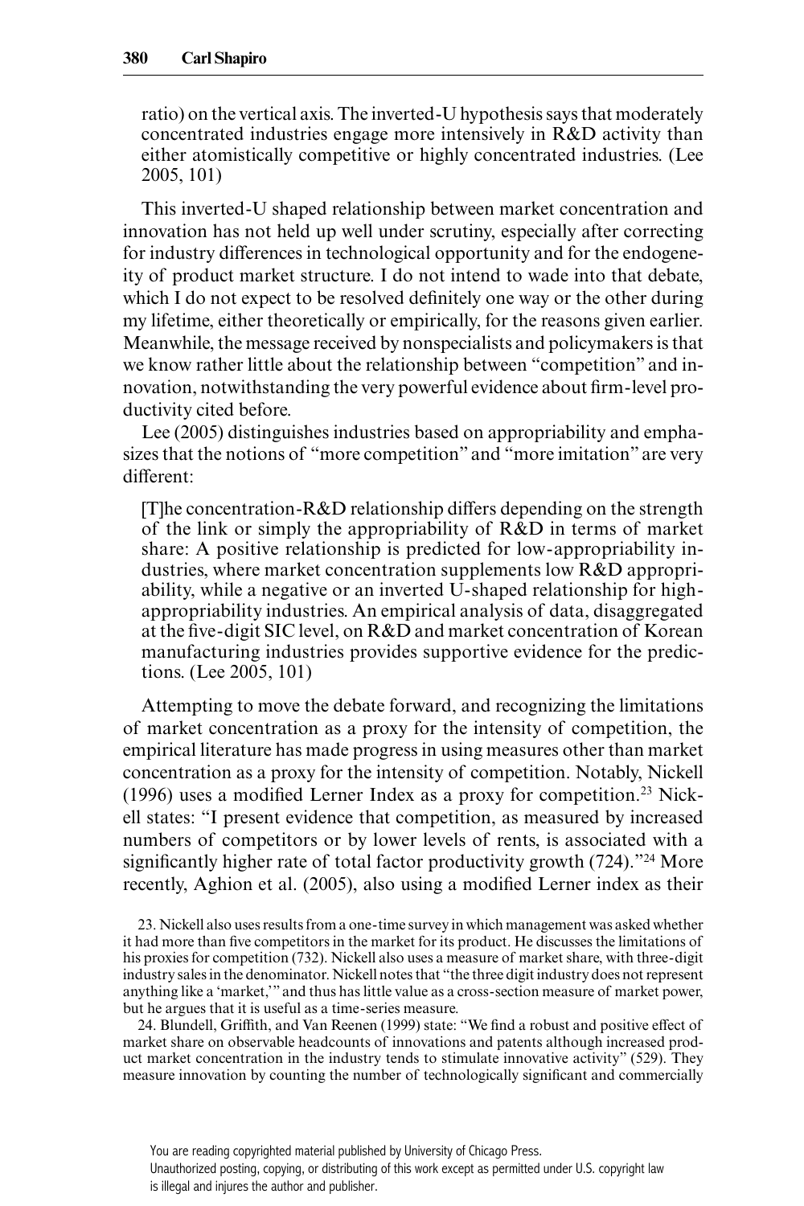ratio) on the vertical axis. The inverted-U hypothesis says that moderately concentrated industries engage more intensively in R&D activity than either atomistically competitive or highly concentrated industries. (Lee 2005, 101)

This inverted-U shaped relationship between market concentration and innovation has not held up well under scrutiny, especially after correcting for industry differences in technological opportunity and for the endogeneity of product market structure. I do not intend to wade into that debate, which I do not expect to be resolved definitely one way or the other during my lifetime, either theoretically or empirically, for the reasons given earlier. Meanwhile, the message received by nonspecialists and policymakers is that we know rather little about the relationship between "competition" and innovation, notwithstanding the very powerful evidence about firm-level productivity cited before.

Lee (2005) distinguishes industries based on appropriability and emphasizes that the notions of "more competition" and "more imitation" are very different:

> [T]he concentration-R&D relationship differs depending on the strength of the link or simply the appropriability of R&D in terms of market share: A positive relationship is predicted for low-appropriability industries, where market concentration supplements low R&D appropriability, while a negative or an inverted U-shaped relationship for high-appropriability industries. An empirical analysis of data, disaggregated at the five-digit SIC level, on R&D and market concentration of Korean manufacturing industries provides supportive evidence for the predictions. (Lee 2005, 101)

Attempting to move the debate forward, and recognizing the limitations of market concentration as a proxy for the intensity of competition, the empirical literature has made progress in using measures other than market concentration as a proxy for the intensity of competition. Notably, Nickell (1996) uses a modified Lerner Index as a proxy for competition.[23] Nickell states: "I present evidence that competition, as measured by increased numbers of competitors or by lower levels of rents, is associated with a significantly higher rate of total factor productivity growth (724)."[24] More recently, Aghion et al. (2005), also using a modified Lerner index as their

23. Nickell also uses results from a one-time survey in which management was asked whether it had more than five competitors in the market for its product. He discusses the limitations of his proxies for competition (732). Nickell also uses a measure of market share, with three-digit industry sales in the denominator. Nickell notes that "the three digit industry does not represent anything like a 'market,'" and thus has little value as a cross-section measure of market power, but he argues that it is useful as a time-series measure.

24. Blundell, Griffith, and Van Reenen (1999) state: "We find a robust and positive effect of market share on observable headcounts of innovations and patents although increased product market concentration in the industry tends to stimulate innovative activity" (529). They measure innovation by counting the number of technologically significant and commercially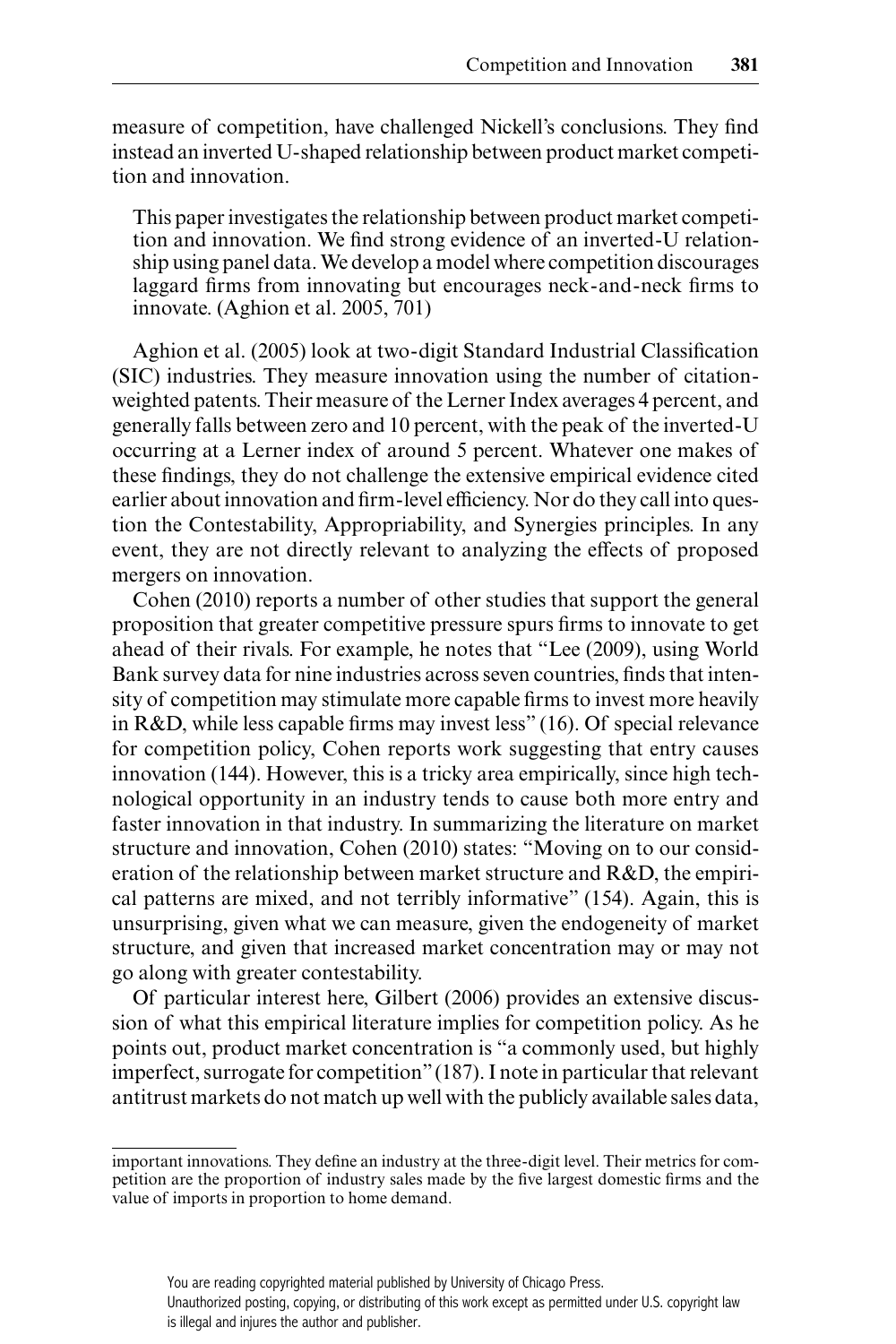measure of competition, have challenged Nickell's conclusions. They find instead an inverted U-shaped relationship between product market competition and innovation.

> This paper investigates the relationship between product market competition and innovation. We find strong evidence of an inverted-U relationship using panel data. We develop a model where competition discourages laggard firms from innovating but encourages neck-and-neck firms to innovate. (Aghion et al. 2005, 701)

Aghion et al. (2005) look at two-digit Standard Industrial Classification (SIC) industries. They measure innovation using the number of citation-weighted patents. Their measure of the Lerner Index averages 4 percent, and generally falls between zero and 10 percent, with the peak of the inverted-U occurring at a Lerner index of around 5 percent. Whatever one makes of these findings, they do not challenge the extensive empirical evidence cited earlier about innovation and firm-level efficiency. Nor do they call into question the Contestability, Appropriability, and Synergies principles. In any event, they are not directly relevant to analyzing the effects of proposed mergers on innovation.

Cohen (2010) reports a number of other studies that support the general proposition that greater competitive pressure spurs firms to innovate to get ahead of their rivals. For example, he notes that "Lee (2009), using World Bank survey data for nine industries across seven countries, finds that intensity of competition may stimulate more capable firms to invest more heavily in R&D, while less capable firms may invest less" (16). Of special relevance for competition policy, Cohen reports work suggesting that entry causes innovation (144). However, this is a tricky area empirically, since high technological opportunity in an industry tends to cause both more entry and faster innovation in that industry. In summarizing the literature on market structure and innovation, Cohen (2010) states: "Moving on to our consideration of the relationship between market structure and R&D, the empirical patterns are mixed, and not terribly informative" (154). Again, this is unsurprising, given what we can measure, given the endogeneity of market structure, and given that increased market concentration may or may not go along with greater contestability.

Of particular interest here, Gilbert (2006) provides an extensive discussion of what this empirical literature implies for competition policy. As he points out, product market concentration is "a commonly used, but highly imperfect, surrogate for competition" (187). I note in particular that relevant antitrust markets do not match up well with the publicly available sales data,

important innovations. They define an industry at the three-digit level. Their metrics for competition are the proportion of industry sales made by the five largest domestic firms and the value of imports in proportion to home demand.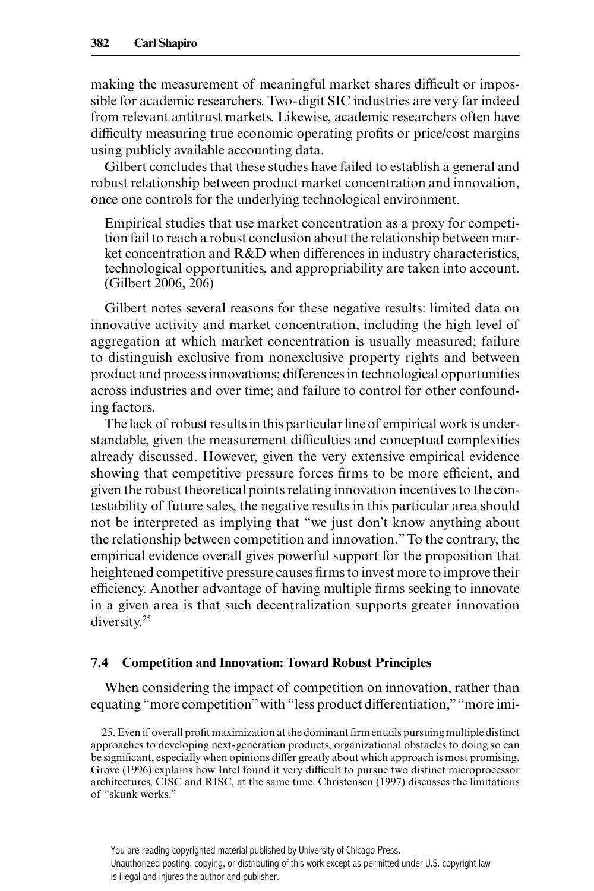making the measurement of meaningful market shares difficult or impossible for academic researchers. Two-digit SIC industries are very far indeed from relevant antitrust markets. Likewise, academic researchers often have difficulty measuring true economic operating profits or price/cost margins using publicly available accounting data.

Gilbert concludes that these studies have failed to establish a general and robust relationship between product market concentration and innovation, once one controls for the underlying technological environment.

> Empirical studies that use market concentration as a proxy for competition fail to reach a robust conclusion about the relationship between market concentration and R&D when differences in industry characteristics, technological opportunities, and appropriability are taken into account. (Gilbert 2006, 206)

Gilbert notes several reasons for these negative results: limited data on innovative activity and market concentration, including the high level of aggregation at which market concentration is usually measured; failure to distinguish exclusive from nonexclusive property rights and between product and process innovations; differences in technological opportunities across industries and over time; and failure to control for other confounding factors.

The lack of robust results in this particular line of empirical work is understandable, given the measurement difficulties and conceptual complexities already discussed. However, given the very extensive empirical evidence showing that competitive pressure forces firms to be more efficient, and given the robust theoretical points relating innovation incentives to the contestability of future sales, the negative results in this particular area should not be interpreted as implying that "we just don't know anything about the relationship between competition and innovation." To the contrary, the empirical evidence overall gives powerful support for the proposition that heightened competitive pressure causes firms to invest more to improve their efficiency. Another advantage of having multiple firms seeking to innovate in a given area is that such decentralization supports greater innovation diversity.[25]

### 7.4 Competition and Innovation: Toward Robust Principles

When considering the impact of competition on innovation, rather than equating "more competition" with "less product differentiation," "more imi-

25. Even if overall profit maximization at the dominant firm entails pursuing multiple distinct approaches to developing next-generation products, organizational obstacles to doing so can be significant, especially when opinions differ greatly about which approach is most promising. Grove (1996) explains how Intel found it very difficult to pursue two distinct microprocessor architectures, CISC and RISC, at the same time. Christensen (1997) discusses the limitations of "skunk works."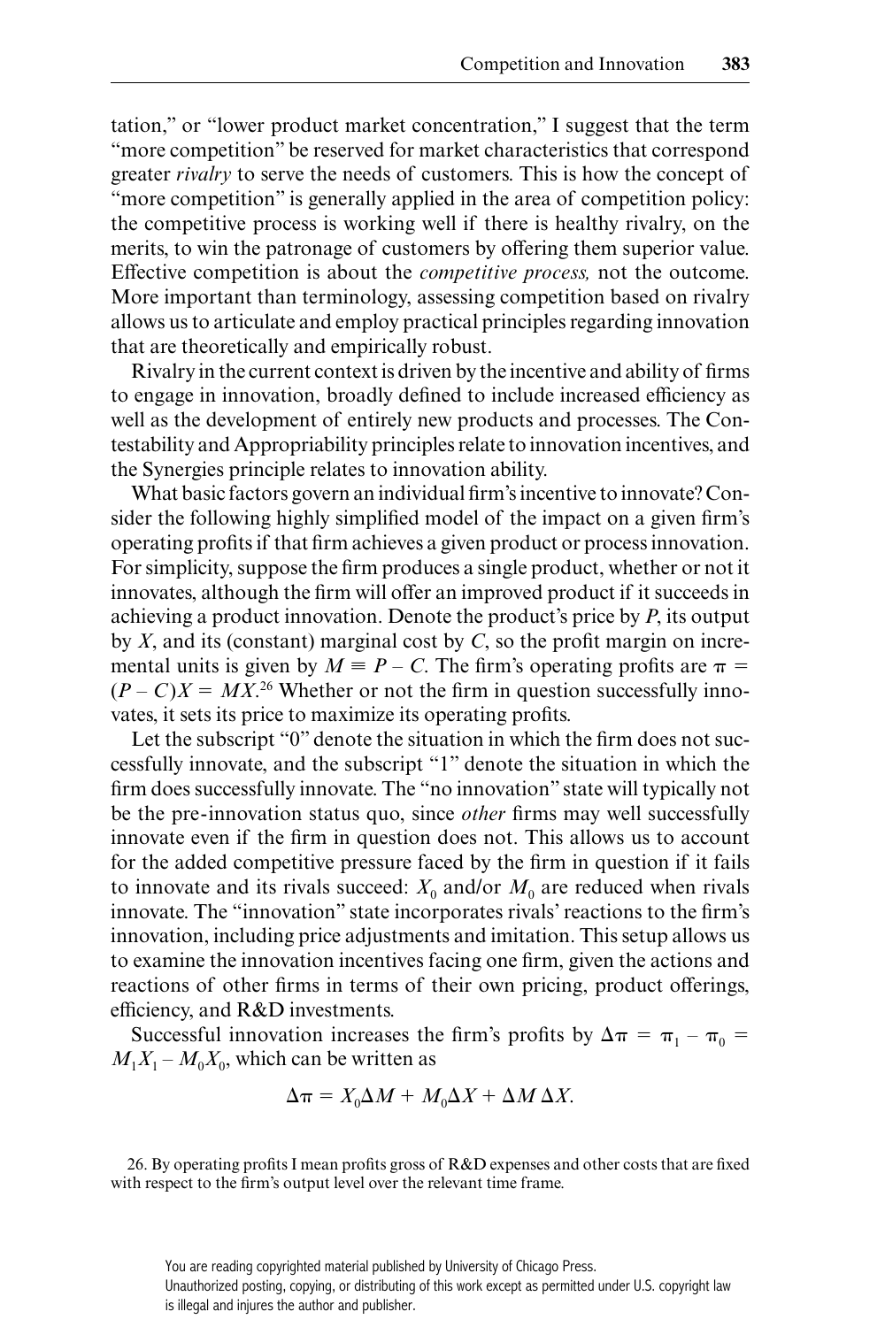tation," or "lower product market concentration," I suggest that the term "more competition" be reserved for market characteristics that correspond greater *rivalry* to serve the needs of customers. This is how the concept of "more competition" is generally applied in the area of competition policy: the competitive process is working well if there is healthy rivalry, on the merits, to win the patronage of customers by offering them superior value. Effective competition is about the *competitive process,* not the outcome. More important than terminology, assessing competition based on rivalry allows us to articulate and employ practical principles regarding innovation that are theoretically and empirically robust.

Rivalry in the current context is driven by the incentive and ability of firms to engage in innovation, broadly defined to include increased efficiency as well as the development of entirely new products and processes. The Contestability and Appropriability principles relate to innovation incentives, and the Synergies principle relates to innovation ability.

What basic factors govern an individual firm's incentive to innovate? Consider the following highly simplified model of the impact on a given firm's operating profits if that firm achieves a given product or process innovation. For simplicity, suppose the firm produces a single product, whether or not it innovates, although the firm will offer an improved product if it succeeds in achieving a product innovation. Denote the product's price by $P$, its output by $X$, and its (constant) marginal cost by $C$, so the profit margin on incremental units is given by $M \equiv P - C$. The firm's operating profits are $\pi = (P - C)X = MX$.[26] Whether or not the firm in question successfully innovates, it sets its price to maximize its operating profits.

Let the subscript "0" denote the situation in which the firm does not successfully innovate, and the subscript "1" denote the situation in which the firm does successfully innovate. The "no innovation" state will typically not be the pre-innovation status quo, since *other* firms may well successfully innovate even if the firm in question does not. This allows us to account for the added competitive pressure faced by the firm in question if it fails to innovate and its rivals succeed: $X_0$ and/or $M_0$ are reduced when rivals innovate. The "innovation" state incorporates rivals' reactions to the firm's innovation, including price adjustments and imitation. This setup allows us to examine the innovation incentives facing one firm, given the actions and reactions of other firms in terms of their own pricing, product offerings, efficiency, and R&D investments.

Successful innovation increases the firm's profits by $\Delta\pi = \pi_1 - \pi_0 = M_1X_1 - M_0X_0$, which can be written as

$$\Delta\pi = X_0\Delta M + M_0\Delta X + \Delta M\,\Delta X.$$

26. By operating profits I mean profits gross of R&D expenses and other costs that are fixed with respect to the firm's output level over the relevant time frame.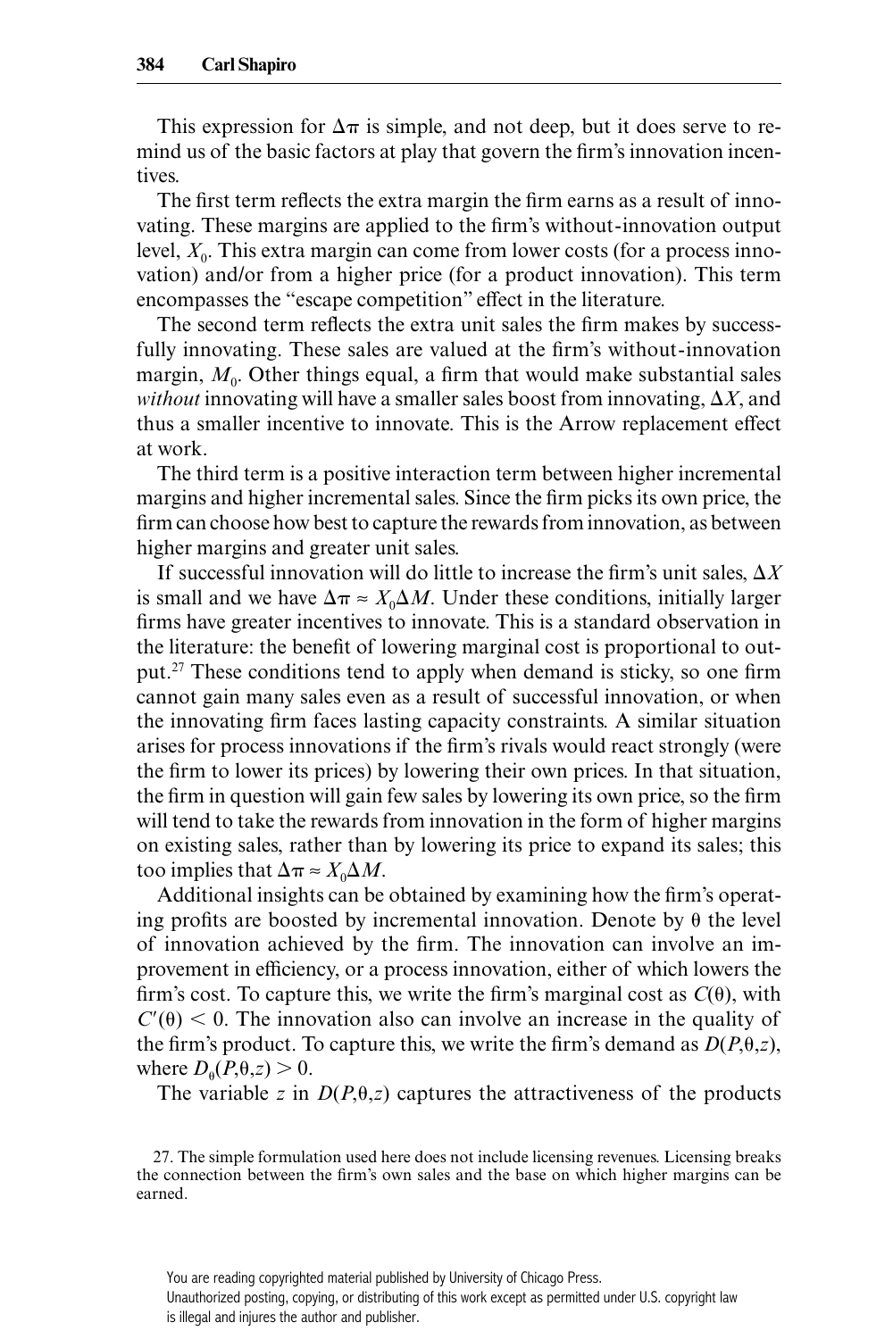This expression for $\Delta\pi$ is simple, and not deep, but it does serve to remind us of the basic factors at play that govern the firm's innovation incentives.

The first term reflects the extra margin the firm earns as a result of innovating. These margins are applied to the firm's without-innovation output level, $X_0$. This extra margin can come from lower costs (for a process innovation) and/or from a higher price (for a product innovation). This term encompasses the "escape competition" effect in the literature.

The second term reflects the extra unit sales the firm makes by successfully innovating. These sales are valued at the firm's without-innovation margin, $M_0$. Other things equal, a firm that would make substantial sales *without* innovating will have a smaller sales boost from innovating, $\Delta X$, and thus a smaller incentive to innovate. This is the Arrow replacement effect at work.

The third term is a positive interaction term between higher incremental margins and higher incremental sales. Since the firm picks its own price, the firm can choose how best to capture the rewards from innovation, as between higher margins and greater unit sales.

If successful innovation will do little to increase the firm's unit sales, $\Delta X$ is small and we have $\Delta\pi \approx X_0\Delta M$. Under these conditions, initially larger firms have greater incentives to innovate. This is a standard observation in the literature: the benefit of lowering marginal cost is proportional to output.[27] These conditions tend to apply when demand is sticky, so one firm cannot gain many sales even as a result of successful innovation, or when the innovating firm faces lasting capacity constraints. A similar situation arises for process innovations if the firm's rivals would react strongly (were the firm to lower its prices) by lowering their own prices. In that situation, the firm in question will gain few sales by lowering its own price, so the firm will tend to take the rewards from innovation in the form of higher margins on existing sales, rather than by lowering its price to expand its sales; this too implies that $\Delta\pi \approx X_0\Delta M$.

Additional insights can be obtained by examining how the firm's operating profits are boosted by incremental innovation. Denote by $\theta$ the level of innovation achieved by the firm. The innovation can involve an improvement in efficiency, or a process innovation, either of which lowers the firm's cost. To capture this, we write the firm's marginal cost as $C(\theta)$, with $C'(\theta) < 0$. The innovation also can involve an increase in the quality of the firm's product. To capture this, we write the firm's demand as $D(P,\theta,z)$, where $D_\theta(P,\theta,z) > 0$.

The variable $z$ in $D(P,\theta,z)$ captures the attractiveness of the products

27. The simple formulation used here does not include licensing revenues. Licensing breaks the connection between the firm's own sales and the base on which higher margins can be earned.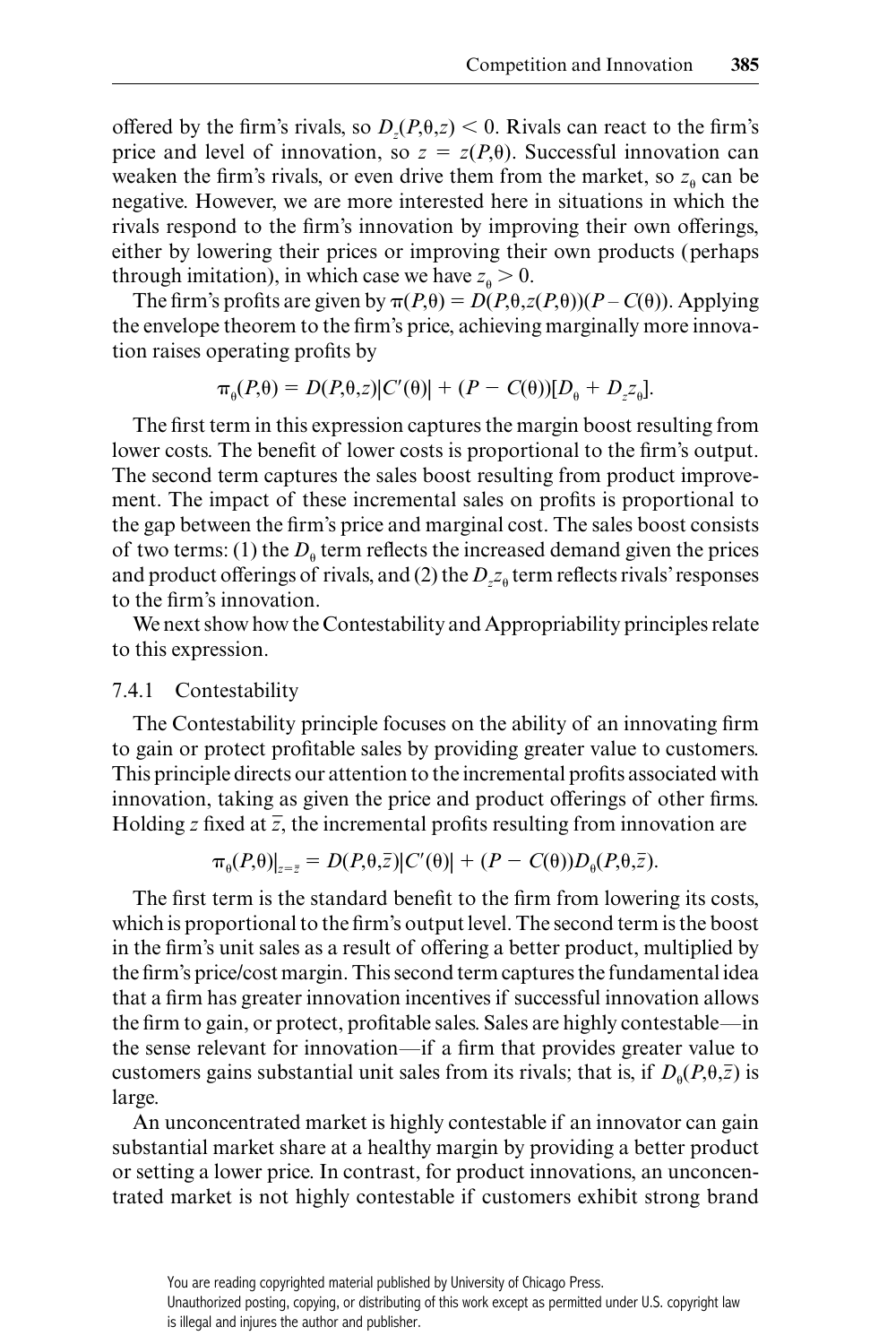offered by the firm's rivals, so $D_z(P,\theta,z) < 0$. Rivals can react to the firm's price and level of innovation, so $z = z(P,\theta)$. Successful innovation can weaken the firm's rivals, or even drive them from the market, so $z_\theta$ can be negative. However, we are more interested here in situations in which the rivals respond to the firm's innovation by improving their own offerings, either by lowering their prices or improving their own products (perhaps through imitation), in which case we have $z_\theta > 0$.

The firm's profits are given by $\pi(P,\theta) = D(P,\theta,z(P,\theta))(P - C(\theta))$. Applying the envelope theorem to the firm's price, achieving marginally more innovation raises operating profits by

$$\pi_\theta(P,\theta) = D(P,\theta,z)|C'(\theta)| + (P - C(\theta))[D_\theta + D_z z_\theta].$$

The first term in this expression captures the margin boost resulting from lower costs. The benefit of lower costs is proportional to the firm's output. The second term captures the sales boost resulting from product improvement. The impact of these incremental sales on profits is proportional to the gap between the firm's price and marginal cost. The sales boost consists of two terms: (1) the $D_\theta$ term reflects the increased demand given the prices and product offerings of rivals, and (2) the $D_z z_\theta$ term reflects rivals' responses to the firm's innovation.

We next show how the Contestability and Appropriability principles relate to this expression.

### 7.4.1 Contestability

The Contestability principle focuses on the ability of an innovating firm to gain or protect profitable sales by providing greater value to customers. This principle directs our attention to the incremental profits associated with innovation, taking as given the price and product offerings of other firms. Holding $z$ fixed at $\bar{z}$, the incremental profits resulting from innovation are

$$\pi_\theta(P,\theta)|_{z=\bar{z}} = D(P,\theta,\bar{z})|C'(\theta)| + (P - C(\theta))D_\theta(P,\theta,\bar{z}).$$

The first term is the standard benefit to the firm from lowering its costs, which is proportional to the firm's output level. The second term is the boost in the firm's unit sales as a result of offering a better product, multiplied by the firm's price/cost margin. This second term captures the fundamental idea that a firm has greater innovation incentives if successful innovation allows the firm to gain, or protect, profitable sales. Sales are highly contestable—in the sense relevant for innovation—if a firm that provides greater value to customers gains substantial unit sales from its rivals; that is, if $D_\theta(P,\theta,\bar{z})$ is large.

An unconcentrated market is highly contestable if an innovator can gain substantial market share at a healthy margin by providing a better product or setting a lower price. In contrast, for product innovations, an unconcentrated market is not highly contestable if customers exhibit strong brand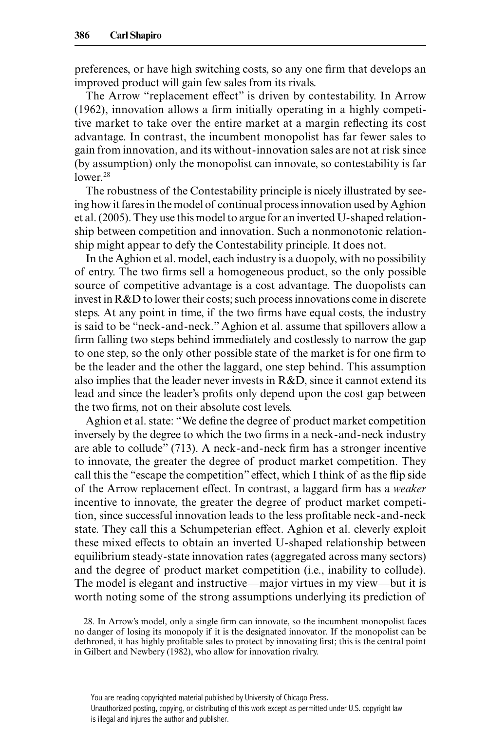preferences, or have high switching costs, so any one firm that develops an improved product will gain few sales from its rivals.

The Arrow "replacement effect" is driven by contestability. In Arrow (1962), innovation allows a firm initially operating in a highly competitive market to take over the entire market at a margin reflecting its cost advantage. In contrast, the incumbent monopolist has far fewer sales to gain from innovation, and its without-innovation sales are not at risk since (by assumption) only the monopolist can innovate, so contestability is far lower.[28]

The robustness of the Contestability principle is nicely illustrated by seeing how it fares in the model of continual process innovation used by Aghion et al. (2005). They use this model to argue for an inverted U-shaped relationship between competition and innovation. Such a nonmonotonic relationship might appear to defy the Contestability principle. It does not.

In the Aghion et al. model, each industry is a duopoly, with no possibility of entry. The two firms sell a homogeneous product, so the only possible source of competitive advantage is a cost advantage. The duopolists can invest in R&D to lower their costs; such process innovations come in discrete steps. At any point in time, if the two firms have equal costs, the industry is said to be "neck-and-neck." Aghion et al. assume that spillovers allow a firm falling two steps behind immediately and costlessly to narrow the gap to one step, so the only other possible state of the market is for one firm to be the leader and the other the laggard, one step behind. This assumption also implies that the leader never invests in R&D, since it cannot extend its lead and since the leader's profits only depend upon the cost gap between the two firms, not on their absolute cost levels.

Aghion et al. state: "We define the degree of product market competition inversely by the degree to which the two firms in a neck-and-neck industry are able to collude" (713). A neck-and-neck firm has a stronger incentive to innovate, the greater the degree of product market competition. They call this the "escape the competition" effect, which I think of as the flip side of the Arrow replacement effect. In contrast, a laggard firm has a *weaker* incentive to innovate, the greater the degree of product market competition, since successful innovation leads to the less profitable neck-and-neck state. They call this a Schumpeterian effect. Aghion et al. cleverly exploit these mixed effects to obtain an inverted U-shaped relationship between equilibrium steady-state innovation rates (aggregated across many sectors) and the degree of product market competition (i.e., inability to collude). The model is elegant and instructive—major virtues in my view—but it is worth noting some of the strong assumptions underlying its prediction of

28. In Arrow's model, only a single firm can innovate, so the incumbent monopolist faces no danger of losing its monopoly if it is the designated innovator. If the monopolist can be dethroned, it has highly profitable sales to protect by innovating first; this is the central point in Gilbert and Newbery (1982), who allow for innovation rivalry.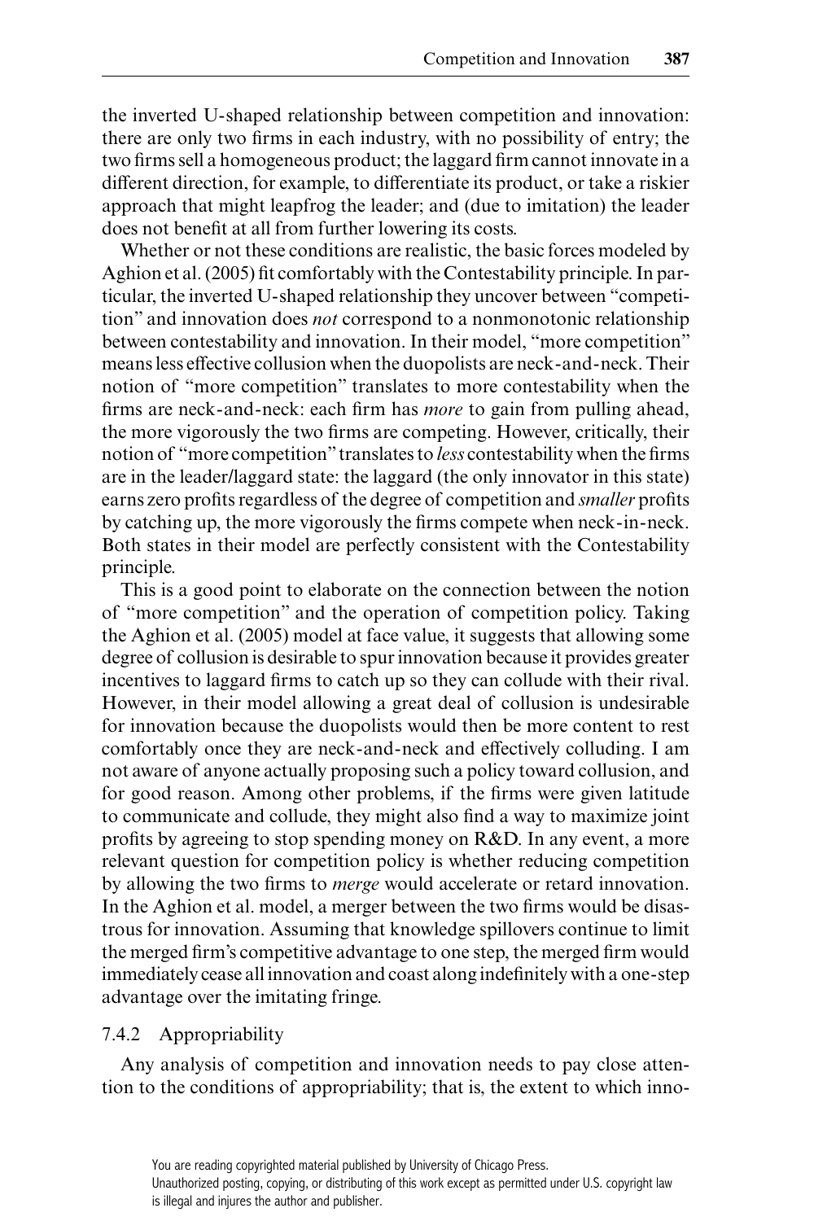the inverted U-shaped relationship between competition and innovation: there are only two firms in each industry, with no possibility of entry; the two firms sell a homogeneous product; the laggard firm cannot innovate in a different direction, for example, to differentiate its product, or take a riskier approach that might leapfrog the leader; and (due to imitation) the leader does not benefit at all from further lowering its costs.

Whether or not these conditions are realistic, the basic forces modeled by Aghion et al. (2005) fit comfortably with the Contestability principle. In particular, the inverted U-shaped relationship they uncover between "competition" and innovation does *not* correspond to a nonmonotonic relationship between contestability and innovation. In their model, "more competition" means less effective collusion when the duopolists are neck-and-neck. Their notion of "more competition" translates to more contestability when the firms are neck-and-neck: each firm has *more* to gain from pulling ahead, the more vigorously the two firms are competing. However, critically, their notion of "more competition" translates to *less* contestability when the firms are in the leader/laggard state: the laggard (the only innovator in this state) earns zero profits regardless of the degree of competition and *smaller* profits by catching up, the more vigorously the firms compete when neck-in-neck. Both states in their model are perfectly consistent with the Contestability principle.

This is a good point to elaborate on the connection between the notion of "more competition" and the operation of competition policy. Taking the Aghion et al. (2005) model at face value, it suggests that allowing some degree of collusion is desirable to spur innovation because it provides greater incentives to laggard firms to catch up so they can collude with their rival. However, in their model allowing a great deal of collusion is undesirable for innovation because the duopolists would then be more content to rest comfortably once they are neck-and-neck and effectively colluding. I am not aware of anyone actually proposing such a policy toward collusion, and for good reason. Among other problems, if the firms were given latitude to communicate and collude, they might also find a way to maximize joint profits by agreeing to stop spending money on R&D. In any event, a more relevant question for competition policy is whether reducing competition by allowing the two firms to *merge* would accelerate or retard innovation. In the Aghion et al. model, a merger between the two firms would be disastrous for innovation. Assuming that knowledge spillovers continue to limit the merged firm's competitive advantage to one step, the merged firm would immediately cease all innovation and coast along indefinitely with a one-step advantage over the imitating fringe.

### 7.4.2 Appropriability

Any analysis of competition and innovation needs to pay close attention to the conditions of appropriability; that is, the extent to which inno-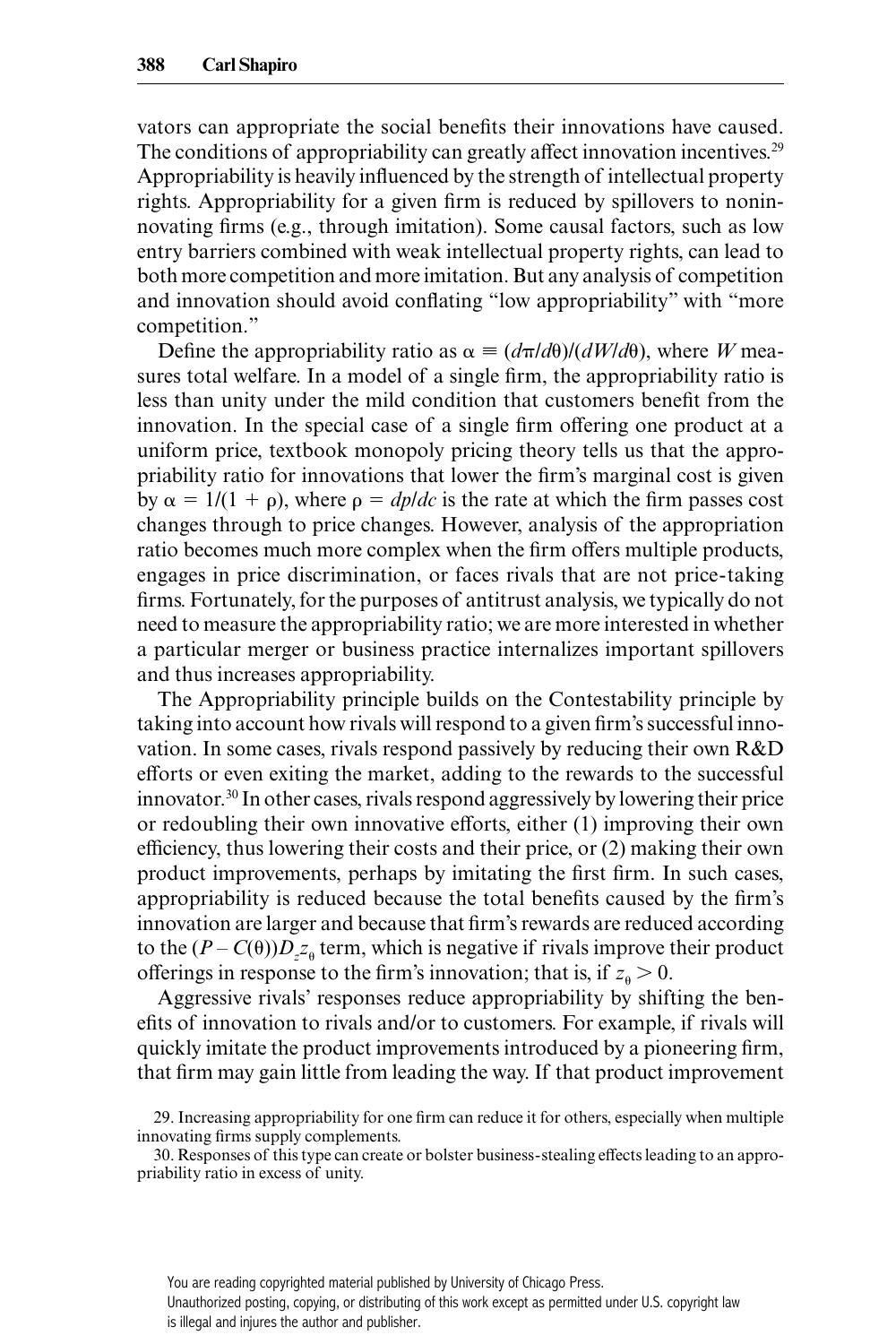vators can appropriate the social benefits their innovations have caused. The conditions of appropriability can greatly affect innovation incentives.[29] Appropriability is heavily influenced by the strength of intellectual property rights. Appropriability for a given firm is reduced by spillovers to noninnovating firms (e.g., through imitation). Some causal factors, such as low entry barriers combined with weak intellectual property rights, can lead to both more competition and more imitation. But any analysis of competition and innovation should avoid conflating "low appropriability" with "more competition."

Define the appropriability ratio as $\alpha \equiv (d\pi/d\theta)/(dW/d\theta)$, where $W$ measures total welfare. In a model of a single firm, the appropriability ratio is less than unity under the mild condition that customers benefit from the innovation. In the special case of a single firm offering one product at a uniform price, textbook monopoly pricing theory tells us that the appropriability ratio for innovations that lower the firm's marginal cost is given by $\alpha = 1/(1 + \rho)$, where $\rho = dp/dc$ is the rate at which the firm passes cost changes through to price changes. However, analysis of the appropriation ratio becomes much more complex when the firm offers multiple products, engages in price discrimination, or faces rivals that are not price-taking firms. Fortunately, for the purposes of antitrust analysis, we typically do not need to measure the appropriability ratio; we are more interested in whether a particular merger or business practice internalizes important spillovers and thus increases appropriability.

The Appropriability principle builds on the Contestability principle by taking into account how rivals will respond to a given firm's successful innovation. In some cases, rivals respond passively by reducing their own R&D efforts or even exiting the market, adding to the rewards to the successful innovator.[30] In other cases, rivals respond aggressively by lowering their price or redoubling their own innovative efforts, either (1) improving their own efficiency, thus lowering their costs and their price, or (2) making their own product improvements, perhaps by imitating the first firm. In such cases, appropriability is reduced because the total benefits caused by the firm's innovation are larger and because that firm's rewards are reduced according to the $(P - C(\theta))D_z z_\theta$ term, which is negative if rivals improve their product offerings in response to the firm's innovation; that is, if $z_\theta > 0$.

Aggressive rivals' responses reduce appropriability by shifting the benefits of innovation to rivals and/or to customers. For example, if rivals will quickly imitate the product improvements introduced by a pioneering firm, that firm may gain little from leading the way. If that product improvement

29. Increasing appropriability for one firm can reduce it for others, especially when multiple innovating firms supply complements.

30. Responses of this type can create or bolster business-stealing effects leading to an appropriability ratio in excess of unity.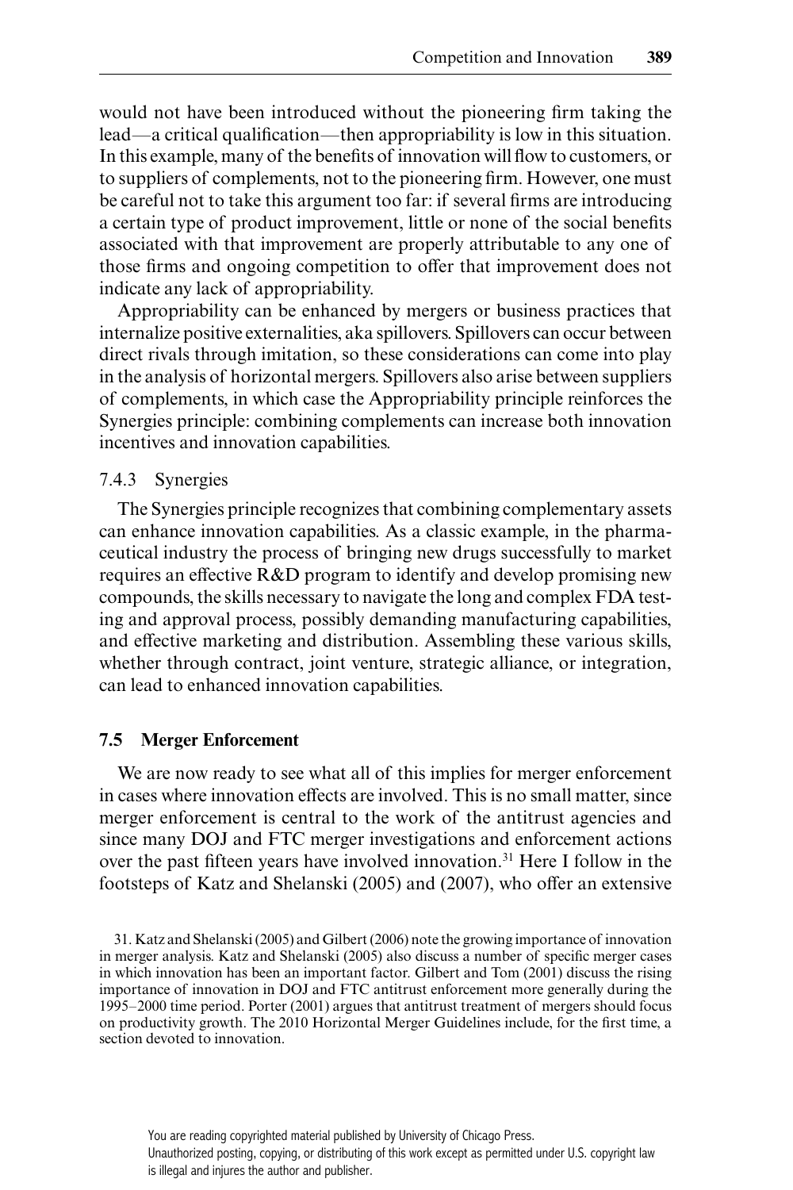would not have been introduced without the pioneering firm taking the lead—a critical qualification—then appropriability is low in this situation. In this example, many of the benefits of innovation will flow to customers, or to suppliers of complements, not to the pioneering firm. However, one must be careful not to take this argument too far: if several firms are introducing a certain type of product improvement, little or none of the social benefits associated with that improvement are properly attributable to any one of those firms and ongoing competition to offer that improvement does not indicate any lack of appropriability.

Appropriability can be enhanced by mergers or business practices that internalize positive externalities, aka spillovers. Spillovers can occur between direct rivals through imitation, so these considerations can come into play in the analysis of horizontal mergers. Spillovers also arise between suppliers of complements, in which case the Appropriability principle reinforces the Synergies principle: combining complements can increase both innovation incentives and innovation capabilities.

### 7.4.3 Synergies

The Synergies principle recognizes that combining complementary assets can enhance innovation capabilities. As a classic example, in the pharmaceutical industry the process of bringing new drugs successfully to market requires an effective R&D program to identify and develop promising new compounds, the skills necessary to navigate the long and complex FDA testing and approval process, possibly demanding manufacturing capabilities, and effective marketing and distribution. Assembling these various skills, whether through contract, joint venture, strategic alliance, or integration, can lead to enhanced innovation capabilities.

## 7.5 Merger Enforcement

We are now ready to see what all of this implies for merger enforcement in cases where innovation effects are involved. This is no small matter, since merger enforcement is central to the work of the antitrust agencies and since many DOJ and FTC merger investigations and enforcement actions over the past fifteen years have involved innovation.[31] Here I follow in the footsteps of Katz and Shelanski (2005) and (2007), who offer an extensive

31. Katz and Shelanski (2005) and Gilbert (2006) note the growing importance of innovation in merger analysis. Katz and Shelanski (2005) also discuss a number of specific merger cases in which innovation has been an important factor. Gilbert and Tom (2001) discuss the rising importance of innovation in DOJ and FTC antitrust enforcement more generally during the 1995–2000 time period. Porter (2001) argues that antitrust treatment of mergers should focus on productivity growth. The 2010 Horizontal Merger Guidelines include, for the first time, a section devoted to innovation.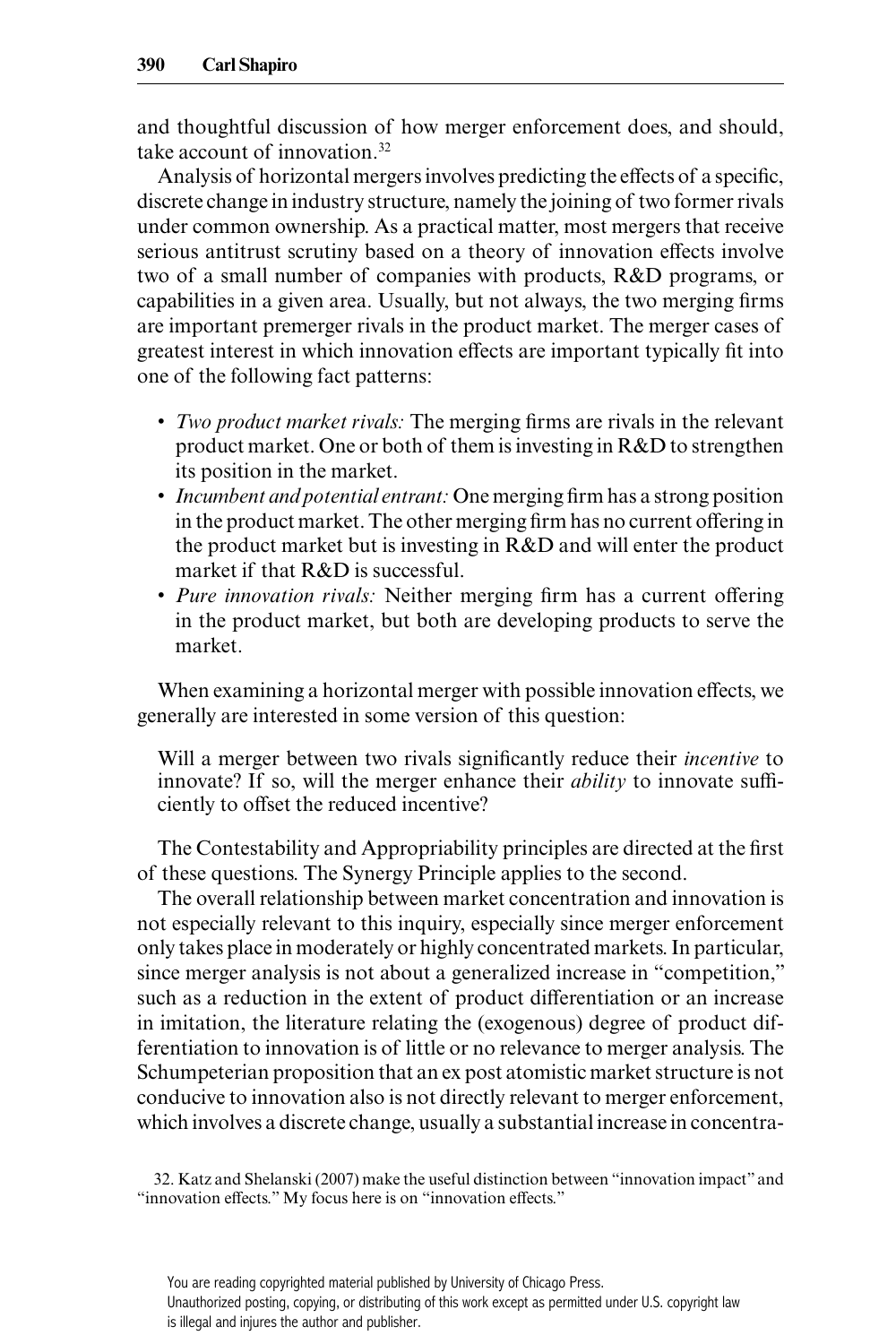and thoughtful discussion of how merger enforcement does, and should, take account of innovation.[32]

Analysis of horizontal mergers involves predicting the effects of a specific, discrete change in industry structure, namely the joining of two former rivals under common ownership. As a practical matter, most mergers that receive serious antitrust scrutiny based on a theory of innovation effects involve two of a small number of companies with products, R&D programs, or capabilities in a given area. Usually, but not always, the two merging firms are important premerger rivals in the product market. The merger cases of greatest interest in which innovation effects are important typically fit into one of the following fact patterns:

- *Two product market rivals:* The merging firms are rivals in the relevant product market. One or both of them is investing in R&D to strengthen its position in the market.
- *Incumbent and potential entrant:* One merging firm has a strong position in the product market. The other merging firm has no current offering in the product market but is investing in R&D and will enter the product market if that R&D is successful.
- *Pure innovation rivals:* Neither merging firm has a current offering in the product market, but both are developing products to serve the market.

When examining a horizontal merger with possible innovation effects, we generally are interested in some version of this question:

> Will a merger between two rivals significantly reduce their *incentive* to innovate? If so, will the merger enhance their *ability* to innovate sufficiently to offset the reduced incentive?

The Contestability and Appropriability principles are directed at the first of these questions. The Synergy Principle applies to the second.

The overall relationship between market concentration and innovation is not especially relevant to this inquiry, especially since merger enforcement only takes place in moderately or highly concentrated markets. In particular, since merger analysis is not about a generalized increase in "competition," such as a reduction in the extent of product differentiation or an increase in imitation, the literature relating the (exogenous) degree of product differentiation to innovation is of little or no relevance to merger analysis. The Schumpeterian proposition that an ex post atomistic market structure is not conducive to innovation also is not directly relevant to merger enforcement, which involves a discrete change, usually a substantial increase in concentra-

32. Katz and Shelanski (2007) make the useful distinction between "innovation impact" and "innovation effects." My focus here is on "innovation effects."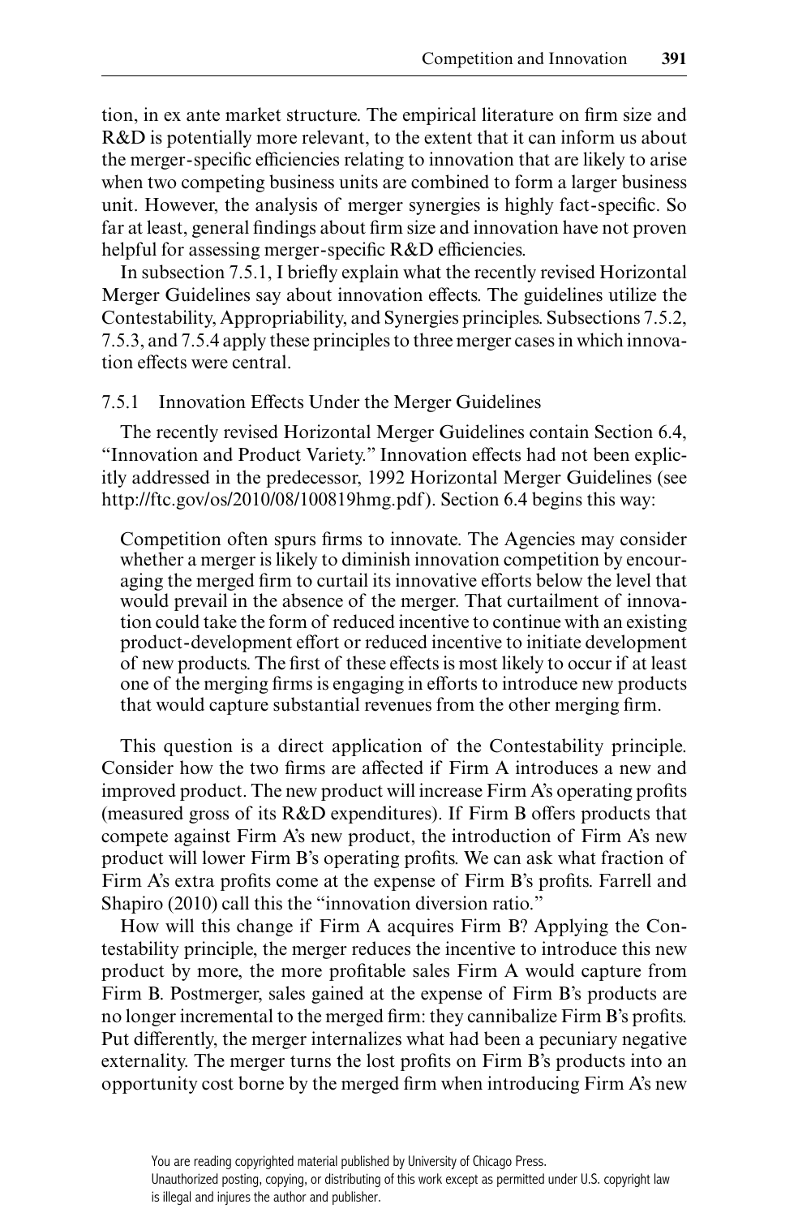tion, in ex ante market structure. The empirical literature on firm size and R&D is potentially more relevant, to the extent that it can inform us about the merger-specific efficiencies relating to innovation that are likely to arise when two competing business units are combined to form a larger business unit. However, the analysis of merger synergies is highly fact-specific. So far at least, general findings about firm size and innovation have not proven helpful for assessing merger-specific R&D efficiencies.

In subsection 7.5.1, I briefly explain what the recently revised Horizontal Merger Guidelines say about innovation effects. The guidelines utilize the Contestability, Appropriability, and Synergies principles. Subsections 7.5.2, 7.5.3, and 7.5.4 apply these principles to three merger cases in which innovation effects were central.

### 7.5.1 Innovation Effects Under the Merger Guidelines

The recently revised Horizontal Merger Guidelines contain Section 6.4, "Innovation and Product Variety." Innovation effects had not been explicitly addressed in the predecessor, 1992 Horizontal Merger Guidelines (see http://ftc.gov/os/2010/08/100819hmg.pdf). Section 6.4 begins this way:

> Competition often spurs firms to innovate. The Agencies may consider whether a merger is likely to diminish innovation competition by encouraging the merged firm to curtail its innovative efforts below the level that would prevail in the absence of the merger. That curtailment of innovation could take the form of reduced incentive to continue with an existing product-development effort or reduced incentive to initiate development of new products. The first of these effects is most likely to occur if at least one of the merging firms is engaging in efforts to introduce new products that would capture substantial revenues from the other merging firm.

This question is a direct application of the Contestability principle. Consider how the two firms are affected if Firm A introduces a new and improved product. The new product will increase Firm A's operating profits (measured gross of its R&D expenditures). If Firm B offers products that compete against Firm A's new product, the introduction of Firm A's new product will lower Firm B's operating profits. We can ask what fraction of Firm A's extra profits come at the expense of Firm B's profits. Farrell and Shapiro (2010) call this the "innovation diversion ratio."

How will this change if Firm A acquires Firm B? Applying the Contestability principle, the merger reduces the incentive to introduce this new product by more, the more profitable sales Firm A would capture from Firm B. Postmerger, sales gained at the expense of Firm B's products are no longer incremental to the merged firm: they cannibalize Firm B's profits. Put differently, the merger internalizes what had been a pecuniary negative externality. The merger turns the lost profits on Firm B's products into an opportunity cost borne by the merged firm when introducing Firm A's new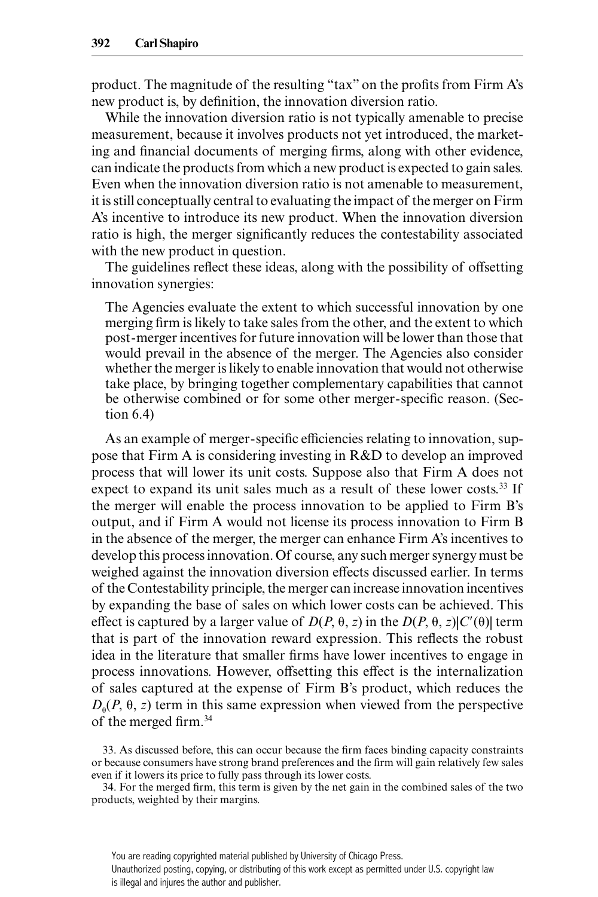product. The magnitude of the resulting "tax" on the profits from Firm A's new product is, by definition, the innovation diversion ratio.

While the innovation diversion ratio is not typically amenable to precise measurement, because it involves products not yet introduced, the marketing and financial documents of merging firms, along with other evidence, can indicate the products from which a new product is expected to gain sales. Even when the innovation diversion ratio is not amenable to measurement, it is still conceptually central to evaluating the impact of the merger on Firm A's incentive to introduce its new product. When the innovation diversion ratio is high, the merger significantly reduces the contestability associated with the new product in question.

The guidelines reflect these ideas, along with the possibility of offsetting innovation synergies:

> The Agencies evaluate the extent to which successful innovation by one merging firm is likely to take sales from the other, and the extent to which post-merger incentives for future innovation will be lower than those that would prevail in the absence of the merger. The Agencies also consider whether the merger is likely to enable innovation that would not otherwise take place, by bringing together complementary capabilities that cannot be otherwise combined or for some other merger-specific reason. (Section 6.4)

As an example of merger-specific efficiencies relating to innovation, suppose that Firm A is considering investing in R&D to develop an improved process that will lower its unit costs. Suppose also that Firm A does not expect to expand its unit sales much as a result of these lower costs.[33] If the merger will enable the process innovation to be applied to Firm B's output, and if Firm A would not license its process innovation to Firm B in the absence of the merger, the merger can enhance Firm A's incentives to develop this process innovation. Of course, any such merger synergy must be weighed against the innovation diversion effects discussed earlier. In terms of the Contestability principle, the merger can increase innovation incentives by expanding the base of sales on which lower costs can be achieved. This effect is captured by a larger value of $D(P, \theta, z)$ in the $D(P, \theta, z)|C'(\theta)|$ term that is part of the innovation reward expression. This reflects the robust idea in the literature that smaller firms have lower incentives to engage in process innovations. However, offsetting this effect is the internalization of sales captured at the expense of Firm B's product, which reduces the $D_{\theta}(P, \theta, z)$ term in this same expression when viewed from the perspective of the merged firm.[34]

33. As discussed before, this can occur because the firm faces binding capacity constraints or because consumers have strong brand preferences and the firm will gain relatively few sales even if it lowers its price to fully pass through its lower costs.

34. For the merged firm, this term is given by the net gain in the combined sales of the two products, weighted by their margins.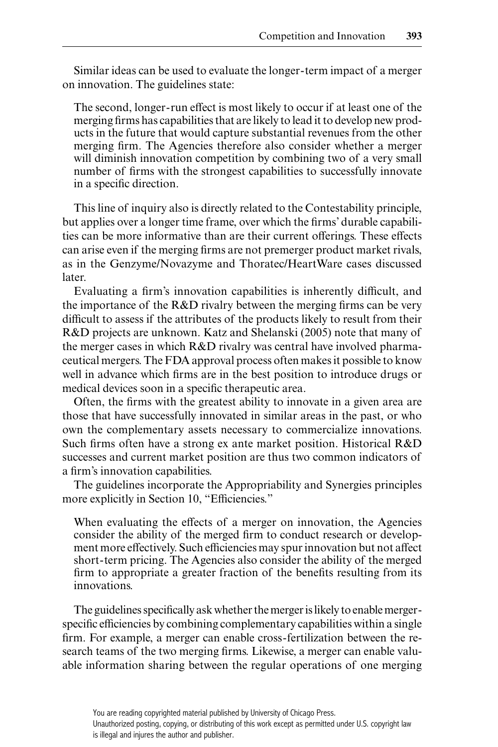Similar ideas can be used to evaluate the longer-term impact of a merger on innovation. The guidelines state:

> The second, longer-run effect is most likely to occur if at least one of the merging firms has capabilities that are likely to lead it to develop new products in the future that would capture substantial revenues from the other merging firm. The Agencies therefore also consider whether a merger will diminish innovation competition by combining two of a very small number of firms with the strongest capabilities to successfully innovate in a specific direction.

This line of inquiry also is directly related to the Contestability principle, but applies over a longer time frame, over which the firms' durable capabilities can be more informative than are their current offerings. These effects can arise even if the merging firms are not premerger product market rivals, as in the Genzyme/Novazyme and Thoratec/HeartWare cases discussed later.

Evaluating a firm's innovation capabilities is inherently difficult, and the importance of the R&D rivalry between the merging firms can be very difficult to assess if the attributes of the products likely to result from their R&D projects are unknown. Katz and Shelanski (2005) note that many of the merger cases in which R&D rivalry was central have involved pharmaceutical mergers. The FDA approval process often makes it possible to know well in advance which firms are in the best position to introduce drugs or medical devices soon in a specific therapeutic area.

Often, the firms with the greatest ability to innovate in a given area are those that have successfully innovated in similar areas in the past, or who own the complementary assets necessary to commercialize innovations. Such firms often have a strong ex ante market position. Historical R&D successes and current market position are thus two common indicators of a firm's innovation capabilities.

The guidelines incorporate the Appropriability and Synergies principles more explicitly in Section 10, "Efficiencies."

> When evaluating the effects of a merger on innovation, the Agencies consider the ability of the merged firm to conduct research or development more effectively. Such efficiencies may spur innovation but not affect short-term pricing. The Agencies also consider the ability of the merged firm to appropriate a greater fraction of the benefits resulting from its innovations.

The guidelines specifically ask whether the merger is likely to enable merger-specific efficiencies by combining complementary capabilities within a single firm. For example, a merger can enable cross-fertilization between the research teams of the two merging firms. Likewise, a merger can enable valuable information sharing between the regular operations of one merging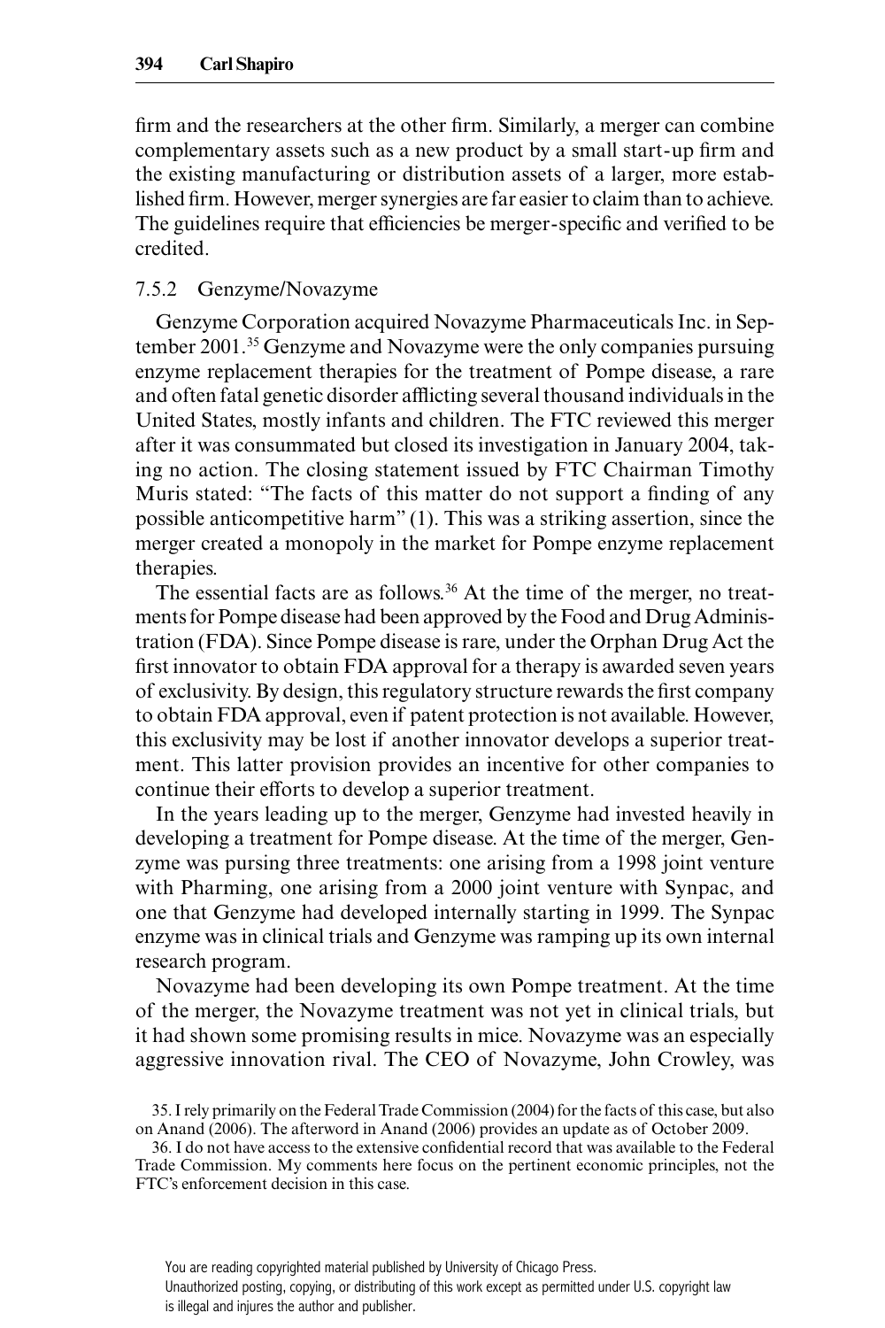firm and the researchers at the other firm. Similarly, a merger can combine complementary assets such as a new product by a small start-up firm and the existing manufacturing or distribution assets of a larger, more established firm. However, merger synergies are far easier to claim than to achieve. The guidelines require that efficiencies be merger-specific and verified to be credited.

### 7.5.2 Genzyme/Novazyme

Genzyme Corporation acquired Novazyme Pharmaceuticals Inc. in September 2001.[35] Genzyme and Novazyme were the only companies pursuing enzyme replacement therapies for the treatment of Pompe disease, a rare and often fatal genetic disorder afflicting several thousand individuals in the United States, mostly infants and children. The FTC reviewed this merger after it was consummated but closed its investigation in January 2004, taking no action. The closing statement issued by FTC Chairman Timothy Muris stated: "The facts of this matter do not support a finding of any possible anticompetitive harm" (1). This was a striking assertion, since the merger created a monopoly in the market for Pompe enzyme replacement therapies.

The essential facts are as follows.[36] At the time of the merger, no treatments for Pompe disease had been approved by the Food and Drug Administration (FDA). Since Pompe disease is rare, under the Orphan Drug Act the first innovator to obtain FDA approval for a therapy is awarded seven years of exclusivity. By design, this regulatory structure rewards the first company to obtain FDA approval, even if patent protection is not available. However, this exclusivity may be lost if another innovator develops a superior treatment. This latter provision provides an incentive for other companies to continue their efforts to develop a superior treatment.

In the years leading up to the merger, Genzyme had invested heavily in developing a treatment for Pompe disease. At the time of the merger, Genzyme was pursing three treatments: one arising from a 1998 joint venture with Pharming, one arising from a 2000 joint venture with Synpac, and one that Genzyme had developed internally starting in 1999. The Synpac enzyme was in clinical trials and Genzyme was ramping up its own internal research program.

Novazyme had been developing its own Pompe treatment. At the time of the merger, the Novazyme treatment was not yet in clinical trials, but it had shown some promising results in mice. Novazyme was an especially aggressive innovation rival. The CEO of Novazyme, John Crowley, was

35. I rely primarily on the Federal Trade Commission (2004) for the facts of this case, but also on Anand (2006). The afterword in Anand (2006) provides an update as of October 2009.

36. I do not have access to the extensive confidential record that was available to the Federal Trade Commission. My comments here focus on the pertinent economic principles, not the FTC's enforcement decision in this case.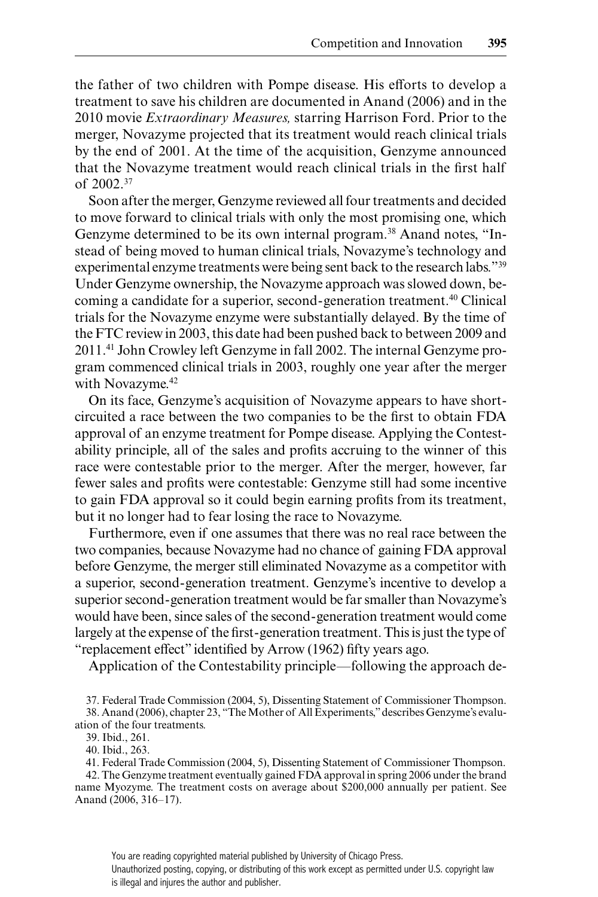the father of two children with Pompe disease. His efforts to develop a treatment to save his children are documented in Anand (2006) and in the 2010 movie *Extraordinary Measures,* starring Harrison Ford. Prior to the merger, Novazyme projected that its treatment would reach clinical trials by the end of 2001. At the time of the acquisition, Genzyme announced that the Novazyme treatment would reach clinical trials in the first half of 2002.[37]

Soon after the merger, Genzyme reviewed all four treatments and decided to move forward to clinical trials with only the most promising one, which Genzyme determined to be its own internal program.[38] Anand notes, "Instead of being moved to human clinical trials, Novazyme's technology and experimental enzyme treatments were being sent back to the research labs."[39] Under Genzyme ownership, the Novazyme approach was slowed down, becoming a candidate for a superior, second-generation treatment.[40] Clinical trials for the Novazyme enzyme were substantially delayed. By the time of the FTC review in 2003, this date had been pushed back to between 2009 and 2011.[41] John Crowley left Genzyme in fall 2002. The internal Genzyme program commenced clinical trials in 2003, roughly one year after the merger with Novazyme.[42]

On its face, Genzyme's acquisition of Novazyme appears to have short-circuited a race between the two companies to be the first to obtain FDA approval of an enzyme treatment for Pompe disease. Applying the Contestability principle, all of the sales and profits accruing to the winner of this race were contestable prior to the merger. After the merger, however, far fewer sales and profits were contestable: Genzyme still had some incentive to gain FDA approval so it could begin earning profits from its treatment, but it no longer had to fear losing the race to Novazyme.

Furthermore, even if one assumes that there was no real race between the two companies, because Novazyme had no chance of gaining FDA approval before Genzyme, the merger still eliminated Novazyme as a competitor with a superior, second-generation treatment. Genzyme's incentive to develop a superior second-generation treatment would be far smaller than Novazyme's would have been, since sales of the second-generation treatment would come largely at the expense of the first-generation treatment. This is just the type of "replacement effect" identified by Arrow (1962) fifty years ago.

Application of the Contestability principle—following the approach de-

37. Federal Trade Commission (2004, 5), Dissenting Statement of Commissioner Thompson.

38. Anand (2006), chapter 23, "The Mother of All Experiments," describes Genzyme's evaluation of the four treatments.

39. Ibid., 261.

40. Ibid., 263.

41. Federal Trade Commission (2004, 5), Dissenting Statement of Commissioner Thompson.

42. The Genzyme treatment eventually gained FDA approval in spring 2006 under the brand name Myozyme. The treatment costs on average about $200,000 annually per patient. See Anand (2006, 316–17).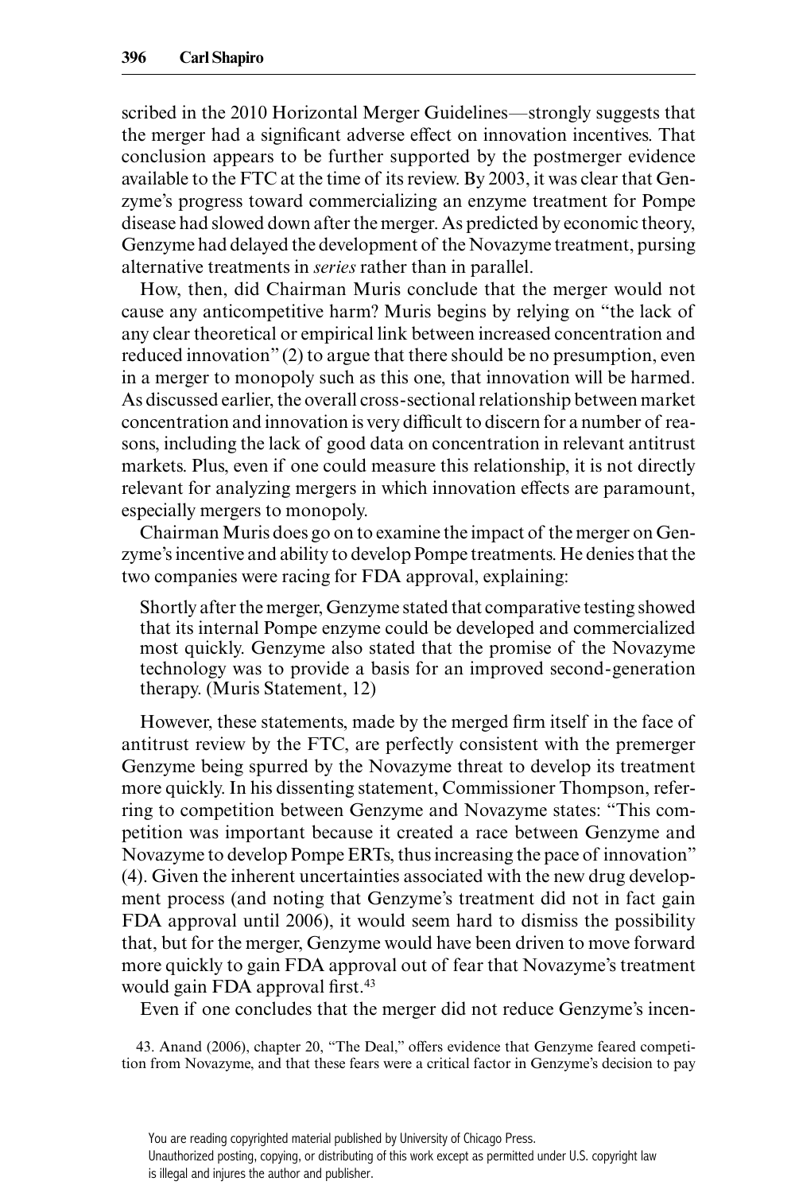scribed in the 2010 Horizontal Merger Guidelines—strongly suggests that the merger had a significant adverse effect on innovation incentives. That conclusion appears to be further supported by the postmerger evidence available to the FTC at the time of its review. By 2003, it was clear that Genzyme's progress toward commercializing an enzyme treatment for Pompe disease had slowed down after the merger. As predicted by economic theory, Genzyme had delayed the development of the Novazyme treatment, pursing alternative treatments in *series* rather than in parallel.

How, then, did Chairman Muris conclude that the merger would not cause any anticompetitive harm? Muris begins by relying on "the lack of any clear theoretical or empirical link between increased concentration and reduced innovation" (2) to argue that there should be no presumption, even in a merger to monopoly such as this one, that innovation will be harmed. As discussed earlier, the overall cross-sectional relationship between market concentration and innovation is very difficult to discern for a number of reasons, including the lack of good data on concentration in relevant antitrust markets. Plus, even if one could measure this relationship, it is not directly relevant for analyzing mergers in which innovation effects are paramount, especially mergers to monopoly.

Chairman Muris does go on to examine the impact of the merger on Genzyme's incentive and ability to develop Pompe treatments. He denies that the two companies were racing for FDA approval, explaining:

> Shortly after the merger, Genzyme stated that comparative testing showed that its internal Pompe enzyme could be developed and commercialized most quickly. Genzyme also stated that the promise of the Novazyme technology was to provide a basis for an improved second-generation therapy. (Muris Statement, 12)

However, these statements, made by the merged firm itself in the face of antitrust review by the FTC, are perfectly consistent with the premerger Genzyme being spurred by the Novazyme threat to develop its treatment more quickly. In his dissenting statement, Commissioner Thompson, referring to competition between Genzyme and Novazyme states: "This competition was important because it created a race between Genzyme and Novazyme to develop Pompe ERTs, thus increasing the pace of innovation" (4). Given the inherent uncertainties associated with the new drug development process (and noting that Genzyme's treatment did not in fact gain FDA approval until 2006), it would seem hard to dismiss the possibility that, but for the merger, Genzyme would have been driven to move forward more quickly to gain FDA approval out of fear that Novazyme's treatment would gain FDA approval first.[43]

Even if one concludes that the merger did not reduce Genzyme's incen-

43. Anand (2006), chapter 20, "The Deal," offers evidence that Genzyme feared competition from Novazyme, and that these fears were a critical factor in Genzyme's decision to pay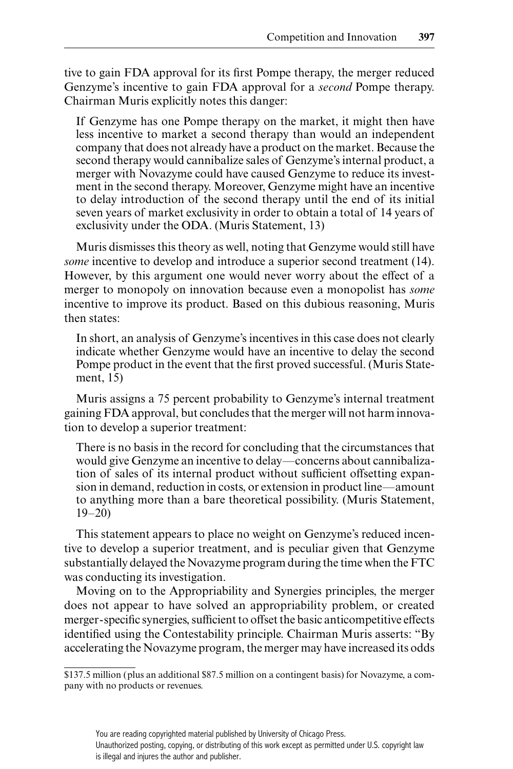tive to gain FDA approval for its first Pompe therapy, the merger reduced Genzyme's incentive to gain FDA approval for a *second* Pompe therapy. Chairman Muris explicitly notes this danger:

> If Genzyme has one Pompe therapy on the market, it might then have less incentive to market a second therapy than would an independent company that does not already have a product on the market. Because the second therapy would cannibalize sales of Genzyme's internal product, a merger with Novazyme could have caused Genzyme to reduce its investment in the second therapy. Moreover, Genzyme might have an incentive to delay introduction of the second therapy until the end of its initial seven years of market exclusivity in order to obtain a total of 14 years of exclusivity under the ODA. (Muris Statement, 13)

Muris dismisses this theory as well, noting that Genzyme would still have *some* incentive to develop and introduce a superior second treatment (14). However, by this argument one would never worry about the effect of a merger to monopoly on innovation because even a monopolist has *some* incentive to improve its product. Based on this dubious reasoning, Muris then states:

> In short, an analysis of Genzyme's incentives in this case does not clearly indicate whether Genzyme would have an incentive to delay the second Pompe product in the event that the first proved successful. (Muris Statement, 15)

Muris assigns a 75 percent probability to Genzyme's internal treatment gaining FDA approval, but concludes that the merger will not harm innovation to develop a superior treatment:

> There is no basis in the record for concluding that the circumstances that would give Genzyme an incentive to delay—concerns about cannibalization of sales of its internal product without sufficient offsetting expansion in demand, reduction in costs, or extension in product line—amount to anything more than a bare theoretical possibility. (Muris Statement, 19–20)

This statement appears to place no weight on Genzyme's reduced incentive to develop a superior treatment, and is peculiar given that Genzyme substantially delayed the Novazyme program during the time when the FTC was conducting its investigation.

Moving on to the Appropriability and Synergies principles, the merger does not appear to have solved an appropriability problem, or created merger-specific synergies, sufficient to offset the basic anticompetitive effects identified using the Contestability principle. Chairman Muris asserts: "By accelerating the Novazyme program, the merger may have increased its odds

$137.5 million (plus an additional $87.5 million on a contingent basis) for Novazyme, a company with no products or revenues.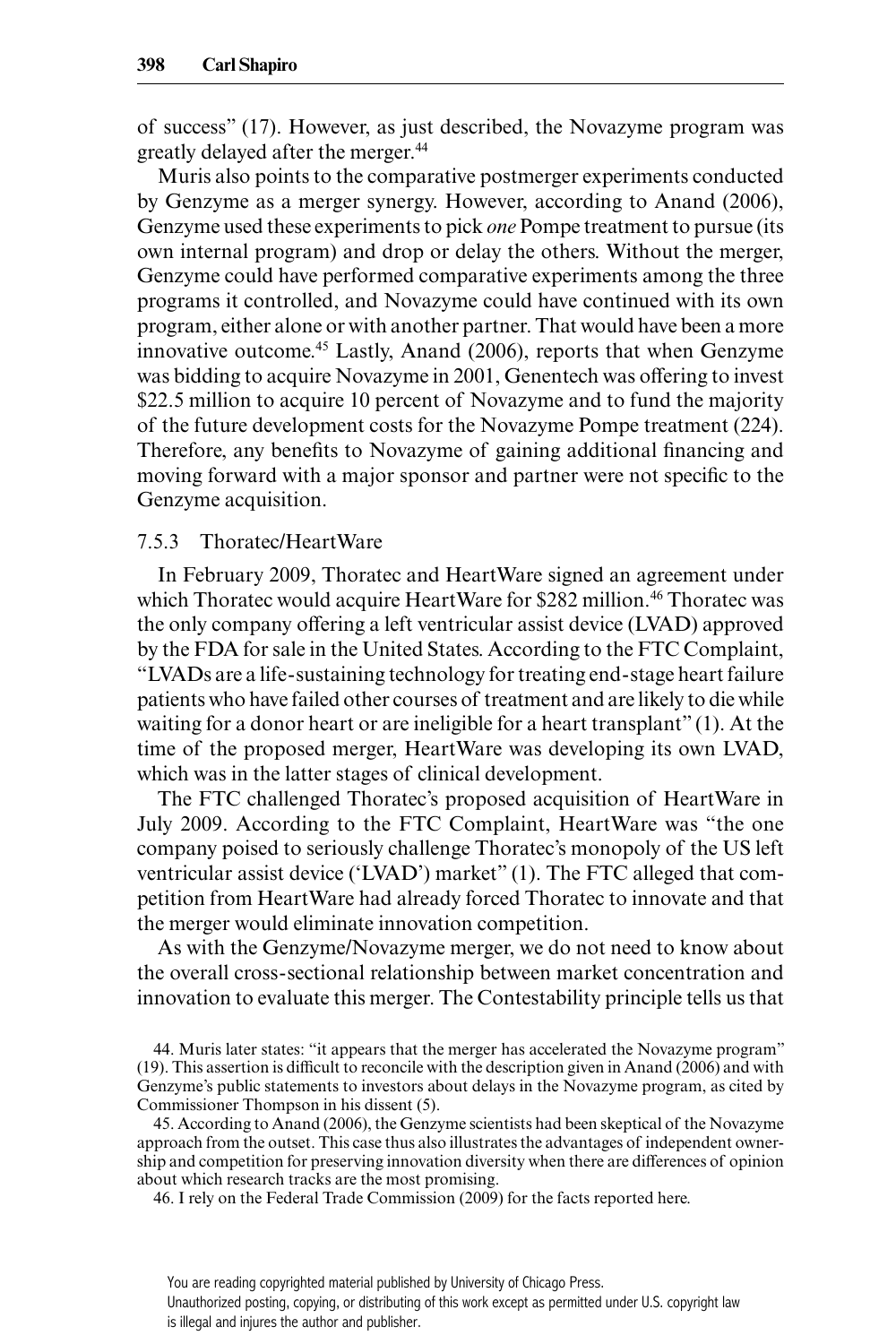of success" (17). However, as just described, the Novazyme program was greatly delayed after the merger.[44]

Muris also points to the comparative postmerger experiments conducted by Genzyme as a merger synergy. However, according to Anand (2006), Genzyme used these experiments to pick *one* Pompe treatment to pursue (its own internal program) and drop or delay the others. Without the merger, Genzyme could have performed comparative experiments among the three programs it controlled, and Novazyme could have continued with its own program, either alone or with another partner. That would have been a more innovative outcome.[45] Lastly, Anand (2006), reports that when Genzyme was bidding to acquire Novazyme in 2001, Genentech was offering to invest $22.5 million to acquire 10 percent of Novazyme and to fund the majority of the future development costs for the Novazyme Pompe treatment (224). Therefore, any benefits to Novazyme of gaining additional financing and moving forward with a major sponsor and partner were not specific to the Genzyme acquisition.

### 7.5.3 Thoratec/HeartWare

In February 2009, Thoratec and HeartWare signed an agreement under which Thoratec would acquire HeartWare for $282 million.[46] Thoratec was the only company offering a left ventricular assist device (LVAD) approved by the FDA for sale in the United States. According to the FTC Complaint, "LVADs are a life-sustaining technology for treating end-stage heart failure patients who have failed other courses of treatment and are likely to die while waiting for a donor heart or are ineligible for a heart transplant" (1). At the time of the proposed merger, HeartWare was developing its own LVAD, which was in the latter stages of clinical development.

The FTC challenged Thoratec's proposed acquisition of HeartWare in July 2009. According to the FTC Complaint, HeartWare was "the one company poised to seriously challenge Thoratec's monopoly of the US left ventricular assist device ('LVAD') market" (1). The FTC alleged that competition from HeartWare had already forced Thoratec to innovate and that the merger would eliminate innovation competition.

As with the Genzyme/Novazyme merger, we do not need to know about the overall cross-sectional relationship between market concentration and innovation to evaluate this merger. The Contestability principle tells us that

44. Muris later states: "it appears that the merger has accelerated the Novazyme program" (19). This assertion is difficult to reconcile with the description given in Anand (2006) and with Genzyme's public statements to investors about delays in the Novazyme program, as cited by Commissioner Thompson in his dissent (5).

45. According to Anand (2006), the Genzyme scientists had been skeptical of the Novazyme approach from the outset. This case thus also illustrates the advantages of independent ownership and competition for preserving innovation diversity when there are differences of opinion about which research tracks are the most promising.

46. I rely on the Federal Trade Commission (2009) for the facts reported here.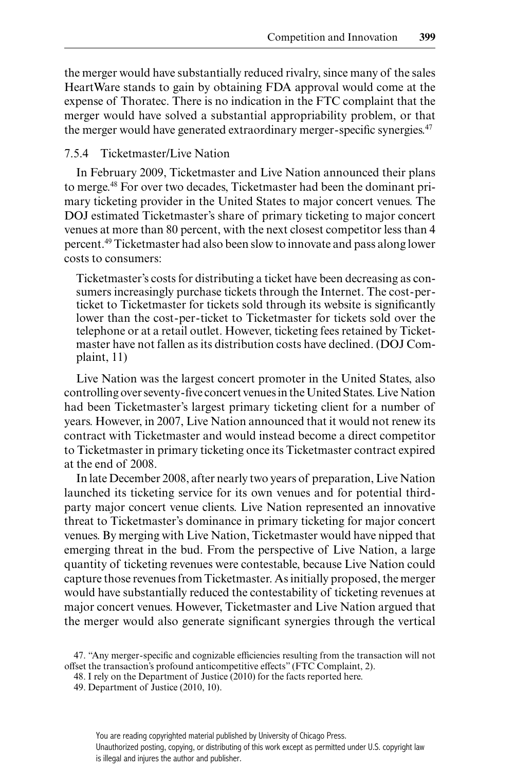the merger would have substantially reduced rivalry, since many of the sales HeartWare stands to gain by obtaining FDA approval would come at the expense of Thoratec. There is no indication in the FTC complaint that the merger would have solved a substantial appropriability problem, or that the merger would have generated extraordinary merger-specific synergies.[47]

### 7.5.4 Ticketmaster/Live Nation

In February 2009, Ticketmaster and Live Nation announced their plans to merge.[48] For over two decades, Ticketmaster had been the dominant primary ticketing provider in the United States to major concert venues. The DOJ estimated Ticketmaster's share of primary ticketing to major concert venues at more than 80 percent, with the next closest competitor less than 4 percent.[49] Ticketmaster had also been slow to innovate and pass along lower costs to consumers:

> Ticketmaster's costs for distributing a ticket have been decreasing as consumers increasingly purchase tickets through the Internet. The cost-per-ticket to Ticketmaster for tickets sold through its website is significantly lower than the cost-per-ticket to Ticketmaster for tickets sold over the telephone or at a retail outlet. However, ticketing fees retained by Ticketmaster have not fallen as its distribution costs have declined. (DOJ Complaint, 11)

Live Nation was the largest concert promoter in the United States, also controlling over seventy-five concert venues in the United States. Live Nation had been Ticketmaster's largest primary ticketing client for a number of years. However, in 2007, Live Nation announced that it would not renew its contract with Ticketmaster and would instead become a direct competitor to Ticketmaster in primary ticketing once its Ticketmaster contract expired at the end of 2008.

In late December 2008, after nearly two years of preparation, Live Nation launched its ticketing service for its own venues and for potential third-party major concert venue clients. Live Nation represented an innovative threat to Ticketmaster's dominance in primary ticketing for major concert venues. By merging with Live Nation, Ticketmaster would have nipped that emerging threat in the bud. From the perspective of Live Nation, a large quantity of ticketing revenues were contestable, because Live Nation could capture those revenues from Ticketmaster. As initially proposed, the merger would have substantially reduced the contestability of ticketing revenues at major concert venues. However, Ticketmaster and Live Nation argued that the merger would also generate significant synergies through the vertical

---

47. "Any merger-specific and cognizable efficiencies resulting from the transaction will not offset the transaction's profound anticompetitive effects" (FTC Complaint, 2).

48. I rely on the Department of Justice (2010) for the facts reported here.

49. Department of Justice (2010, 10).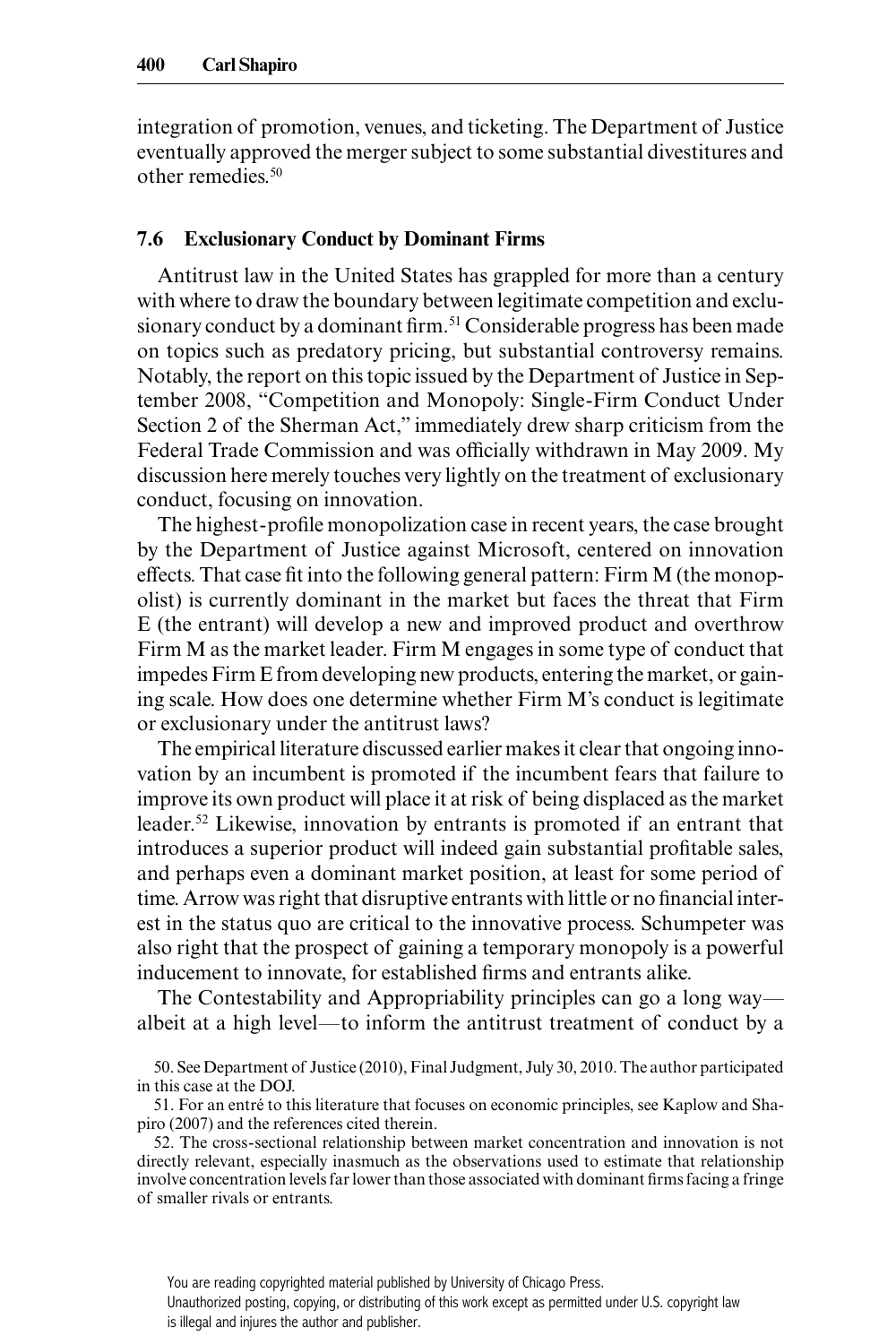integration of promotion, venues, and ticketing. The Department of Justice eventually approved the merger subject to some substantial divestitures and other remedies.[50]

### 7.6 Exclusionary Conduct by Dominant Firms

Antitrust law in the United States has grappled for more than a century with where to draw the boundary between legitimate competition and exclusionary conduct by a dominant firm.[51] Considerable progress has been made on topics such as predatory pricing, but substantial controversy remains. Notably, the report on this topic issued by the Department of Justice in September 2008, "Competition and Monopoly: Single-Firm Conduct Under Section 2 of the Sherman Act," immediately drew sharp criticism from the Federal Trade Commission and was officially withdrawn in May 2009. My discussion here merely touches very lightly on the treatment of exclusionary conduct, focusing on innovation.

The highest-profile monopolization case in recent years, the case brought by the Department of Justice against Microsoft, centered on innovation effects. That case fit into the following general pattern: Firm M (the monopolist) is currently dominant in the market but faces the threat that Firm E (the entrant) will develop a new and improved product and overthrow Firm M as the market leader. Firm M engages in some type of conduct that impedes Firm E from developing new products, entering the market, or gaining scale. How does one determine whether Firm M's conduct is legitimate or exclusionary under the antitrust laws?

The empirical literature discussed earlier makes it clear that ongoing innovation by an incumbent is promoted if the incumbent fears that failure to improve its own product will place it at risk of being displaced as the market leader.[52] Likewise, innovation by entrants is promoted if an entrant that introduces a superior product will indeed gain substantial profitable sales, and perhaps even a dominant market position, at least for some period of time. Arrow was right that disruptive entrants with little or no financial interest in the status quo are critical to the innovative process. Schumpeter was also right that the prospect of gaining a temporary monopoly is a powerful inducement to innovate, for established firms and entrants alike.

The Contestability and Appropriability principles can go a long way—albeit at a high level—to inform the antitrust treatment of conduct by a

50. See Department of Justice (2010), Final Judgment, July 30, 2010. The author participated in this case at the DOJ.

51. For an entré to this literature that focuses on economic principles, see Kaplow and Shapiro (2007) and the references cited therein.

52. The cross-sectional relationship between market concentration and innovation is not directly relevant, especially inasmuch as the observations used to estimate that relationship involve concentration levels far lower than those associated with dominant firms facing a fringe of smaller rivals or entrants.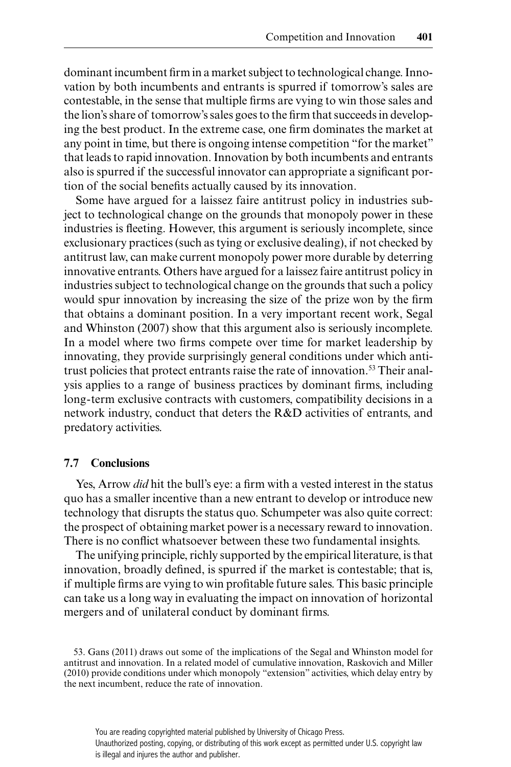dominant incumbent firm in a market subject to technological change. Innovation by both incumbents and entrants is spurred if tomorrow's sales are contestable, in the sense that multiple firms are vying to win those sales and the lion's share of tomorrow's sales goes to the firm that succeeds in developing the best product. In the extreme case, one firm dominates the market at any point in time, but there is ongoing intense competition "for the market" that leads to rapid innovation. Innovation by both incumbents and entrants also is spurred if the successful innovator can appropriate a significant portion of the social benefits actually caused by its innovation.

Some have argued for a laissez faire antitrust policy in industries subject to technological change on the grounds that monopoly power in these industries is fleeting. However, this argument is seriously incomplete, since exclusionary practices (such as tying or exclusive dealing), if not checked by antitrust law, can make current monopoly power more durable by deterring innovative entrants. Others have argued for a laissez faire antitrust policy in industries subject to technological change on the grounds that such a policy would spur innovation by increasing the size of the prize won by the firm that obtains a dominant position. In a very important recent work, Segal and Whinston (2007) show that this argument also is seriously incomplete. In a model where two firms compete over time for market leadership by innovating, they provide surprisingly general conditions under which antitrust policies that protect entrants raise the rate of innovation.[53] Their analysis applies to a range of business practices by dominant firms, including long-term exclusive contracts with customers, compatibility decisions in a network industry, conduct that deters the R&D activities of entrants, and predatory activities.

## 7.7 Conclusions

Yes, Arrow *did* hit the bull's eye: a firm with a vested interest in the status quo has a smaller incentive than a new entrant to develop or introduce new technology that disrupts the status quo. Schumpeter was also quite correct: the prospect of obtaining market power is a necessary reward to innovation. There is no conflict whatsoever between these two fundamental insights.

The unifying principle, richly supported by the empirical literature, is that innovation, broadly defined, is spurred if the market is contestable; that is, if multiple firms are vying to win profitable future sales. This basic principle can take us a long way in evaluating the impact on innovation of horizontal mergers and of unilateral conduct by dominant firms.

53. Gans (2011) draws out some of the implications of the Segal and Whinston model for antitrust and innovation. In a related model of cumulative innovation, Raskovich and Miller (2010) provide conditions under which monopoly "extension" activities, which delay entry by the next incumbent, reduce the rate of innovation.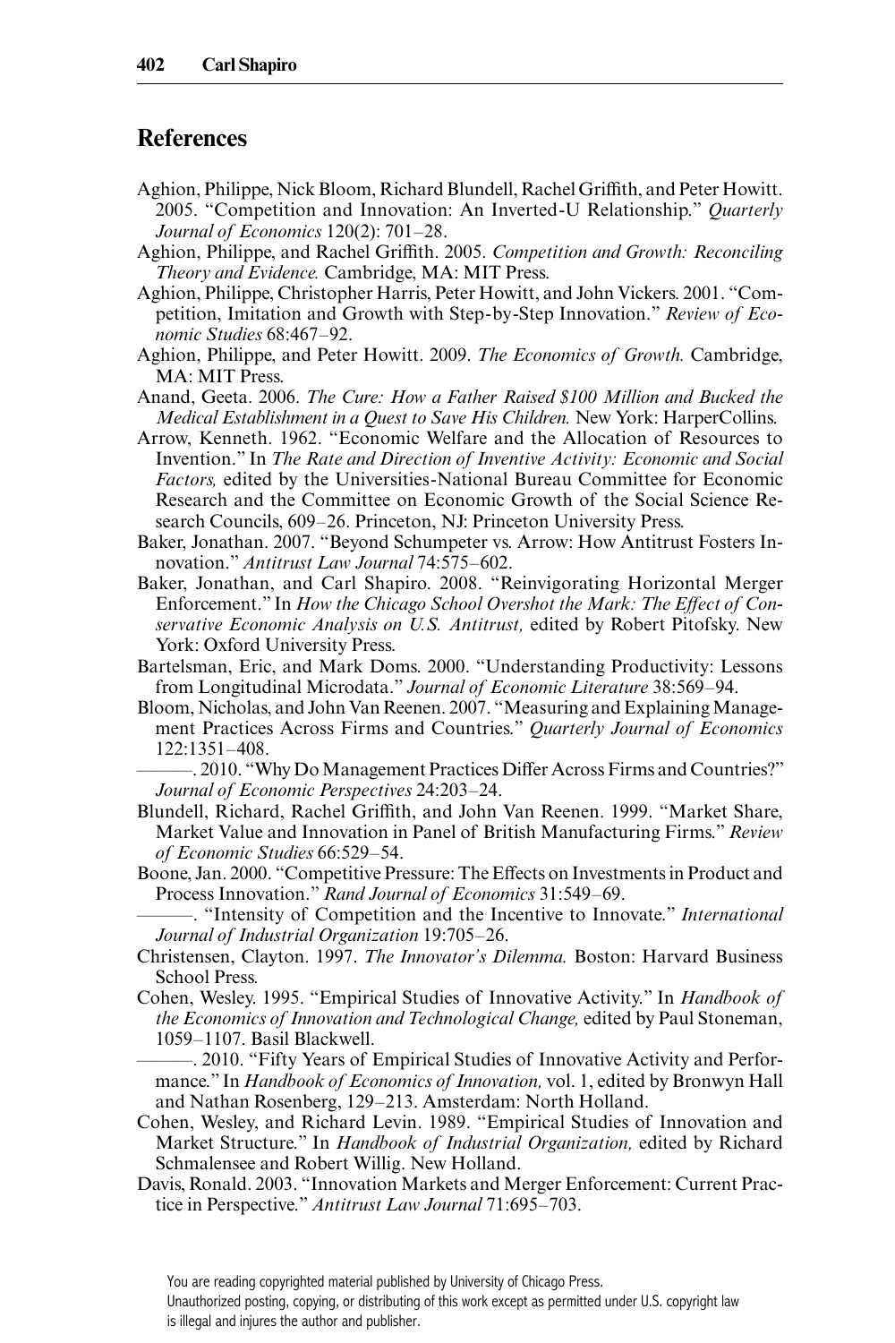## References

Aghion, Philippe, Nick Bloom, Richard Blundell, Rachel Griffith, and Peter Howitt. 2005. "Competition and Innovation: An Inverted-U Relationship." *Quarterly Journal of Economics* 120(2): 701–28.

Aghion, Philippe, and Rachel Griffith. 2005. *Competition and Growth: Reconciling Theory and Evidence.* Cambridge, MA: MIT Press.

Aghion, Philippe, Christopher Harris, Peter Howitt, and John Vickers. 2001. "Competition, Imitation and Growth with Step-by-Step Innovation." *Review of Economic Studies* 68:467–92.

Aghion, Philippe, and Peter Howitt. 2009. *The Economics of Growth.* Cambridge, MA: MIT Press.

Anand, Geeta. 2006. *The Cure: How a Father Raised $100 Million and Bucked the Medical Establishment in a Quest to Save His Children.* New York: HarperCollins.

Arrow, Kenneth. 1962. "Economic Welfare and the Allocation of Resources to Invention." In *The Rate and Direction of Inventive Activity: Economic and Social Factors,* edited by the Universities-National Bureau Committee for Economic Research and the Committee on Economic Growth of the Social Science Research Councils, 609–26. Princeton, NJ: Princeton University Press.

Baker, Jonathan. 2007. "Beyond Schumpeter vs. Arrow: How Antitrust Fosters Innovation." *Antitrust Law Journal* 74:575–602.

Baker, Jonathan, and Carl Shapiro. 2008. "Reinvigorating Horizontal Merger Enforcement." In *How the Chicago School Overshot the Mark: The Effect of Conservative Economic Analysis on U.S. Antitrust,* edited by Robert Pitofsky. New York: Oxford University Press.

Bartelsman, Eric, and Mark Doms. 2000. "Understanding Productivity: Lessons from Longitudinal Microdata." *Journal of Economic Literature* 38:569–94.

Bloom, Nicholas, and John Van Reenen. 2007. "Measuring and Explaining Management Practices Across Firms and Countries." *Quarterly Journal of Economics* 122:1351–408.

———. 2010. "Why Do Management Practices Differ Across Firms and Countries?" *Journal of Economic Perspectives* 24:203–24.

Blundell, Richard, Rachel Griffith, and John Van Reenen. 1999. "Market Share, Market Value and Innovation in Panel of British Manufacturing Firms." *Review of Economic Studies* 66:529–54.

Boone, Jan. 2000. "Competitive Pressure: The Effects on Investments in Product and Process Innovation." *Rand Journal of Economics* 31:549–69.

———. "Intensity of Competition and the Incentive to Innovate." *International Journal of Industrial Organization* 19:705–26.

Christensen, Clayton. 1997. *The Innovator's Dilemma.* Boston: Harvard Business School Press.

Cohen, Wesley. 1995. "Empirical Studies of Innovative Activity." In *Handbook of the Economics of Innovation and Technological Change,* edited by Paul Stoneman, 1059–1107. Basil Blackwell.

———. 2010. "Fifty Years of Empirical Studies of Innovative Activity and Performance." In *Handbook of Economics of Innovation,* vol. 1, edited by Bronwyn Hall and Nathan Rosenberg, 129–213. Amsterdam: North Holland.

Cohen, Wesley, and Richard Levin. 1989. "Empirical Studies of Innovation and Market Structure." In *Handbook of Industrial Organization,* edited by Richard Schmalensee and Robert Willig. New Holland.

Davis, Ronald. 2003. "Innovation Markets and Merger Enforcement: Current Practice in Perspective." *Antitrust Law Journal* 71:695–703.

You are reading copyrighted material published by University of Chicago Press.
Unauthorized posting, copying, or distributing of this work except as permitted under U.S. copyright law is illegal and injures the author and publisher.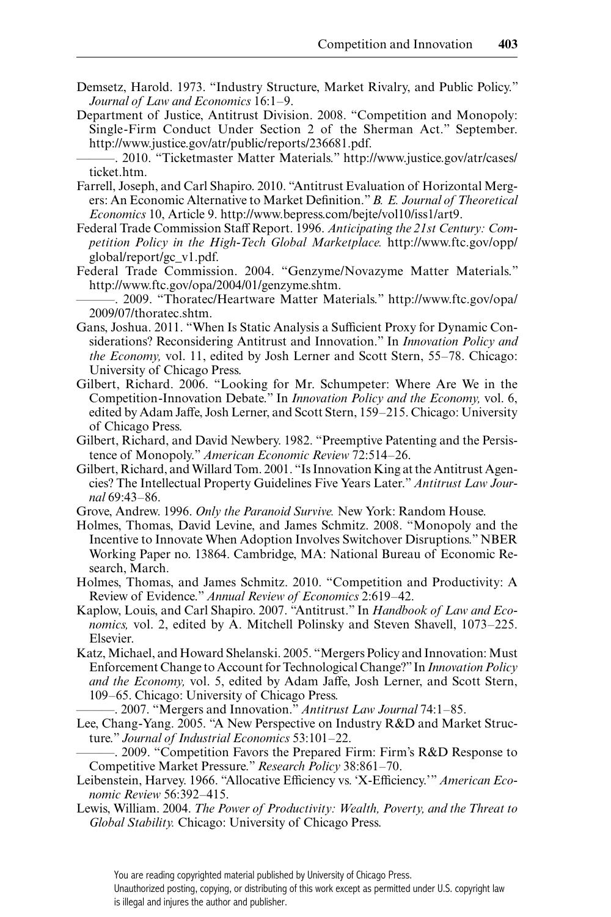Demsetz, Harold. 1973. "Industry Structure, Market Rivalry, and Public Policy." *Journal of Law and Economics* 16:1–9.

Department of Justice, Antitrust Division. 2008. "Competition and Monopoly: Single-Firm Conduct Under Section 2 of the Sherman Act." September. http://www.justice.gov/atr/public/reports/236681.pdf.

———. 2010. "Ticketmaster Matter Materials." http://www.justice.gov/atr/cases/ticket.htm.

Farrell, Joseph, and Carl Shapiro. 2010. "Antitrust Evaluation of Horizontal Mergers: An Economic Alternative to Market Definition." *B. E. Journal of Theoretical Economics* 10, Article 9. http://www.bepress.com/bejte/vol10/iss1/art9.

Federal Trade Commission Staff Report. 1996. *Anticipating the 21st Century: Competition Policy in the High-Tech Global Marketplace.* http://www.ftc.gov/opp/global/report/gc_v1.pdf.

Federal Trade Commission. 2004. "Genzyme/Novazyme Matter Materials." http://www.ftc.gov/opa/2004/01/genzyme.shtm.

———. 2009. "Thoratec/Heartware Matter Materials." http://www.ftc.gov/opa/2009/07/thoratec.shtm.

Gans, Joshua. 2011. "When Is Static Analysis a Sufficient Proxy for Dynamic Considerations? Reconsidering Antitrust and Innovation." In *Innovation Policy and the Economy,* vol. 11, edited by Josh Lerner and Scott Stern, 55–78. Chicago: University of Chicago Press.

Gilbert, Richard. 2006. "Looking for Mr. Schumpeter: Where Are We in the Competition-Innovation Debate." In *Innovation Policy and the Economy,* vol. 6, edited by Adam Jaffe, Josh Lerner, and Scott Stern, 159–215. Chicago: University of Chicago Press.

Gilbert, Richard, and David Newbery. 1982. "Preemptive Patenting and the Persistence of Monopoly." *American Economic Review* 72:514–26.

Gilbert, Richard, and Willard Tom. 2001. "Is Innovation King at the Antitrust Agencies? The Intellectual Property Guidelines Five Years Later." *Antitrust Law Journal* 69:43–86.

Grove, Andrew. 1996. *Only the Paranoid Survive.* New York: Random House.

Holmes, Thomas, David Levine, and James Schmitz. 2008. "Monopoly and the Incentive to Innovate When Adoption Involves Switchover Disruptions." NBER Working Paper no. 13864. Cambridge, MA: National Bureau of Economic Research, March.

Holmes, Thomas, and James Schmitz. 2010. "Competition and Productivity: A Review of Evidence." *Annual Review of Economics* 2:619–42.

Kaplow, Louis, and Carl Shapiro. 2007. "Antitrust." In *Handbook of Law and Economics,* vol. 2, edited by A. Mitchell Polinsky and Steven Shavell, 1073–225. Elsevier.

Katz, Michael, and Howard Shelanski. 2005. "Mergers Policy and Innovation: Must Enforcement Change to Account for Technological Change?" In *Innovation Policy and the Economy,* vol. 5, edited by Adam Jaffe, Josh Lerner, and Scott Stern, 109–65. Chicago: University of Chicago Press.

———. 2007. "Mergers and Innovation." *Antitrust Law Journal* 74:1–85.

Lee, Chang-Yang. 2005. "A New Perspective on Industry R&D and Market Structure." *Journal of Industrial Economics* 53:101–22.

———. 2009. "Competition Favors the Prepared Firm: Firm's R&D Response to Competitive Market Pressure." *Research Policy* 38:861–70.

Leibenstein, Harvey. 1966. "Allocative Efficiency vs. 'X-Efficiency.'" *American Economic Review* 56:392–415.

Lewis, William. 2004. *The Power of Productivity: Wealth, Poverty, and the Threat to Global Stability.* Chicago: University of Chicago Press.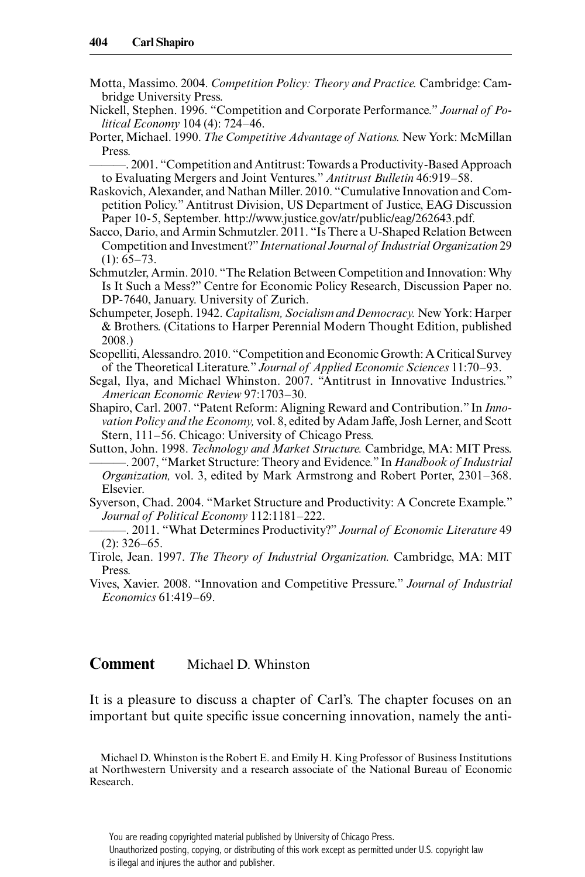Motta, Massimo. 2004. *Competition Policy: Theory and Practice.* Cambridge: Cambridge University Press.

Nickell, Stephen. 1996. "Competition and Corporate Performance." *Journal of Political Economy* 104 (4): 724–46.

Porter, Michael. 1990. *The Competitive Advantage of Nations.* New York: McMillan Press.

———. 2001. "Competition and Antitrust: Towards a Productivity-Based Approach to Evaluating Mergers and Joint Ventures." *Antitrust Bulletin* 46:919–58.

Raskovich, Alexander, and Nathan Miller. 2010. "Cumulative Innovation and Competition Policy." Antitrust Division, US Department of Justice, EAG Discussion Paper 10-5, September. http://www.justice.gov/atr/public/eag/262643.pdf.

Sacco, Dario, and Armin Schmutzler. 2011. "Is There a U-Shaped Relation Between Competition and Investment?" *International Journal of Industrial Organization* 29 (1): 65–73.

Schmutzler, Armin. 2010. "The Relation Between Competition and Innovation: Why Is It Such a Mess?" Centre for Economic Policy Research, Discussion Paper no. DP-7640, January. University of Zurich.

Schumpeter, Joseph. 1942. *Capitalism, Socialism and Democracy.* New York: Harper & Brothers. (Citations to Harper Perennial Modern Thought Edition, published 2008.)

Scopelliti, Alessandro. 2010. "Competition and Economic Growth: A Critical Survey of the Theoretical Literature." *Journal of Applied Economic Sciences* 11:70–93.

Segal, Ilya, and Michael Whinston. 2007. "Antitrust in Innovative Industries." *American Economic Review* 97:1703–30.

Shapiro, Carl. 2007. "Patent Reform: Aligning Reward and Contribution." In *Innovation Policy and the Economy,* vol. 8, edited by Adam Jaffe, Josh Lerner, and Scott Stern, 111–56. Chicago: University of Chicago Press.

Sutton, John. 1998. *Technology and Market Structure.* Cambridge, MA: MIT Press.

———. 2007, "Market Structure: Theory and Evidence." In *Handbook of Industrial Organization,* vol. 3, edited by Mark Armstrong and Robert Porter, 2301–368. Elsevier.

Syverson, Chad. 2004. "Market Structure and Productivity: A Concrete Example." *Journal of Political Economy* 112:1181–222.

———. 2011. "What Determines Productivity?" *Journal of Economic Literature* 49 (2): 326–65.

Tirole, Jean. 1997. *The Theory of Industrial Organization.* Cambridge, MA: MIT Press.

Vives, Xavier. 2008. "Innovation and Competitive Pressure." *Journal of Industrial Economics* 61:419–69.

## Comment Michael D. Whinston

It is a pleasure to discuss a chapter of Carl's. The chapter focuses on an important but quite specific issue concerning innovation, namely the anti-

Michael D. Whinston is the Robert E. and Emily H. King Professor of Business Institutions at Northwestern University and a research associate of the National Bureau of Economic Research.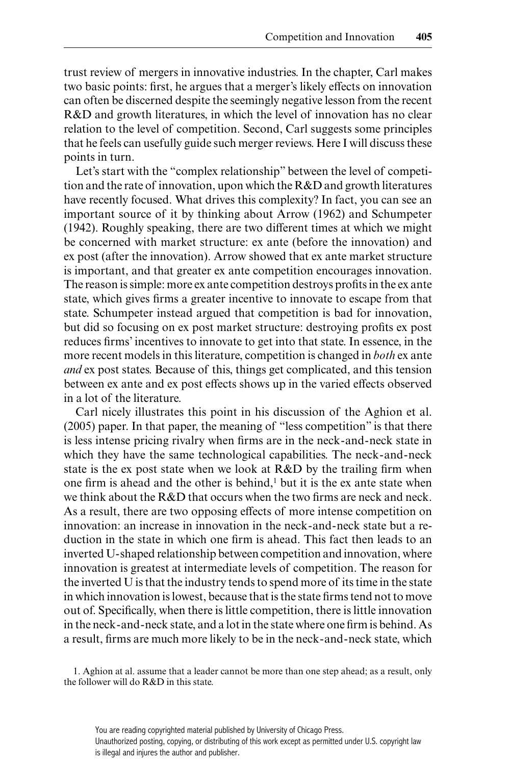trust review of mergers in innovative industries. In the chapter, Carl makes two basic points: first, he argues that a merger's likely effects on innovation can often be discerned despite the seemingly negative lesson from the recent R&D and growth literatures, in which the level of innovation has no clear relation to the level of competition. Second, Carl suggests some principles that he feels can usefully guide such merger reviews. Here I will discuss these points in turn.

Let's start with the "complex relationship" between the level of competition and the rate of innovation, upon which the R&D and growth literatures have recently focused. What drives this complexity? In fact, you can see an important source of it by thinking about Arrow (1962) and Schumpeter (1942). Roughly speaking, there are two different times at which we might be concerned with market structure: ex ante (before the innovation) and ex post (after the innovation). Arrow showed that ex ante market structure is important, and that greater ex ante competition encourages innovation. The reason is simple: more ex ante competition destroys profits in the ex ante state, which gives firms a greater incentive to innovate to escape from that state. Schumpeter instead argued that competition is bad for innovation, but did so focusing on ex post market structure: destroying profits ex post reduces firms' incentives to innovate to get into that state. In essence, in the more recent models in this literature, competition is changed in *both* ex ante *and* ex post states. Because of this, things get complicated, and this tension between ex ante and ex post effects shows up in the varied effects observed in a lot of the literature.

Carl nicely illustrates this point in his discussion of the Aghion et al. (2005) paper. In that paper, the meaning of "less competition" is that there is less intense pricing rivalry when firms are in the neck-and-neck state in which they have the same technological capabilities. The neck-and-neck state is the ex post state when we look at R&D by the trailing firm when one firm is ahead and the other is behind,[1] but it is the ex ante state when we think about the R&D that occurs when the two firms are neck and neck. As a result, there are two opposing effects of more intense competition on innovation: an increase in innovation in the neck-and-neck state but a reduction in the state in which one firm is ahead. This fact then leads to an inverted U-shaped relationship between competition and innovation, where innovation is greatest at intermediate levels of competition. The reason for the inverted U is that the industry tends to spend more of its time in the state in which innovation is lowest, because that is the state firms tend not to move out of. Specifically, when there is little competition, there is little innovation in the neck-and-neck state, and a lot in the state where one firm is behind. As a result, firms are much more likely to be in the neck-and-neck state, which

1. Aghion at al. assume that a leader cannot be more than one step ahead; as a result, only the follower will do R&D in this state.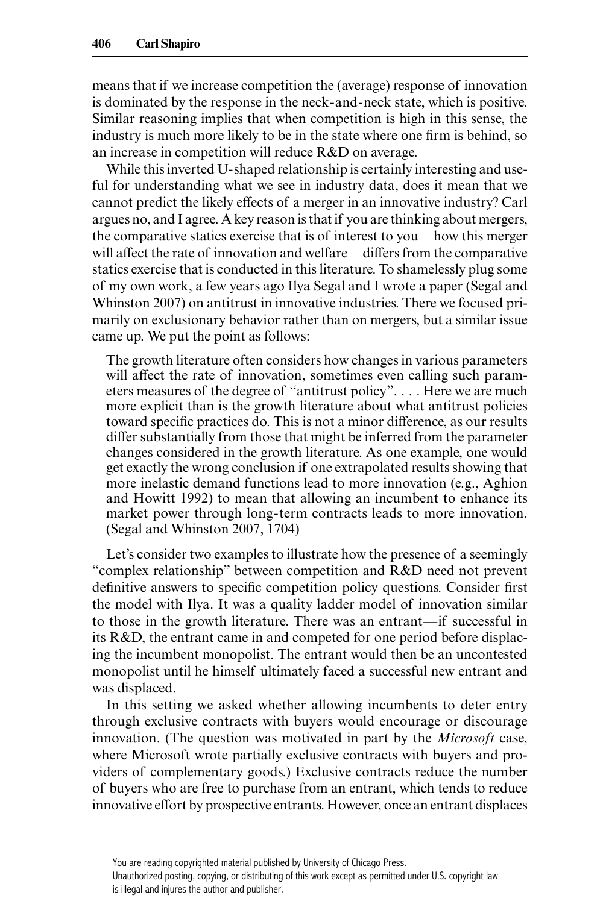means that if we increase competition the (average) response of innovation is dominated by the response in the neck-and-neck state, which is positive. Similar reasoning implies that when competition is high in this sense, the industry is much more likely to be in the state where one firm is behind, so an increase in competition will reduce R&D on average.

While this inverted U-shaped relationship is certainly interesting and useful for understanding what we see in industry data, does it mean that we cannot predict the likely effects of a merger in an innovative industry? Carl argues no, and I agree. A key reason is that if you are thinking about mergers, the comparative statics exercise that is of interest to you—how this merger will affect the rate of innovation and welfare—differs from the comparative statics exercise that is conducted in this literature. To shamelessly plug some of my own work, a few years ago Ilya Segal and I wrote a paper (Segal and Whinston 2007) on antitrust in innovative industries. There we focused primarily on exclusionary behavior rather than on mergers, but a similar issue came up. We put the point as follows:

> The growth literature often considers how changes in various parameters will affect the rate of innovation, sometimes even calling such parameters measures of the degree of "antitrust policy". . . . Here we are much more explicit than is the growth literature about what antitrust policies toward specific practices do. This is not a minor difference, as our results differ substantially from those that might be inferred from the parameter changes considered in the growth literature. As one example, one would get exactly the wrong conclusion if one extrapolated results showing that more inelastic demand functions lead to more innovation (e.g., Aghion and Howitt 1992) to mean that allowing an incumbent to enhance its market power through long-term contracts leads to more innovation. (Segal and Whinston 2007, 1704)

Let's consider two examples to illustrate how the presence of a seemingly "complex relationship" between competition and R&D need not prevent definitive answers to specific competition policy questions. Consider first the model with Ilya. It was a quality ladder model of innovation similar to those in the growth literature. There was an entrant—if successful in its R&D, the entrant came in and competed for one period before displacing the incumbent monopolist. The entrant would then be an uncontested monopolist until he himself ultimately faced a successful new entrant and was displaced.

In this setting we asked whether allowing incumbents to deter entry through exclusive contracts with buyers would encourage or discourage innovation. (The question was motivated in part by the *Microsoft* case, where Microsoft wrote partially exclusive contracts with buyers and providers of complementary goods.) Exclusive contracts reduce the number of buyers who are free to purchase from an entrant, which tends to reduce innovative effort by prospective entrants. However, once an entrant displaces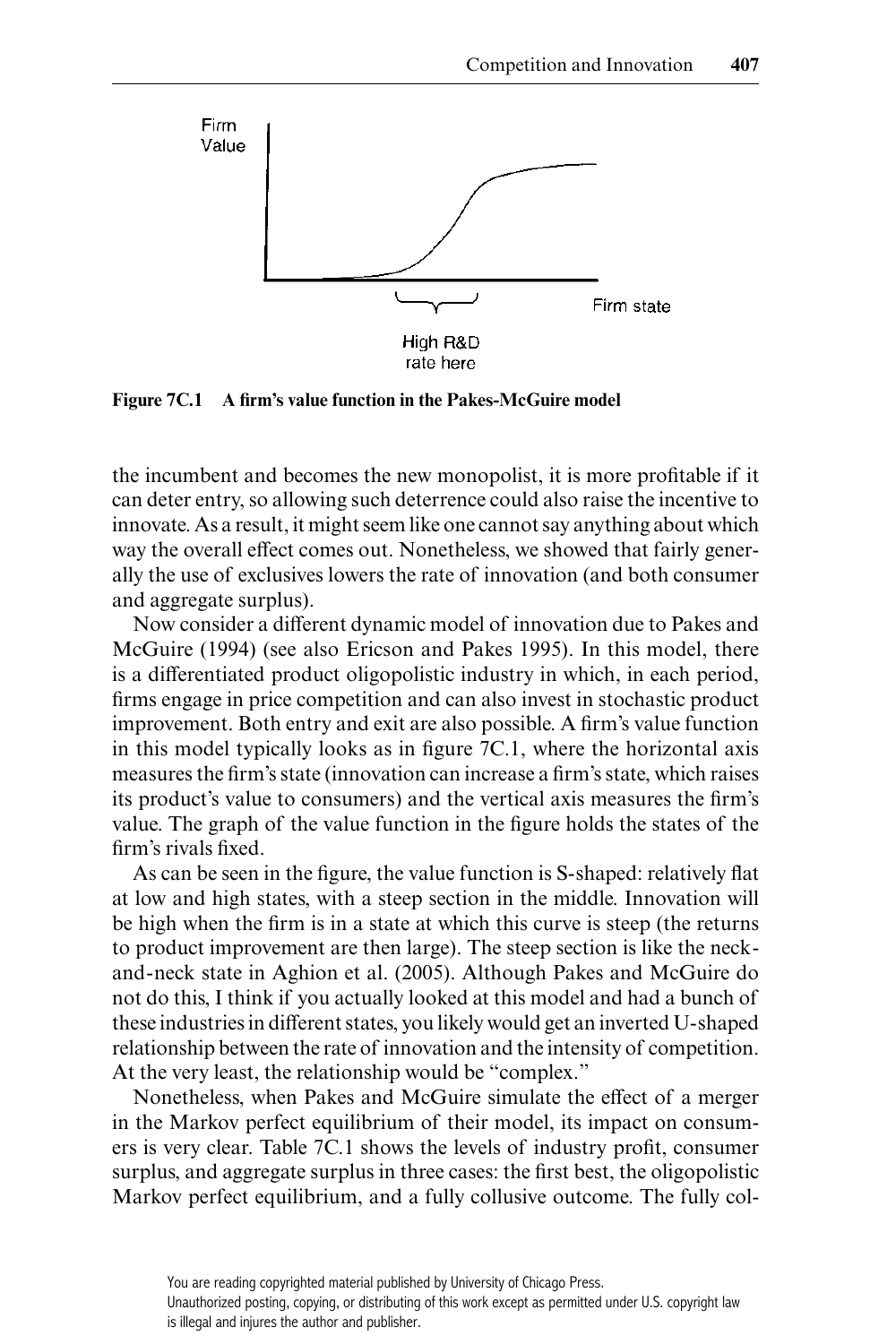Firm Value

Firm state

High R&D rate here

**Figure 7C.1 A firm's value function in the Pakes-McGuire model**

the incumbent and becomes the new monopolist, it is more profitable if it can deter entry, so allowing such deterrence could also raise the incentive to innovate. As a result, it might seem like one cannot say anything about which way the overall effect comes out. Nonetheless, we showed that fairly generally the use of exclusives lowers the rate of innovation (and both consumer and aggregate surplus).

Now consider a different dynamic model of innovation due to Pakes and McGuire (1994) (see also Ericson and Pakes 1995). In this model, there is a differentiated product oligopolistic industry in which, in each period, firms engage in price competition and can also invest in stochastic product improvement. Both entry and exit are also possible. A firm's value function in this model typically looks as in figure 7C.1, where the horizontal axis measures the firm's state (innovation can increase a firm's state, which raises its product's value to consumers) and the vertical axis measures the firm's value. The graph of the value function in the figure holds the states of the firm's rivals fixed.

As can be seen in the figure, the value function is S-shaped: relatively flat at low and high states, with a steep section in the middle. Innovation will be high when the firm is in a state at which this curve is steep (the returns to product improvement are then large). The steep section is like the neck-and-neck state in Aghion et al. (2005). Although Pakes and McGuire do not do this, I think if you actually looked at this model and had a bunch of these industries in different states, you likely would get an inverted U-shaped relationship between the rate of innovation and the intensity of competition. At the very least, the relationship would be "complex."

Nonetheless, when Pakes and McGuire simulate the effect of a merger in the Markov perfect equilibrium of their model, its impact on consumers is very clear. Table 7C.1 shows the levels of industry profit, consumer surplus, and aggregate surplus in three cases: the first best, the oligopolistic Markov perfect equilibrium, and a fully collusive outcome. The fully col-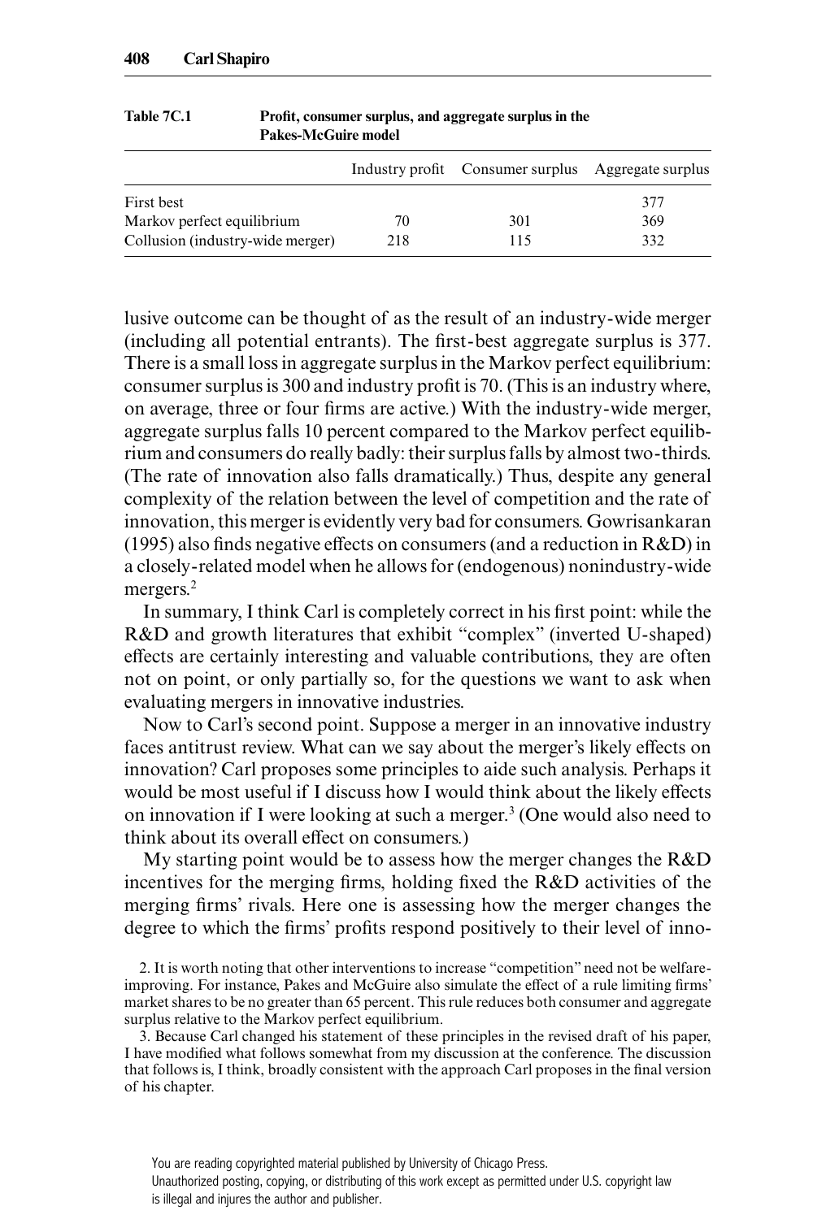Table 7C.1 Profit, consumer surplus, and aggregate surplus in the Pakes-McGuire model

| | Industry profit | Consumer surplus | Aggregate surplus |
|---|---|---|---|
| First best | | | 377 |
| Markov perfect equilibrium | 70 | 301 | 369 |
| Collusion (industry-wide merger) | 218 | 115 | 332 |

lusive outcome can be thought of as the result of an industry-wide merger (including all potential entrants). The first-best aggregate surplus is 377. There is a small loss in aggregate surplus in the Markov perfect equilibrium: consumer surplus is 300 and industry profit is 70. (This is an industry where, on average, three or four firms are active.) With the industry-wide merger, aggregate surplus falls 10 percent compared to the Markov perfect equilibrium and consumers do really badly: their surplus falls by almost two-thirds. (The rate of innovation also falls dramatically.) Thus, despite any general complexity of the relation between the level of competition and the rate of innovation, this merger is evidently very bad for consumers. Gowrisankaran (1995) also finds negative effects on consumers (and a reduction in R&D) in a closely-related model when he allows for (endogenous) nonindustry-wide mergers.[2]

In summary, I think Carl is completely correct in his first point: while the R&D and growth literatures that exhibit "complex" (inverted U-shaped) effects are certainly interesting and valuable contributions, they are often not on point, or only partially so, for the questions we want to ask when evaluating mergers in innovative industries.

Now to Carl's second point. Suppose a merger in an innovative industry faces antitrust review. What can we say about the merger's likely effects on innovation? Carl proposes some principles to aide such analysis. Perhaps it would be most useful if I discuss how I would think about the likely effects on innovation if I were looking at such a merger.[3] (One would also need to think about its overall effect on consumers.)

My starting point would be to assess how the merger changes the R&D incentives for the merging firms, holding fixed the R&D activities of the merging firms' rivals. Here one is assessing how the merger changes the degree to which the firms' profits respond positively to their level of inno-

2. It is worth noting that other interventions to increase "competition" need not be welfare-improving. For instance, Pakes and McGuire also simulate the effect of a rule limiting firms' market shares to be no greater than 65 percent. This rule reduces both consumer and aggregate surplus relative to the Markov perfect equilibrium.

3. Because Carl changed his statement of these principles in the revised draft of his paper, I have modified what follows somewhat from my discussion at the conference. The discussion that follows is, I think, broadly consistent with the approach Carl proposes in the final version of his chapter.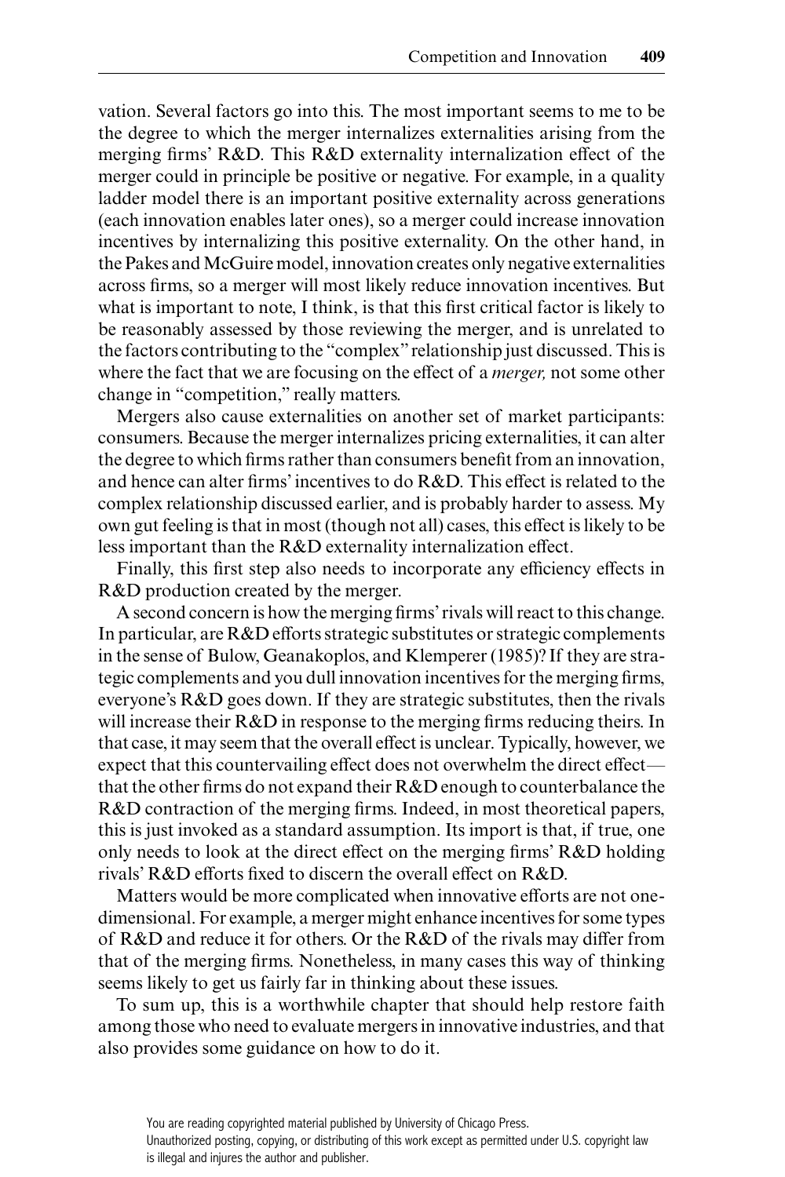vation. Several factors go into this. The most important seems to me to be the degree to which the merger internalizes externalities arising from the merging firms' R&D. This R&D externality internalization effect of the merger could in principle be positive or negative. For example, in a quality ladder model there is an important positive externality across generations (each innovation enables later ones), so a merger could increase innovation incentives by internalizing this positive externality. On the other hand, in the Pakes and McGuire model, innovation creates only negative externalities across firms, so a merger will most likely reduce innovation incentives. But what is important to note, I think, is that this first critical factor is likely to be reasonably assessed by those reviewing the merger, and is unrelated to the factors contributing to the "complex" relationship just discussed. This is where the fact that we are focusing on the effect of a *merger,* not some other change in "competition," really matters.

Mergers also cause externalities on another set of market participants: consumers. Because the merger internalizes pricing externalities, it can alter the degree to which firms rather than consumers benefit from an innovation, and hence can alter firms' incentives to do R&D. This effect is related to the complex relationship discussed earlier, and is probably harder to assess. My own gut feeling is that in most (though not all) cases, this effect is likely to be less important than the R&D externality internalization effect.

Finally, this first step also needs to incorporate any efficiency effects in R&D production created by the merger.

A second concern is how the merging firms' rivals will react to this change. In particular, are R&D efforts strategic substitutes or strategic complements in the sense of Bulow, Geanakoplos, and Klemperer (1985)? If they are strategic complements and you dull innovation incentives for the merging firms, everyone's R&D goes down. If they are strategic substitutes, then the rivals will increase their R&D in response to the merging firms reducing theirs. In that case, it may seem that the overall effect is unclear. Typically, however, we expect that this countervailing effect does not overwhelm the direct effect—that the other firms do not expand their R&D enough to counterbalance the R&D contraction of the merging firms. Indeed, in most theoretical papers, this is just invoked as a standard assumption. Its import is that, if true, one only needs to look at the direct effect on the merging firms' R&D holding rivals' R&D efforts fixed to discern the overall effect on R&D.

Matters would be more complicated when innovative efforts are not one-dimensional. For example, a merger might enhance incentives for some types of R&D and reduce it for others. Or the R&D of the rivals may differ from that of the merging firms. Nonetheless, in many cases this way of thinking seems likely to get us fairly far in thinking about these issues.

To sum up, this is a worthwhile chapter that should help restore faith among those who need to evaluate mergers in innovative industries, and that also provides some guidance on how to do it.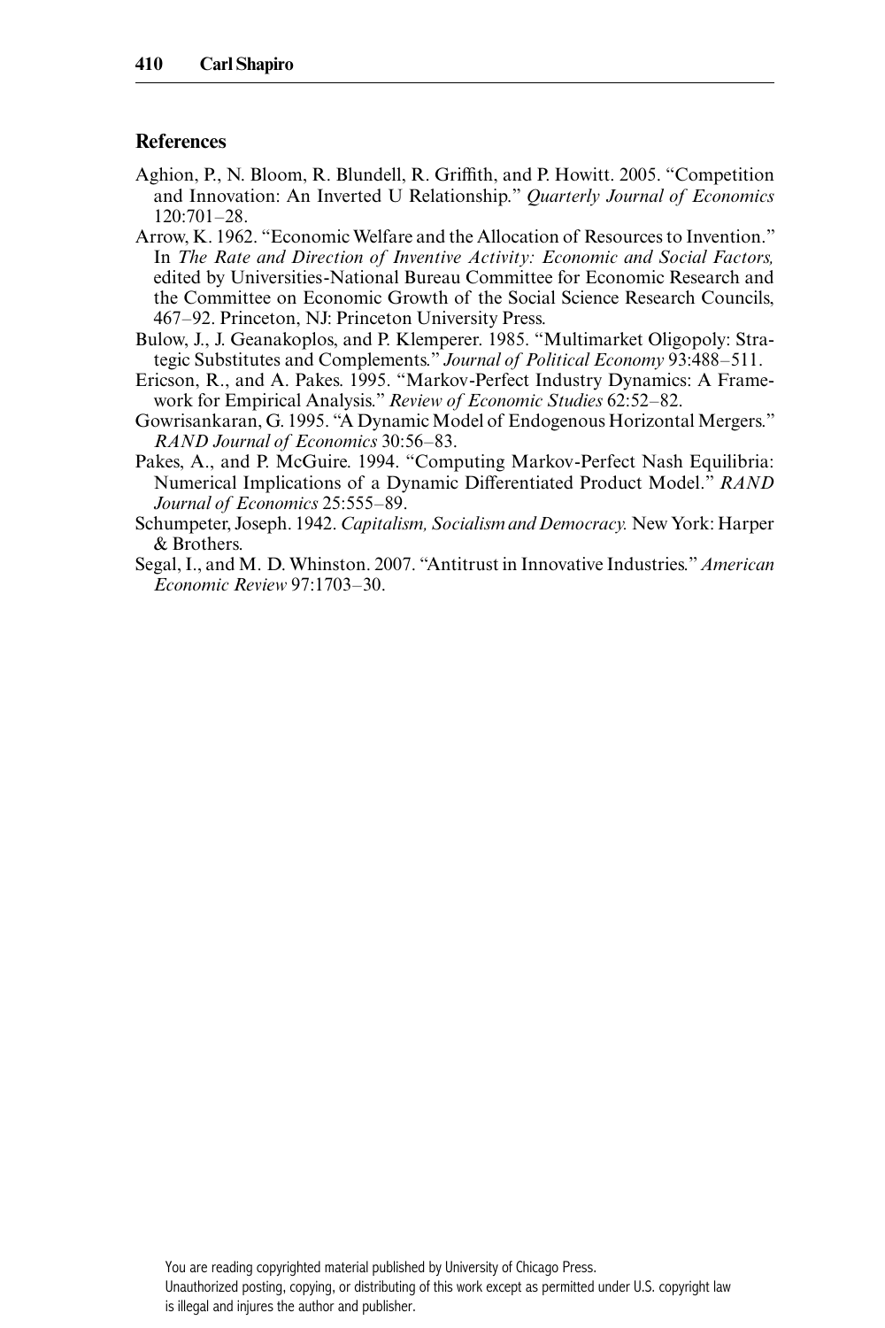## References

Aghion, P., N. Bloom, R. Blundell, R. Griffith, and P. Howitt. 2005. "Competition and Innovation: An Inverted U Relationship." *Quarterly Journal of Economics* 120:701–28.

Arrow, K. 1962. "Economic Welfare and the Allocation of Resources to Invention." In *The Rate and Direction of Inventive Activity: Economic and Social Factors,* edited by Universities-National Bureau Committee for Economic Research and the Committee on Economic Growth of the Social Science Research Councils, 467–92. Princeton, NJ: Princeton University Press.

Bulow, J., J. Geanakoplos, and P. Klemperer. 1985. "Multimarket Oligopoly: Strategic Substitutes and Complements." *Journal of Political Economy* 93:488–511.

Ericson, R., and A. Pakes. 1995. "Markov-Perfect Industry Dynamics: A Framework for Empirical Analysis." *Review of Economic Studies* 62:52–82.

Gowrisankaran, G. 1995. "A Dynamic Model of Endogenous Horizontal Mergers." *RAND Journal of Economics* 30:56–83.

Pakes, A., and P. McGuire. 1994. "Computing Markov-Perfect Nash Equilibria: Numerical Implications of a Dynamic Differentiated Product Model." *RAND Journal of Economics* 25:555–89.

Schumpeter, Joseph. 1942. *Capitalism, Socialism and Democracy.* New York: Harper & Brothers.

Segal, I., and M. D. Whinston. 2007. "Antitrust in Innovative Industries." *American Economic Review* 97:1703–30.

You are reading copyrighted material published by University of Chicago Press.
Unauthorized posting, copying, or distributing of this work except as permitted under U.S. copyright law is illegal and injures the author and publisher.